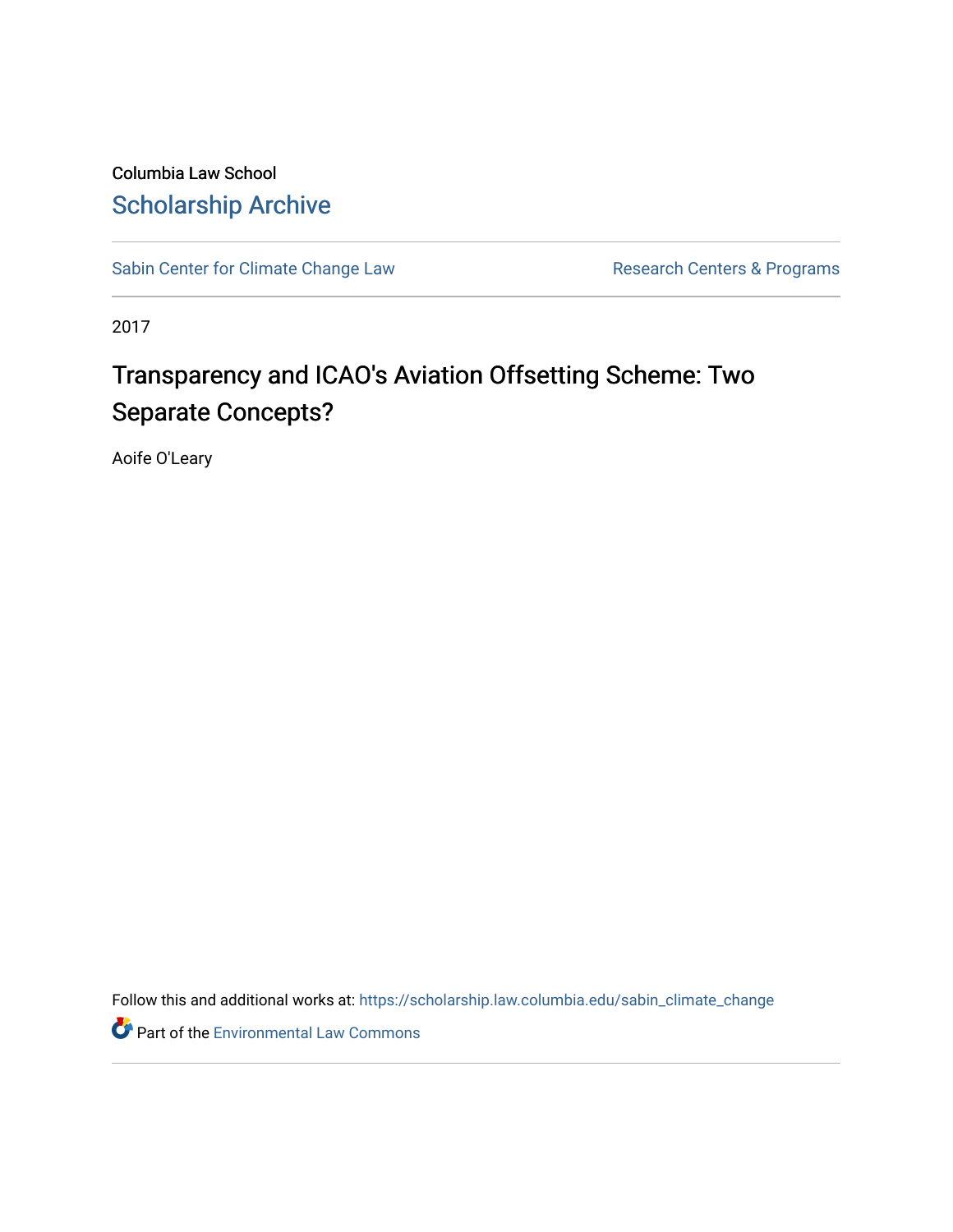Columbia Law School

# Scholarship Archive

Sabin Center for Climate Change Law

Research Centers & Programs

2017

# Transparency and ICAO's Aviation Offsetting Scheme: Two Separate Concepts?

Aoife O'Leary

Follow this and additional works at: https://scholarship.law.columbia.edu/sabin_climate_change

Part of the Environmental Law Commons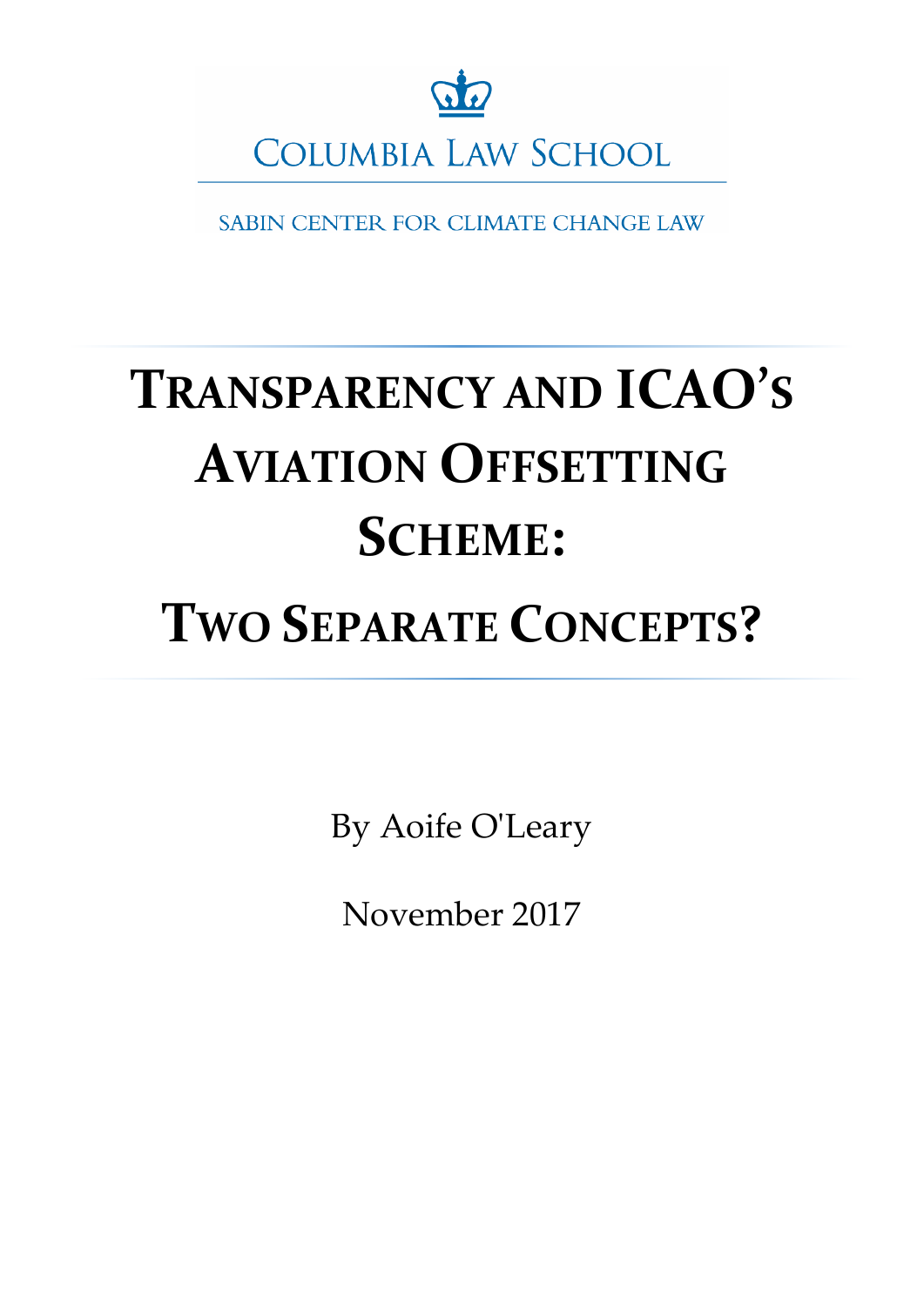COLUMBIA LAW SCHOOL

SABIN CENTER FOR CLIMATE CHANGE LAW

# TRANSPARENCY AND ICAO'S AVIATION OFFSETTING SCHEME: TWO SEPARATE CONCEPTS?

By Aoife O'Leary

November 2017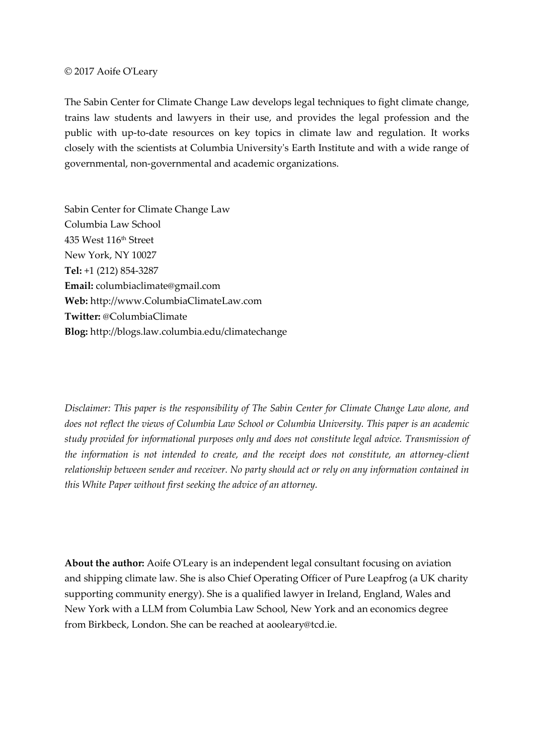© 2017 Aoife O'Leary

The Sabin Center for Climate Change Law develops legal techniques to fight climate change, trains law students and lawyers in their use, and provides the legal profession and the public with up-to-date resources on key topics in climate law and regulation. It works closely with the scientists at Columbia University's Earth Institute and with a wide range of governmental, non-governmental and academic organizations.

Sabin Center for Climate Change Law
Columbia Law School
435 West 116th Street
New York, NY 10027
**Tel:** +1 (212) 854-3287
**Email:** columbiaclimate@gmail.com
**Web:** http://www.ColumbiaClimateLaw.com
**Twitter:** @ColumbiaClimate
**Blog:** http://blogs.law.columbia.edu/climatechange

*Disclaimer: This paper is the responsibility of The Sabin Center for Climate Change Law alone, and does not reflect the views of Columbia Law School or Columbia University. This paper is an academic study provided for informational purposes only and does not constitute legal advice. Transmission of the information is not intended to create, and the receipt does not constitute, an attorney-client relationship between sender and receiver. No party should act or rely on any information contained in this White Paper without first seeking the advice of an attorney.*

**About the author:** Aoife O'Leary is an independent legal consultant focusing on aviation and shipping climate law. She is also Chief Operating Officer of Pure Leapfrog (a UK charity supporting community energy). She is a qualified lawyer in Ireland, England, Wales and New York with a LLM from Columbia Law School, New York and an economics degree from Birkbeck, London. She can be reached at aooleary@tcd.ie.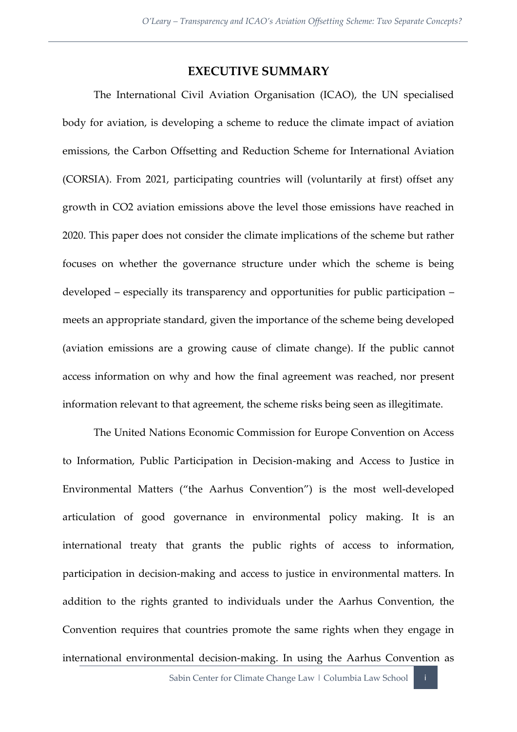# EXECUTIVE SUMMARY

The International Civil Aviation Organisation (ICAO), the UN specialised body for aviation, is developing a scheme to reduce the climate impact of aviation emissions, the Carbon Offsetting and Reduction Scheme for International Aviation (CORSIA). From 2021, participating countries will (voluntarily at first) offset any growth in $CO_2$ aviation emissions above the level those emissions have reached in 2020. This paper does not consider the climate implications of the scheme but rather focuses on whether the governance structure under which the scheme is being developed – especially its transparency and opportunities for public participation – meets an appropriate standard, given the importance of the scheme being developed (aviation emissions are a growing cause of climate change). If the public cannot access information on why and how the final agreement was reached, nor present information relevant to that agreement, the scheme risks being seen as illegitimate.

The United Nations Economic Commission for Europe Convention on Access to Information, Public Participation in Decision-making and Access to Justice in Environmental Matters ("the Aarhus Convention") is the most well-developed articulation of good governance in environmental policy making. It is an international treaty that grants the public rights of access to information, participation in decision-making and access to justice in environmental matters. In addition to the rights granted to individuals under the Aarhus Convention, the Convention requires that countries promote the same rights when they engage in international environmental decision-making. In using the Aarhus Convention as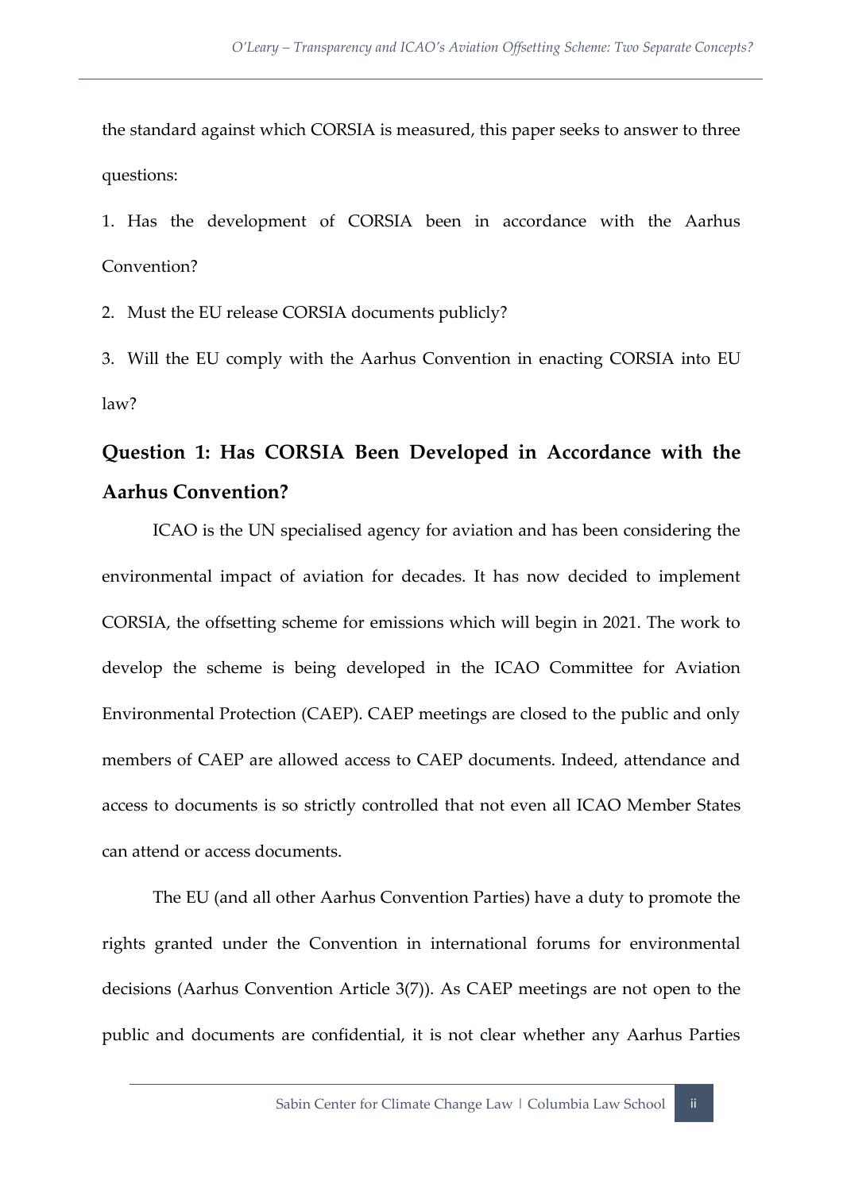the standard against which CORSIA is measured, this paper seeks to answer to three questions:

1. Has the development of CORSIA been in accordance with the Aarhus Convention?

2. Must the EU release CORSIA documents publicly?

3. Will the EU comply with the Aarhus Convention in enacting CORSIA into EU law?

## Question 1: Has CORSIA Been Developed in Accordance with the Aarhus Convention?

ICAO is the UN specialised agency for aviation and has been considering the environmental impact of aviation for decades. It has now decided to implement CORSIA, the offsetting scheme for emissions which will begin in 2021. The work to develop the scheme is being developed in the ICAO Committee for Aviation Environmental Protection (CAEP). CAEP meetings are closed to the public and only members of CAEP are allowed access to CAEP documents. Indeed, attendance and access to documents is so strictly controlled that not even all ICAO Member States can attend or access documents.

The EU (and all other Aarhus Convention Parties) have a duty to promote the rights granted under the Convention in international forums for environmental decisions (Aarhus Convention Article 3(7)). As CAEP meetings are not open to the public and documents are confidential, it is not clear whether any Aarhus Parties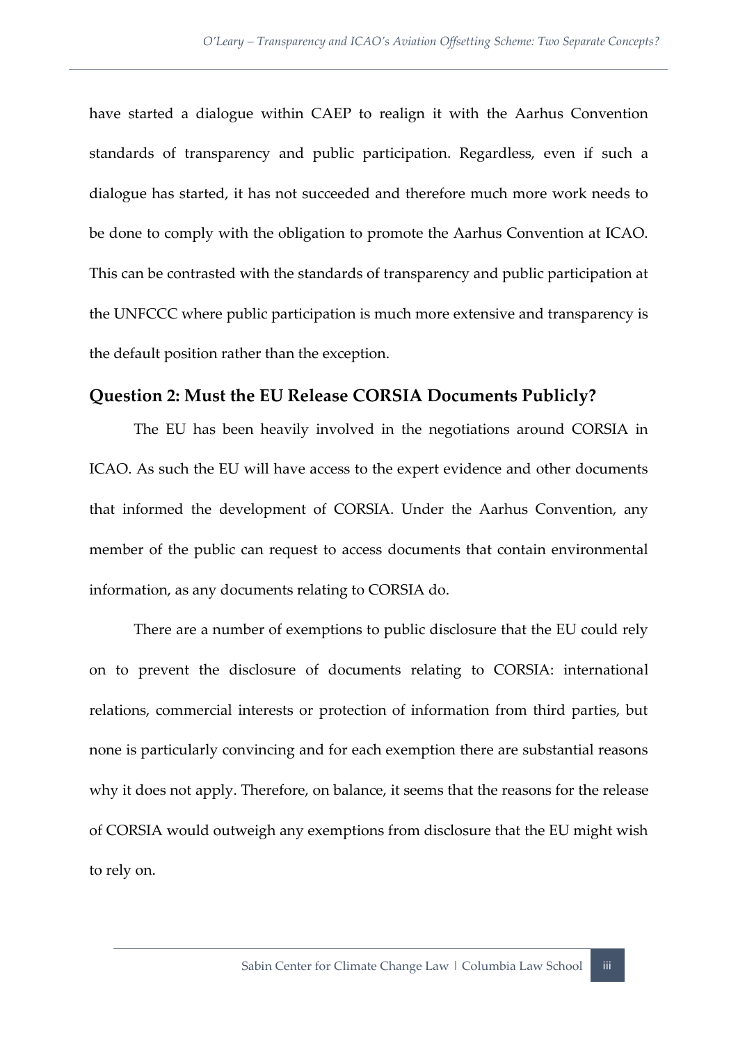have started a dialogue within CAEP to realign it with the Aarhus Convention standards of transparency and public participation. Regardless, even if such a dialogue has started, it has not succeeded and therefore much more work needs to be done to comply with the obligation to promote the Aarhus Convention at ICAO. This can be contrasted with the standards of transparency and public participation at the UNFCCC where public participation is much more extensive and transparency is the default position rather than the exception.

## Question 2: Must the EU Release CORSIA Documents Publicly?

The EU has been heavily involved in the negotiations around CORSIA in ICAO. As such the EU will have access to the expert evidence and other documents that informed the development of CORSIA. Under the Aarhus Convention, any member of the public can request to access documents that contain environmental information, as any documents relating to CORSIA do.

There are a number of exemptions to public disclosure that the EU could rely on to prevent the disclosure of documents relating to CORSIA: international relations, commercial interests or protection of information from third parties, but none is particularly convincing and for each exemption there are substantial reasons why it does not apply. Therefore, on balance, it seems that the reasons for the release of CORSIA would outweigh any exemptions from disclosure that the EU might wish to rely on.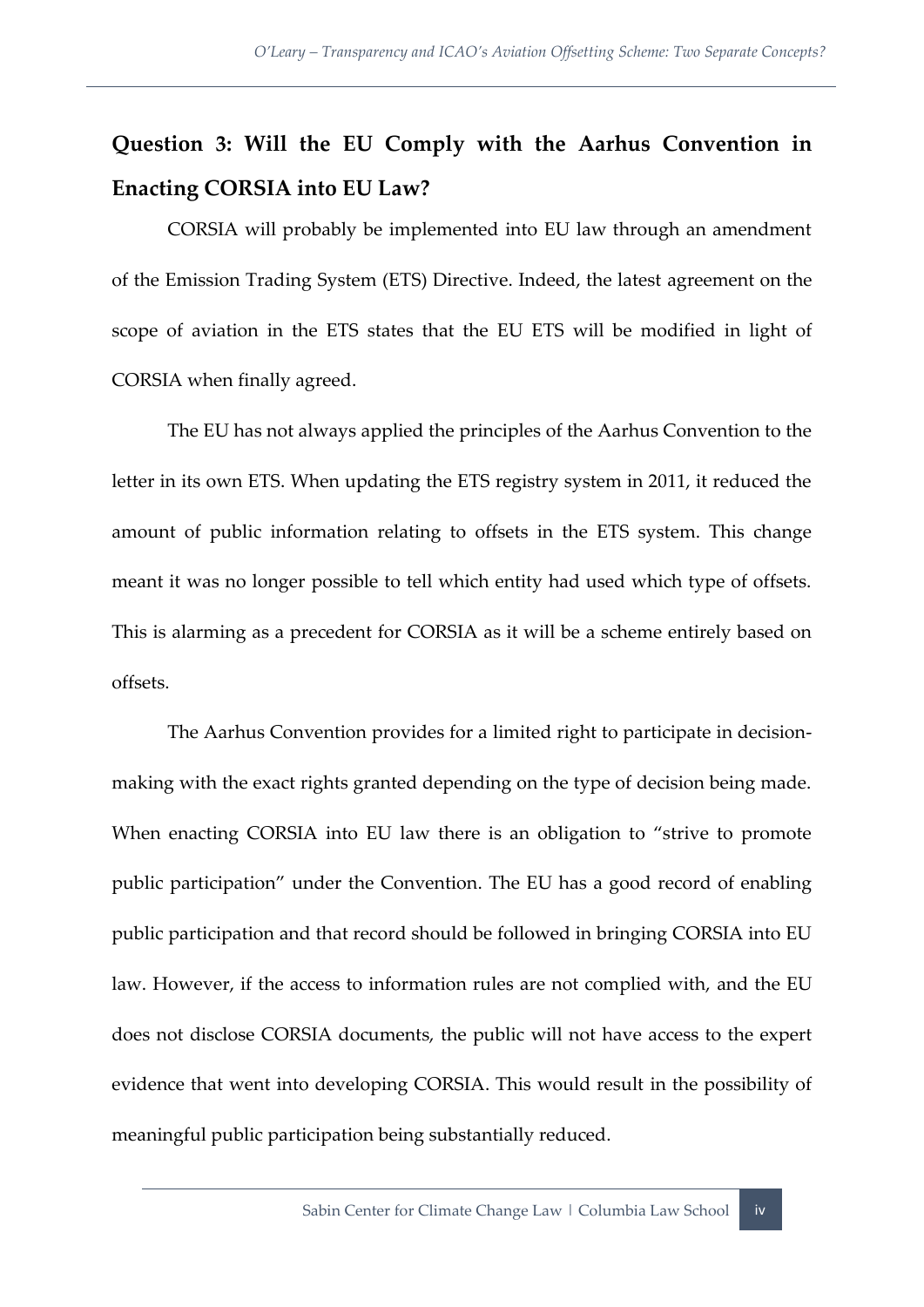## Question 3: Will the EU Comply with the Aarhus Convention in Enacting CORSIA into EU Law?

CORSIA will probably be implemented into EU law through an amendment of the Emission Trading System (ETS) Directive. Indeed, the latest agreement on the scope of aviation in the ETS states that the EU ETS will be modified in light of CORSIA when finally agreed.

The EU has not always applied the principles of the Aarhus Convention to the letter in its own ETS. When updating the ETS registry system in 2011, it reduced the amount of public information relating to offsets in the ETS system. This change meant it was no longer possible to tell which entity had used which type of offsets. This is alarming as a precedent for CORSIA as it will be a scheme entirely based on offsets.

The Aarhus Convention provides for a limited right to participate in decision-making with the exact rights granted depending on the type of decision being made. When enacting CORSIA into EU law there is an obligation to "strive to promote public participation" under the Convention. The EU has a good record of enabling public participation and that record should be followed in bringing CORSIA into EU law. However, if the access to information rules are not complied with, and the EU does not disclose CORSIA documents, the public will not have access to the expert evidence that went into developing CORSIA. This would result in the possibility of meaningful public participation being substantially reduced.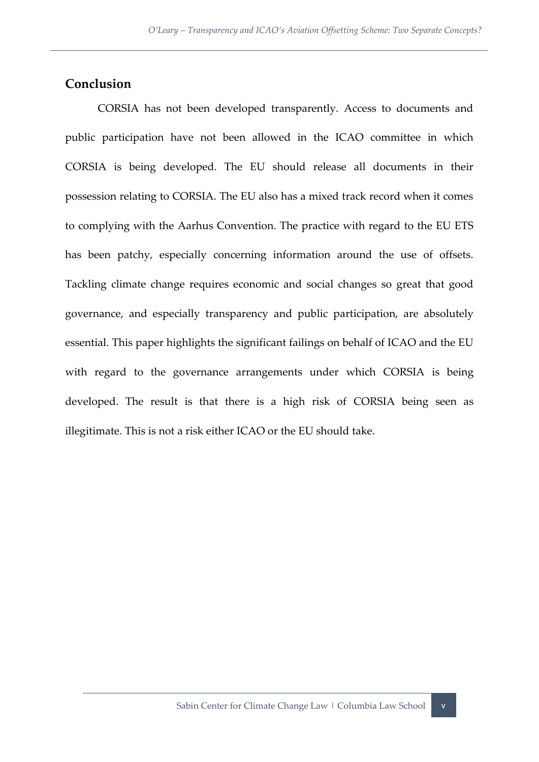## Conclusion

CORSIA has not been developed transparently. Access to documents and public participation have not been allowed in the ICAO committee in which CORSIA is being developed. The EU should release all documents in their possession relating to CORSIA. The EU also has a mixed track record when it comes to complying with the Aarhus Convention. The practice with regard to the EU ETS has been patchy, especially concerning information around the use of offsets. Tackling climate change requires economic and social changes so great that good governance, and especially transparency and public participation, are absolutely essential. This paper highlights the significant failings on behalf of ICAO and the EU with regard to the governance arrangements under which CORSIA is being developed. The result is that there is a high risk of CORSIA being seen as illegitimate. This is not a risk either ICAO or the EU should take.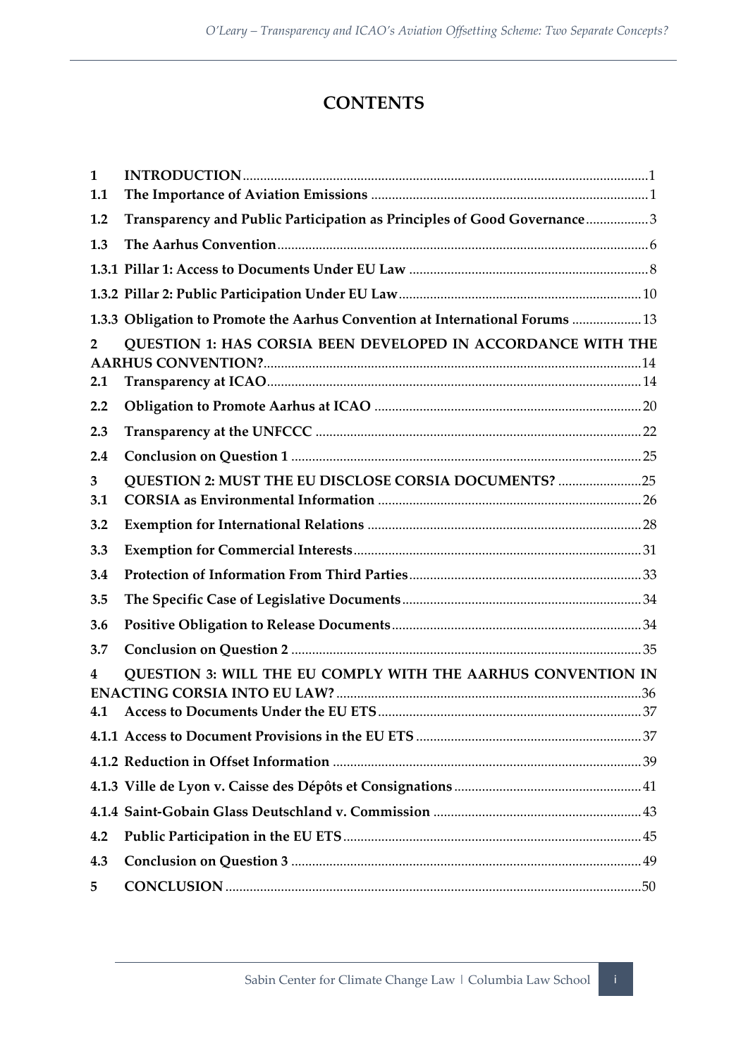# CONTENTS

| | | |
|---|---|---|
| **1** | **INTRODUCTION** | 1 |
| **1.1** | **The Importance of Aviation Emissions** | 1 |
| **1.2** | **Transparency and Public Participation as Principles of Good Governance** | 3 |
| **1.3** | **The Aarhus Convention** | 6 |
| **1.3.1** | **Pillar 1: Access to Documents Under EU Law** | 8 |
| **1.3.2** | **Pillar 2: Public Participation Under EU Law** | 10 |
| **1.3.3** | **Obligation to Promote the Aarhus Convention at International Forums** | 13 |
| **2** | **QUESTION 1: HAS CORSIA BEEN DEVELOPED IN ACCORDANCE WITH THE AARHUS CONVENTION?** | 14 |
| **2.1** | **Transparency at ICAO** | 14 |
| **2.2** | **Obligation to Promote Aarhus at ICAO** | 20 |
| **2.3** | **Transparency at the UNFCCC** | 22 |
| **2.4** | **Conclusion on Question 1** | 25 |
| **3** | **QUESTION 2: MUST THE EU DISCLOSE CORSIA DOCUMENTS?** | 25 |
| **3.1** | **CORSIA as Environmental Information** | 26 |
| **3.2** | **Exemption for International Relations** | 28 |
| **3.3** | **Exemption for Commercial Interests** | 31 |
| **3.4** | **Protection of Information From Third Parties** | 33 |
| **3.5** | **The Specific Case of Legislative Documents** | 34 |
| **3.6** | **Positive Obligation to Release Documents** | 34 |
| **3.7** | **Conclusion on Question 2** | 35 |
| **4** | **QUESTION 3: WILL THE EU COMPLY WITH THE AARHUS CONVENTION IN ENACTING CORSIA INTO EU LAW?** | 36 |
| **4.1** | **Access to Documents Under the EU ETS** | 37 |
| **4.1.1** | **Access to Document Provisions in the EU ETS** | 37 |
| **4.1.2** | **Reduction in Offset Information** | 39 |
| **4.1.3** | **Ville de Lyon v. Caisse des Dépôts et Consignations** | 41 |
| **4.1.4** | **Saint-Gobain Glass Deutschland v. Commission** | 43 |
| **4.2** | **Public Participation in the EU ETS** | 45 |
| **4.3** | **Conclusion on Question 3** | 49 |
| **5** | **CONCLUSION** | 50 |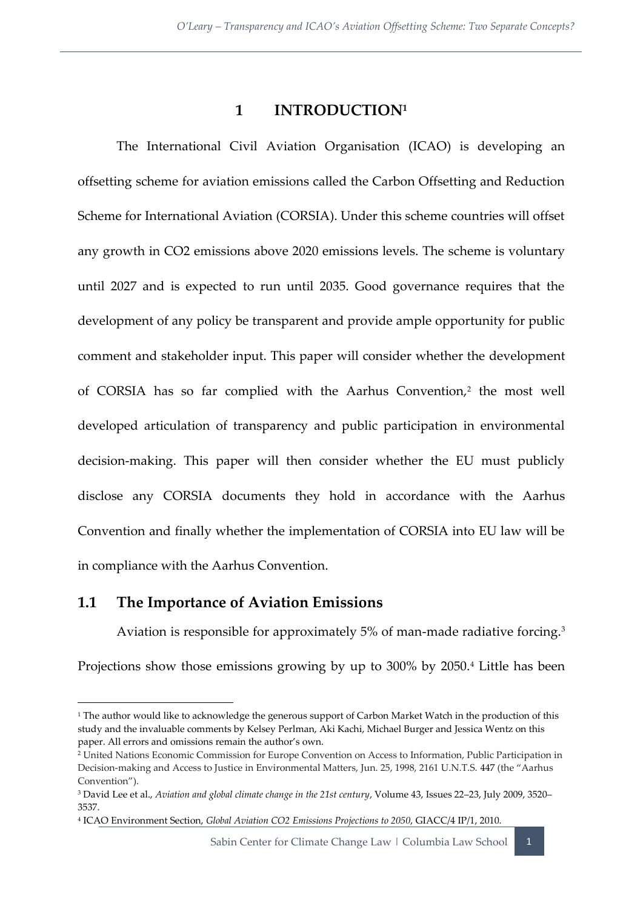# 1 INTRODUCTION[1]

The International Civil Aviation Organisation (ICAO) is developing an offsetting scheme for aviation emissions called the Carbon Offsetting and Reduction Scheme for International Aviation (CORSIA). Under this scheme countries will offset any growth in CO2 emissions above 2020 emissions levels. The scheme is voluntary until 2027 and is expected to run until 2035. Good governance requires that the development of any policy be transparent and provide ample opportunity for public comment and stakeholder input. This paper will consider whether the development of CORSIA has so far complied with the Aarhus Convention,[2] the most well developed articulation of transparency and public participation in environmental decision-making. This paper will then consider whether the EU must publicly disclose any CORSIA documents they hold in accordance with the Aarhus Convention and finally whether the implementation of CORSIA into EU law will be in compliance with the Aarhus Convention.

## 1.1 The Importance of Aviation Emissions

Aviation is responsible for approximately 5% of man-made radiative forcing.[3] Projections show those emissions growing by up to 300% by 2050.[4] Little has been

---

[1] The author would like to acknowledge the generous support of Carbon Market Watch in the production of this study and the invaluable comments by Kelsey Perlman, Aki Kachi, Michael Burger and Jessica Wentz on this paper. All errors and omissions remain the author's own.

[2] United Nations Economic Commission for Europe Convention on Access to Information, Public Participation in Decision-making and Access to Justice in Environmental Matters, Jun. 25, 1998, 2161 U.N.T.S. 447 (the "Aarhus Convention").

[3] David Lee et al., *Aviation and global climate change in the 21st century*, Volume 43, Issues 22–23, July 2009, 3520–3537.

[4] ICAO Environment Section, *Global Aviation CO2 Emissions Projections to 2050*, GIACC/4 IP/1, 2010.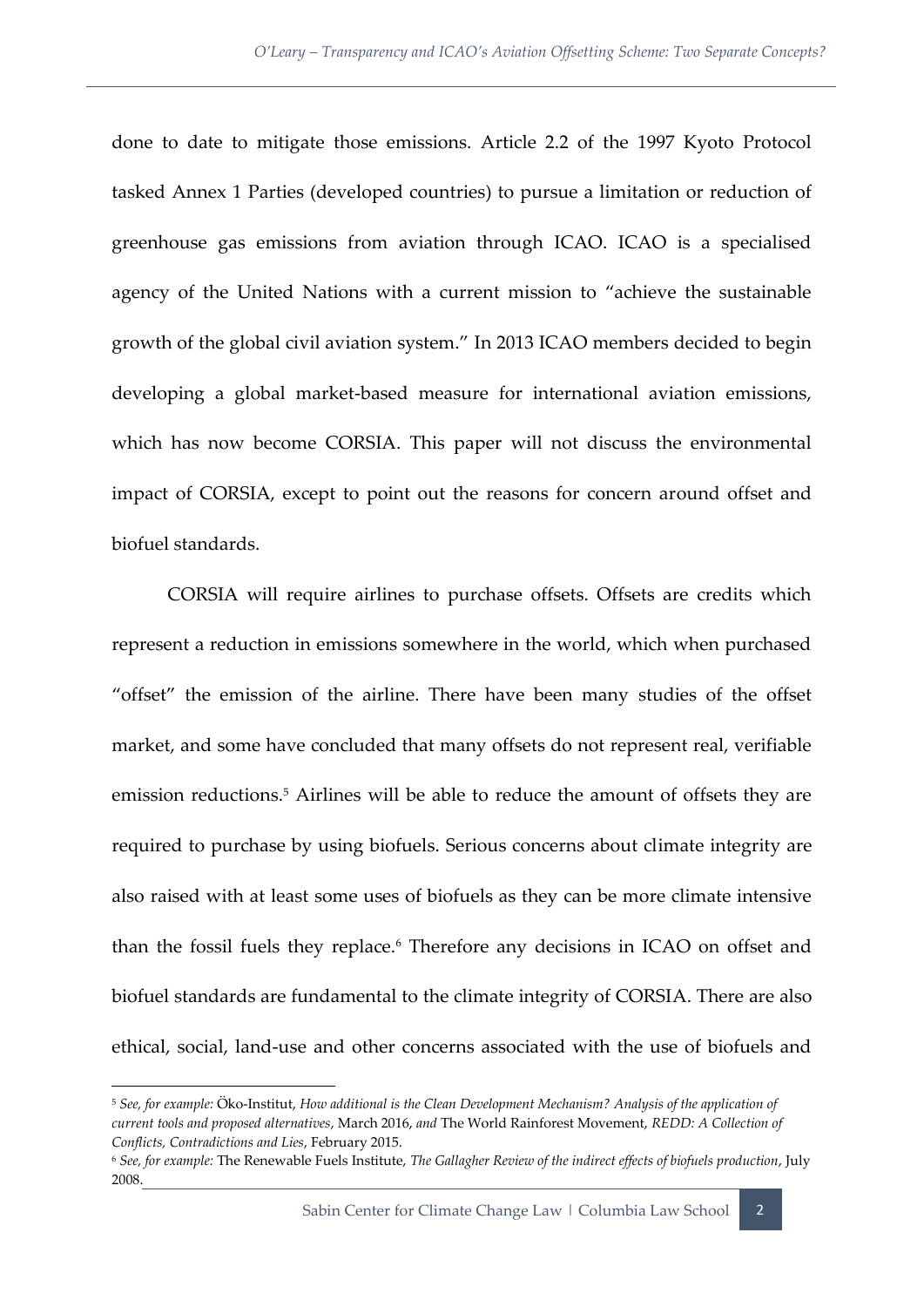done to date to mitigate those emissions. Article 2.2 of the 1997 Kyoto Protocol tasked Annex 1 Parties (developed countries) to pursue a limitation or reduction of greenhouse gas emissions from aviation through ICAO. ICAO is a specialised agency of the United Nations with a current mission to "achieve the sustainable growth of the global civil aviation system." In 2013 ICAO members decided to begin developing a global market-based measure for international aviation emissions, which has now become CORSIA. This paper will not discuss the environmental impact of CORSIA, except to point out the reasons for concern around offset and biofuel standards.

CORSIA will require airlines to purchase offsets. Offsets are credits which represent a reduction in emissions somewhere in the world, which when purchased "offset" the emission of the airline. There have been many studies of the offset market, and some have concluded that many offsets do not represent real, verifiable emission reductions.[5] Airlines will be able to reduce the amount of offsets they are required to purchase by using biofuels. Serious concerns about climate integrity are also raised with at least some uses of biofuels as they can be more climate intensive than the fossil fuels they replace.[6] Therefore any decisions in ICAO on offset and biofuel standards are fundamental to the climate integrity of CORSIA. There are also ethical, social, land-use and other concerns associated with the use of biofuels and

---

[5] *See, for example:* Öko-Institut, *How additional is the Clean Development Mechanism? Analysis of the application of current tools and proposed alternatives*, March 2016, *and* The World Rainforest Movement, *REDD: A Collection of Conflicts, Contradictions and Lies*, February 2015.

[6] *See, for example:* The Renewable Fuels Institute, *The Gallagher Review of the indirect effects of biofuels production*, July 2008.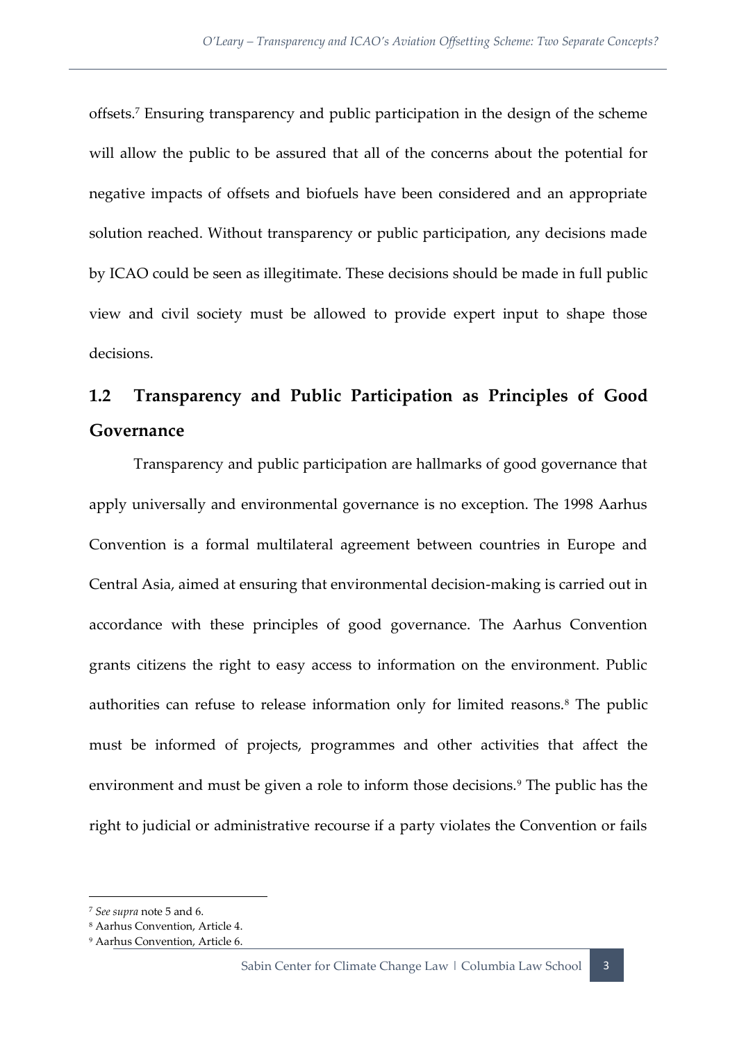offsets.[7] Ensuring transparency and public participation in the design of the scheme will allow the public to be assured that all of the concerns about the potential for negative impacts of offsets and biofuels have been considered and an appropriate solution reached. Without transparency or public participation, any decisions made by ICAO could be seen as illegitimate. These decisions should be made in full public view and civil society must be allowed to provide expert input to shape those decisions.

## 1.2 Transparency and Public Participation as Principles of Good Governance

Transparency and public participation are hallmarks of good governance that apply universally and environmental governance is no exception. The 1998 Aarhus Convention is a formal multilateral agreement between countries in Europe and Central Asia, aimed at ensuring that environmental decision-making is carried out in accordance with these principles of good governance. The Aarhus Convention grants citizens the right to easy access to information on the environment. Public authorities can refuse to release information only for limited reasons.[8] The public must be informed of projects, programmes and other activities that affect the environment and must be given a role to inform those decisions.[9] The public has the right to judicial or administrative recourse if a party violates the Convention or fails

---

[7] *See supra* note 5 and 6.

[8] Aarhus Convention, Article 4.

[9] Aarhus Convention, Article 6.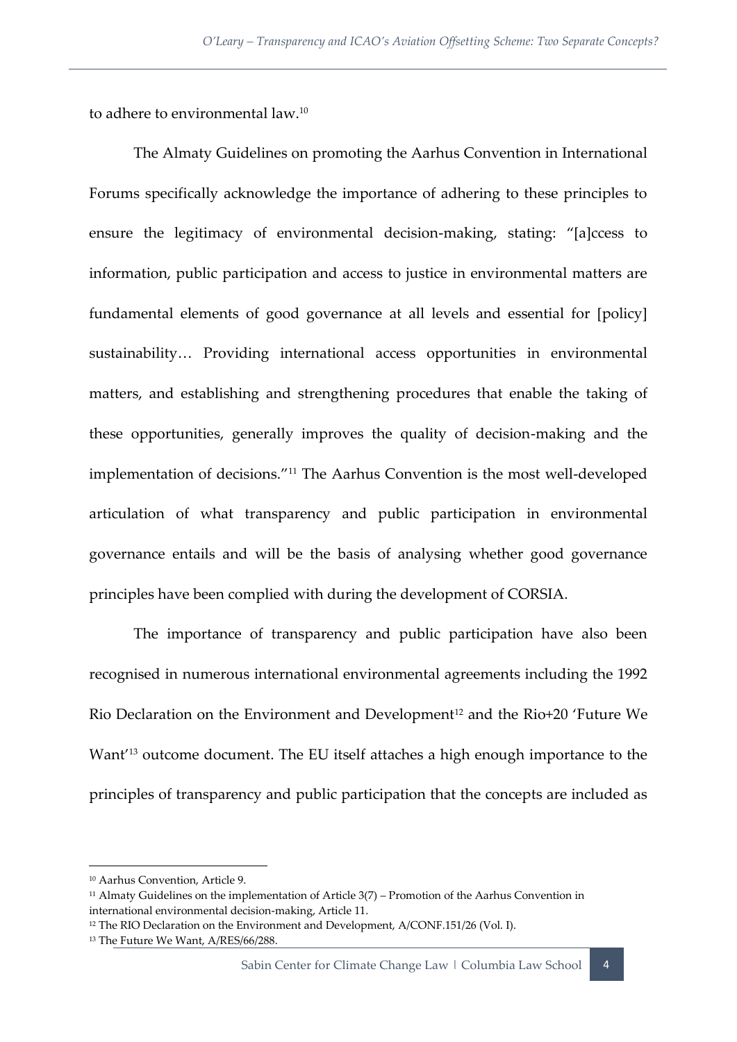to adhere to environmental law.[10]

The Almaty Guidelines on promoting the Aarhus Convention in International Forums specifically acknowledge the importance of adhering to these principles to ensure the legitimacy of environmental decision-making, stating: "[a]ccess to information, public participation and access to justice in environmental matters are fundamental elements of good governance at all levels and essential for [policy] sustainability… Providing international access opportunities in environmental matters, and establishing and strengthening procedures that enable the taking of these opportunities, generally improves the quality of decision-making and the implementation of decisions."[11] The Aarhus Convention is the most well-developed articulation of what transparency and public participation in environmental governance entails and will be the basis of analysing whether good governance principles have been complied with during the development of CORSIA.

The importance of transparency and public participation have also been recognised in numerous international environmental agreements including the 1992 Rio Declaration on the Environment and Development[12] and the Rio+20 'Future We Want'[13] outcome document. The EU itself attaches a high enough importance to the principles of transparency and public participation that the concepts are included as

---

[10] Aarhus Convention, Article 9.

[11] Almaty Guidelines on the implementation of Article 3(7) – Promotion of the Aarhus Convention in international environmental decision-making, Article 11.

[12] The RIO Declaration on the Environment and Development, A/CONF.151/26 (Vol. I).

[13] The Future We Want, A/RES/66/288.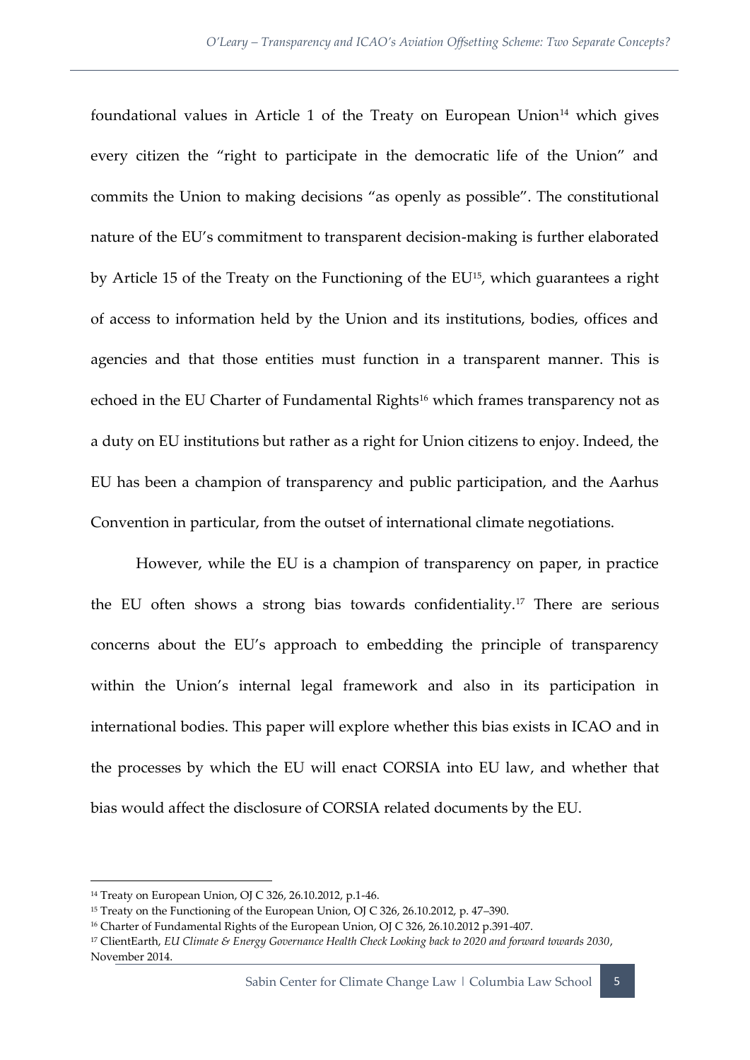foundational values in Article 1 of the Treaty on European Union[14] which gives every citizen the "right to participate in the democratic life of the Union" and commits the Union to making decisions "as openly as possible". The constitutional nature of the EU's commitment to transparent decision-making is further elaborated by Article 15 of the Treaty on the Functioning of the EU[15], which guarantees a right of access to information held by the Union and its institutions, bodies, offices and agencies and that those entities must function in a transparent manner. This is echoed in the EU Charter of Fundamental Rights[16] which frames transparency not as a duty on EU institutions but rather as a right for Union citizens to enjoy. Indeed, the EU has been a champion of transparency and public participation, and the Aarhus Convention in particular, from the outset of international climate negotiations.

However, while the EU is a champion of transparency on paper, in practice the EU often shows a strong bias towards confidentiality.[17] There are serious concerns about the EU's approach to embedding the principle of transparency within the Union's internal legal framework and also in its participation in international bodies. This paper will explore whether this bias exists in ICAO and in the processes by which the EU will enact CORSIA into EU law, and whether that bias would affect the disclosure of CORSIA related documents by the EU.

---

[14] Treaty on European Union, OJ C 326, 26.10.2012, p.1-46.

[15] Treaty on the Functioning of the European Union, OJ C 326, 26.10.2012, p. 47–390.

[16] Charter of Fundamental Rights of the European Union, OJ C 326, 26.10.2012 p.391-407.

[17] ClientEarth, *EU Climate & Energy Governance Health Check Looking back to 2020 and forward towards 2030*, November 2014.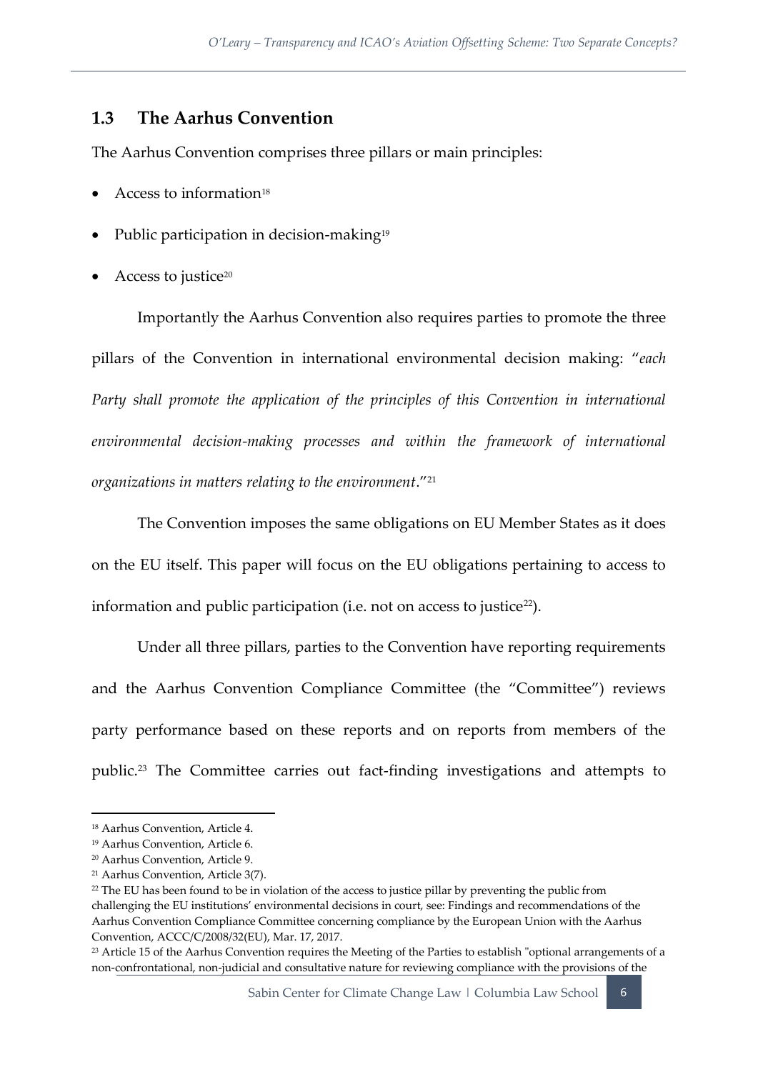## 1.3 The Aarhus Convention

The Aarhus Convention comprises three pillars or main principles:

- Access to information[18]
- Public participation in decision-making[19]
- Access to justice[20]

Importantly the Aarhus Convention also requires parties to promote the three pillars of the Convention in international environmental decision making: "*each Party shall promote the application of the principles of this Convention in international environmental decision-making processes and within the framework of international organizations in matters relating to the environment*."[21]

The Convention imposes the same obligations on EU Member States as it does on the EU itself. This paper will focus on the EU obligations pertaining to access to information and public participation (i.e. not on access to justice[22]).

Under all three pillars, parties to the Convention have reporting requirements and the Aarhus Convention Compliance Committee (the "Committee") reviews party performance based on these reports and on reports from members of the public.[23] The Committee carries out fact-finding investigations and attempts to

---

[18] Aarhus Convention, Article 4.

[19] Aarhus Convention, Article 6.

[20] Aarhus Convention, Article 9.

[21] Aarhus Convention, Article 3(7).

[22] The EU has been found to be in violation of the access to justice pillar by preventing the public from challenging the EU institutions' environmental decisions in court, see: Findings and recommendations of the Aarhus Convention Compliance Committee concerning compliance by the European Union with the Aarhus Convention, ACCC/C/2008/32(EU), Mar. 17, 2017.

[23] Article 15 of the Aarhus Convention requires the Meeting of the Parties to establish "optional arrangements of a non-confrontational, non-judicial and consultative nature for reviewing compliance with the provisions of the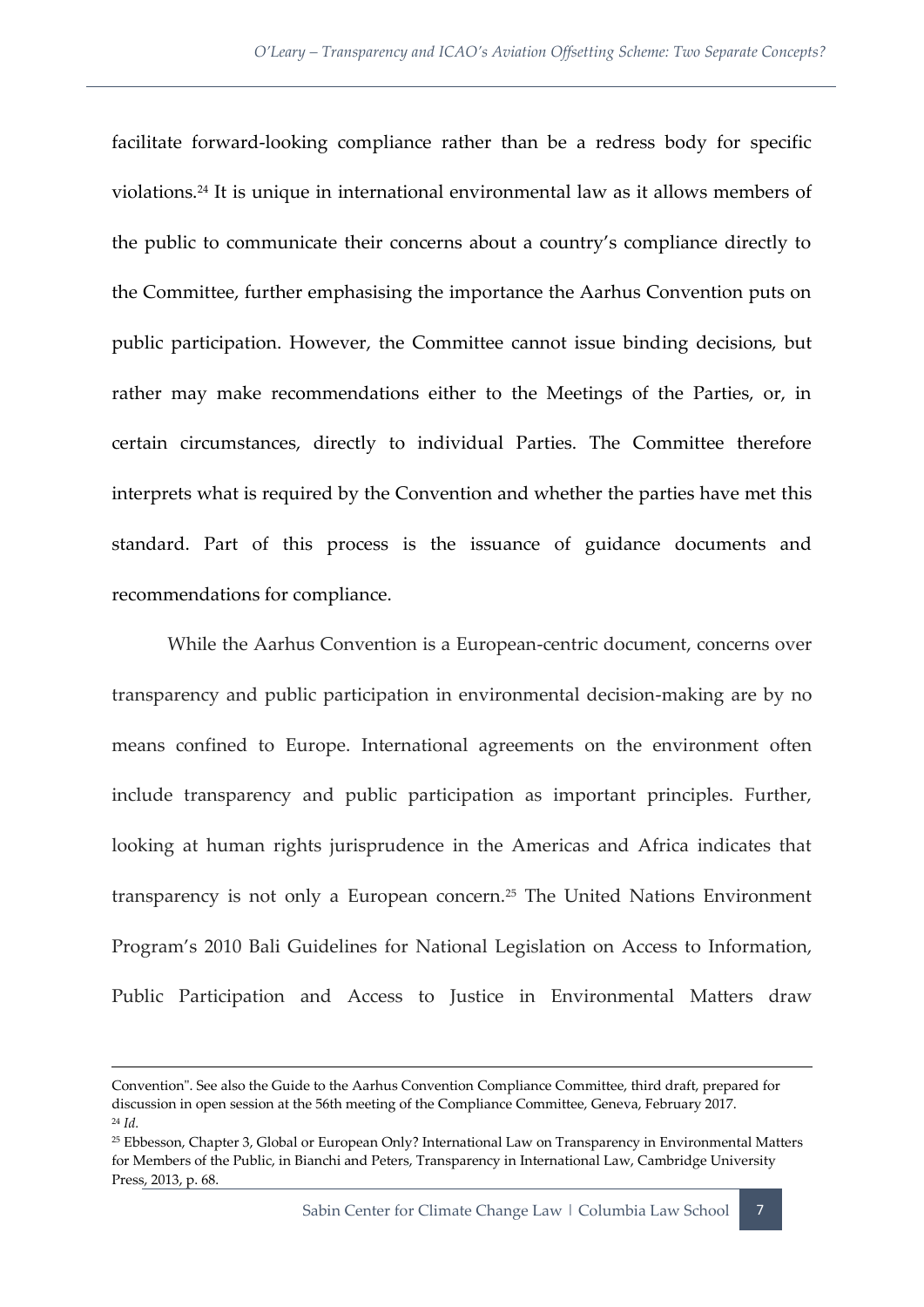facilitate forward-looking compliance rather than be a redress body for specific violations.[24] It is unique in international environmental law as it allows members of the public to communicate their concerns about a country's compliance directly to the Committee, further emphasising the importance the Aarhus Convention puts on public participation. However, the Committee cannot issue binding decisions, but rather may make recommendations either to the Meetings of the Parties, or, in certain circumstances, directly to individual Parties. The Committee therefore interprets what is required by the Convention and whether the parties have met this standard. Part of this process is the issuance of guidance documents and recommendations for compliance.

While the Aarhus Convention is a European-centric document, concerns over transparency and public participation in environmental decision-making are by no means confined to Europe. International agreements on the environment often include transparency and public participation as important principles. Further, looking at human rights jurisprudence in the Americas and Africa indicates that transparency is not only a European concern.[25] The United Nations Environment Program's 2010 Bali Guidelines for National Legislation on Access to Information, Public Participation and Access to Justice in Environmental Matters draw

---

Convention". See also the Guide to the Aarhus Convention Compliance Committee, third draft, prepared for discussion in open session at the 56th meeting of the Compliance Committee, Geneva, February 2017.

[24] *Id.*

[25] Ebbesson, Chapter 3, Global or European Only? International Law on Transparency in Environmental Matters for Members of the Public, in Bianchi and Peters, Transparency in International Law, Cambridge University Press, 2013, p. 68.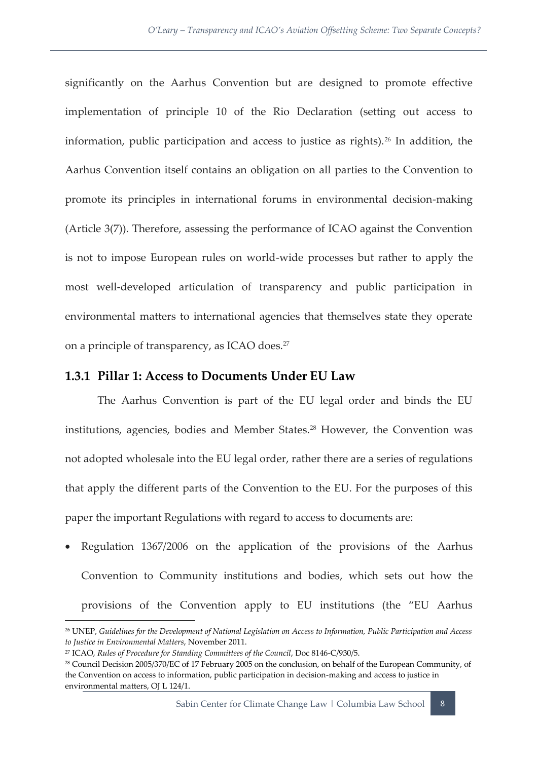significantly on the Aarhus Convention but are designed to promote effective implementation of principle 10 of the Rio Declaration (setting out access to information, public participation and access to justice as rights).[26] In addition, the Aarhus Convention itself contains an obligation on all parties to the Convention to promote its principles in international forums in environmental decision-making (Article 3(7)). Therefore, assessing the performance of ICAO against the Convention is not to impose European rules on world-wide processes but rather to apply the most well-developed articulation of transparency and public participation in environmental matters to international agencies that themselves state they operate on a principle of transparency, as ICAO does.[27]

### 1.3.1 Pillar 1: Access to Documents Under EU Law

The Aarhus Convention is part of the EU legal order and binds the EU institutions, agencies, bodies and Member States.[28] However, the Convention was not adopted wholesale into the EU legal order, rather there are a series of regulations that apply the different parts of the Convention to the EU. For the purposes of this paper the important Regulations with regard to access to documents are:

- Regulation 1367/2006 on the application of the provisions of the Aarhus Convention to Community institutions and bodies, which sets out how the provisions of the Convention apply to EU institutions (the "EU Aarhus

---

[26] UNEP, *Guidelines for the Development of National Legislation on Access to Information, Public Participation and Access to Justice in Environmental Matters*, November 2011.

[27] ICAO, *Rules of Procedure for Standing Committees of the Council*, Doc 8146-C/930/5.

[28] Council Decision 2005/370/EC of 17 February 2005 on the conclusion, on behalf of the European Community, of the Convention on access to information, public participation in decision-making and access to justice in environmental matters, OJ L 124/1.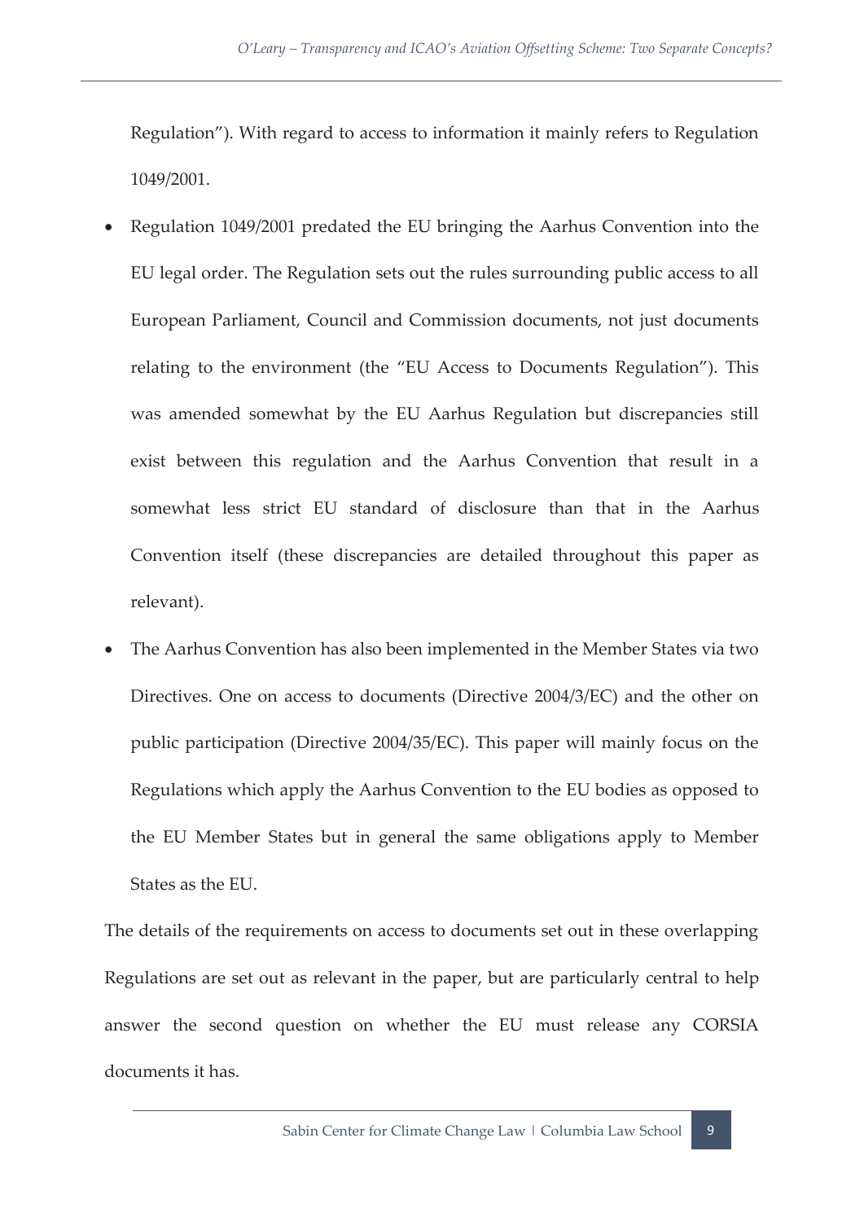Regulation"). With regard to access to information it mainly refers to Regulation 1049/2001.

- Regulation 1049/2001 predated the EU bringing the Aarhus Convention into the EU legal order. The Regulation sets out the rules surrounding public access to all European Parliament, Council and Commission documents, not just documents relating to the environment (the "EU Access to Documents Regulation"). This was amended somewhat by the EU Aarhus Regulation but discrepancies still exist between this regulation and the Aarhus Convention that result in a somewhat less strict EU standard of disclosure than that in the Aarhus Convention itself (these discrepancies are detailed throughout this paper as relevant).
- The Aarhus Convention has also been implemented in the Member States via two Directives. One on access to documents (Directive 2004/3/EC) and the other on public participation (Directive 2004/35/EC). This paper will mainly focus on the Regulations which apply the Aarhus Convention to the EU bodies as opposed to the EU Member States but in general the same obligations apply to Member States as the EU.

The details of the requirements on access to documents set out in these overlapping Regulations are set out as relevant in the paper, but are particularly central to help answer the second question on whether the EU must release any CORSIA documents it has.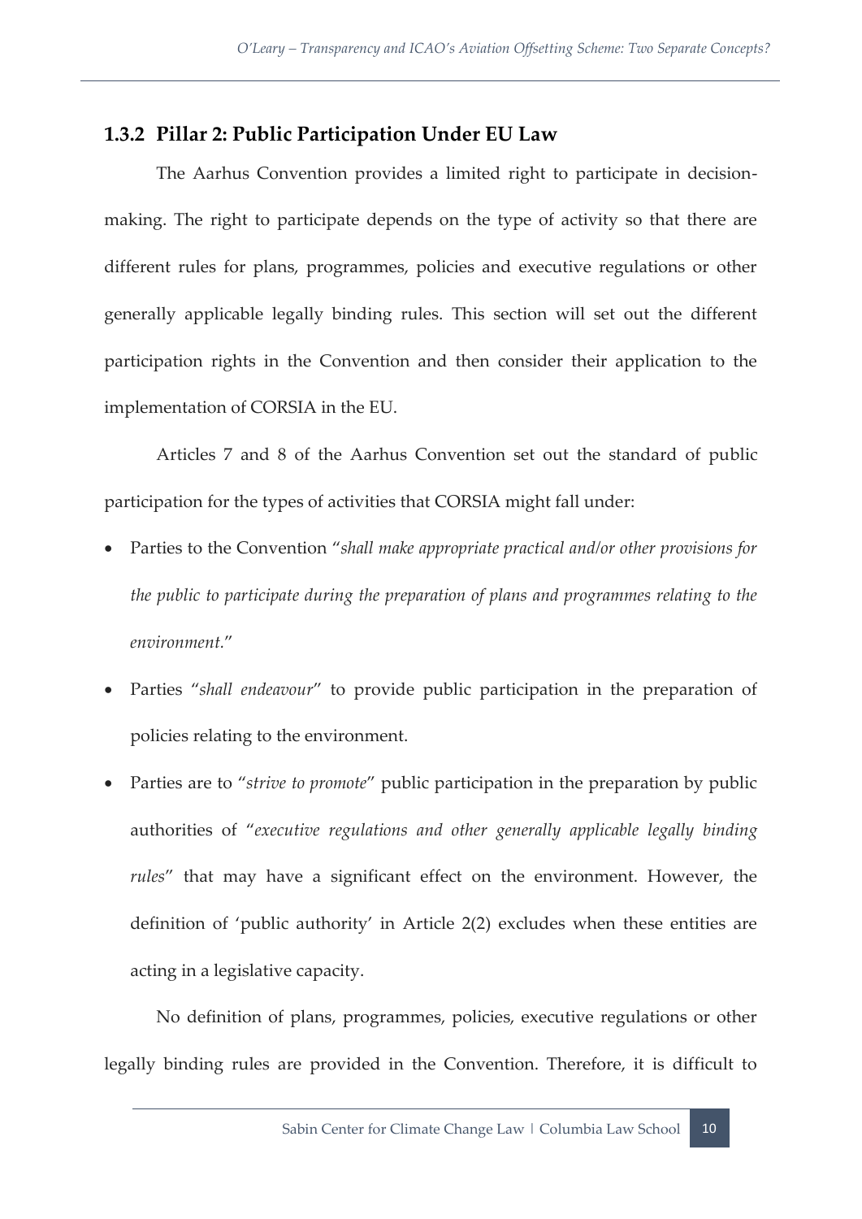### 1.3.2 Pillar 2: Public Participation Under EU Law

The Aarhus Convention provides a limited right to participate in decision-making. The right to participate depends on the type of activity so that there are different rules for plans, programmes, policies and executive regulations or other generally applicable legally binding rules. This section will set out the different participation rights in the Convention and then consider their application to the implementation of CORSIA in the EU.

Articles 7 and 8 of the Aarhus Convention set out the standard of public participation for the types of activities that CORSIA might fall under:

- Parties to the Convention "*shall make appropriate practical and/or other provisions for the public to participate during the preparation of plans and programmes relating to the environment.*"
- Parties "*shall endeavour*" to provide public participation in the preparation of policies relating to the environment.
- Parties are to "*strive to promote*" public participation in the preparation by public authorities of "*executive regulations and other generally applicable legally binding rules*" that may have a significant effect on the environment. However, the definition of 'public authority' in Article 2(2) excludes when these entities are acting in a legislative capacity.

No definition of plans, programmes, policies, executive regulations or other legally binding rules are provided in the Convention. Therefore, it is difficult to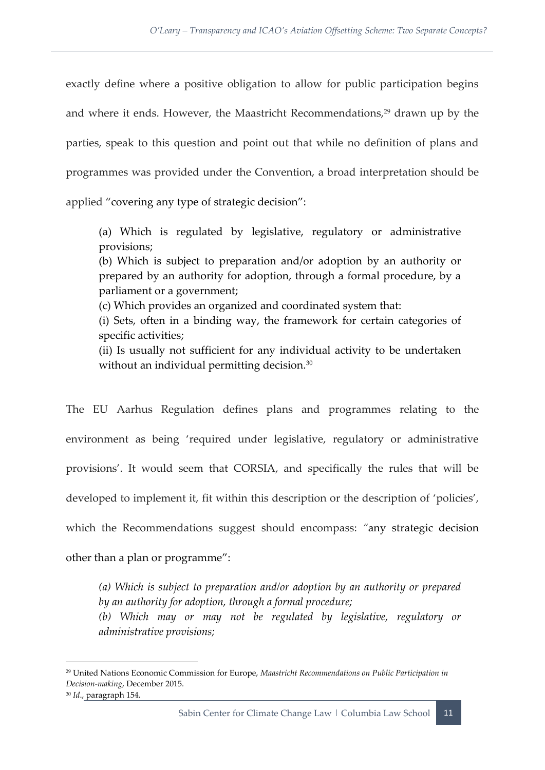exactly define where a positive obligation to allow for public participation begins and where it ends. However, the Maastricht Recommendations,[29] drawn up by the parties, speak to this question and point out that while no definition of plans and programmes was provided under the Convention, a broad interpretation should be applied "covering any type of strategic decision":

> (a) Which is regulated by legislative, regulatory or administrative provisions;
> (b) Which is subject to preparation and/or adoption by an authority or prepared by an authority for adoption, through a formal procedure, by a parliament or a government;
> (c) Which provides an organized and coordinated system that:
> (i) Sets, often in a binding way, the framework for certain categories of specific activities;
> (ii) Is usually not sufficient for any individual activity to be undertaken without an individual permitting decision.[30]

The EU Aarhus Regulation defines plans and programmes relating to the environment as being 'required under legislative, regulatory or administrative provisions'. It would seem that CORSIA, and specifically the rules that will be developed to implement it, fit within this description or the description of 'policies', which the Recommendations suggest should encompass: "any strategic decision other than a plan or programme":

> *(a) Which is subject to preparation and/or adoption by an authority or prepared by an authority for adoption, through a formal procedure;*
> *(b) Which may or may not be regulated by legislative, regulatory or administrative provisions;*

---

[29] United Nations Economic Commission for Europe, *Maastricht Recommendations on Public Participation in Decision-making*, December 2015.

[30] *Id*., paragraph 154.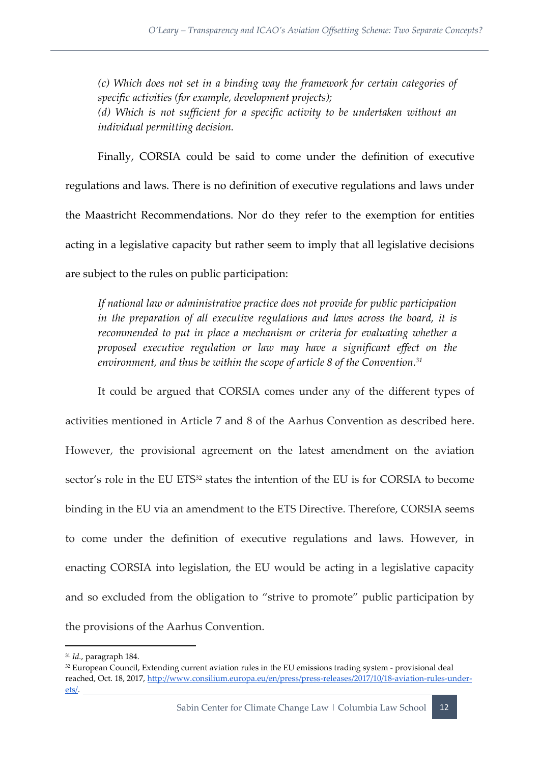*(c) Which does not set in a binding way the framework for certain categories of specific activities (for example, development projects);*
*(d) Which is not sufficient for a specific activity to be undertaken without an individual permitting decision.*

Finally, CORSIA could be said to come under the definition of executive regulations and laws. There is no definition of executive regulations and laws under the Maastricht Recommendations. Nor do they refer to the exemption for entities acting in a legislative capacity but rather seem to imply that all legislative decisions are subject to the rules on public participation:

> *If national law or administrative practice does not provide for public participation in the preparation of all executive regulations and laws across the board, it is recommended to put in place a mechanism or criteria for evaluating whether a proposed executive regulation or law may have a significant effect on the environment, and thus be within the scope of article 8 of the Convention.*[31]

It could be argued that CORSIA comes under any of the different types of activities mentioned in Article 7 and 8 of the Aarhus Convention as described here. However, the provisional agreement on the latest amendment on the aviation sector's role in the EU ETS[32] states the intention of the EU is for CORSIA to become binding in the EU via an amendment to the ETS Directive. Therefore, CORSIA seems to come under the definition of executive regulations and laws. However, in enacting CORSIA into legislation, the EU would be acting in a legislative capacity and so excluded from the obligation to "strive to promote" public participation by the provisions of the Aarhus Convention.

---

[31] *Id.*, paragraph 184.

[32] European Council, Extending current aviation rules in the EU emissions trading system - provisional deal reached, Oct. 18, 2017, http://www.consilium.europa.eu/en/press/press-releases/2017/10/18-aviation-rules-under-ets/.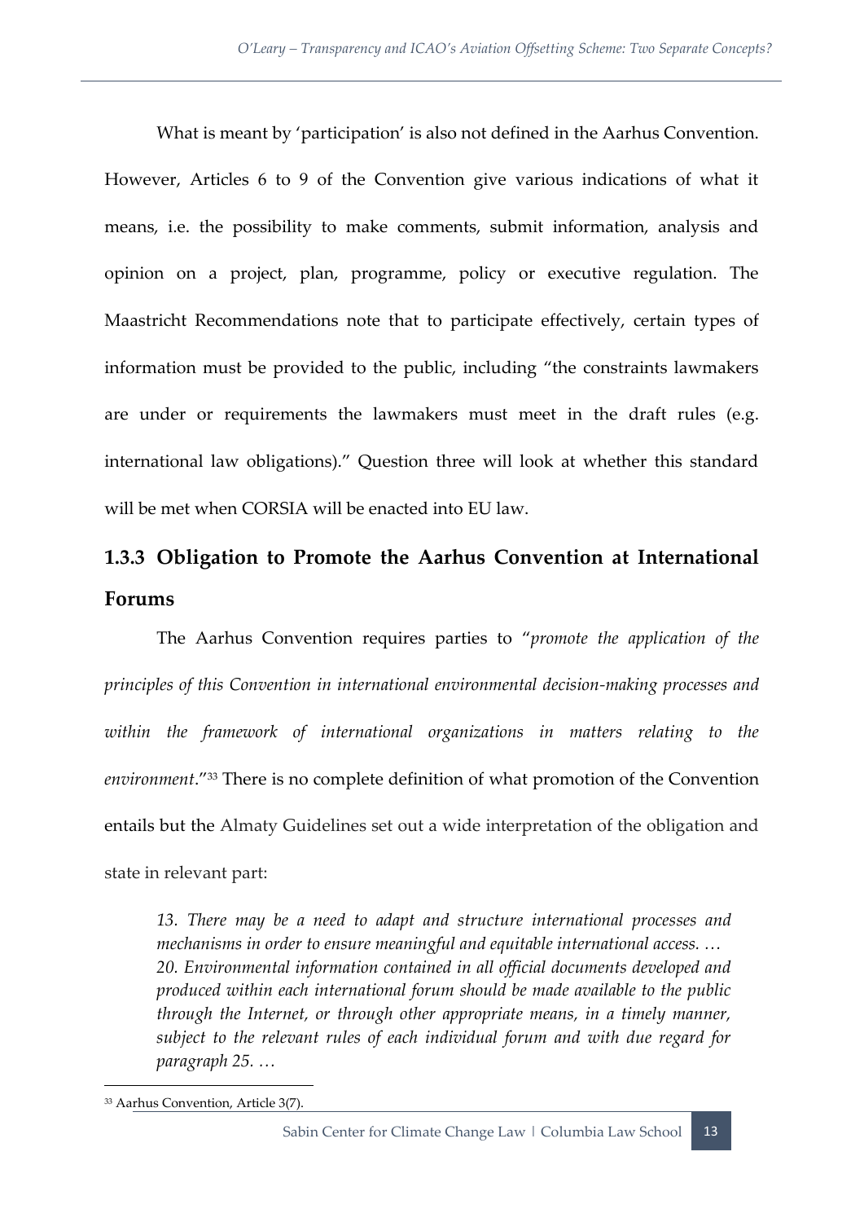What is meant by 'participation' is also not defined in the Aarhus Convention. However, Articles 6 to 9 of the Convention give various indications of what it means, i.e. the possibility to make comments, submit information, analysis and opinion on a project, plan, programme, policy or executive regulation. The Maastricht Recommendations note that to participate effectively, certain types of information must be provided to the public, including "the constraints lawmakers are under or requirements the lawmakers must meet in the draft rules (e.g. international law obligations)." Question three will look at whether this standard will be met when CORSIA will be enacted into EU law.

### 1.3.3 Obligation to Promote the Aarhus Convention at International Forums

The Aarhus Convention requires parties to "*promote the application of the principles of this Convention in international environmental decision-making processes and within the framework of international organizations in matters relating to the environment*."[33] There is no complete definition of what promotion of the Convention entails but the Almaty Guidelines set out a wide interpretation of the obligation and state in relevant part:

> *13. There may be a need to adapt and structure international processes and mechanisms in order to ensure meaningful and equitable international access. …*
> *20. Environmental information contained in all official documents developed and produced within each international forum should be made available to the public through the Internet, or through other appropriate means, in a timely manner, subject to the relevant rules of each individual forum and with due regard for paragraph 25. …*

[33] Aarhus Convention, Article 3(7).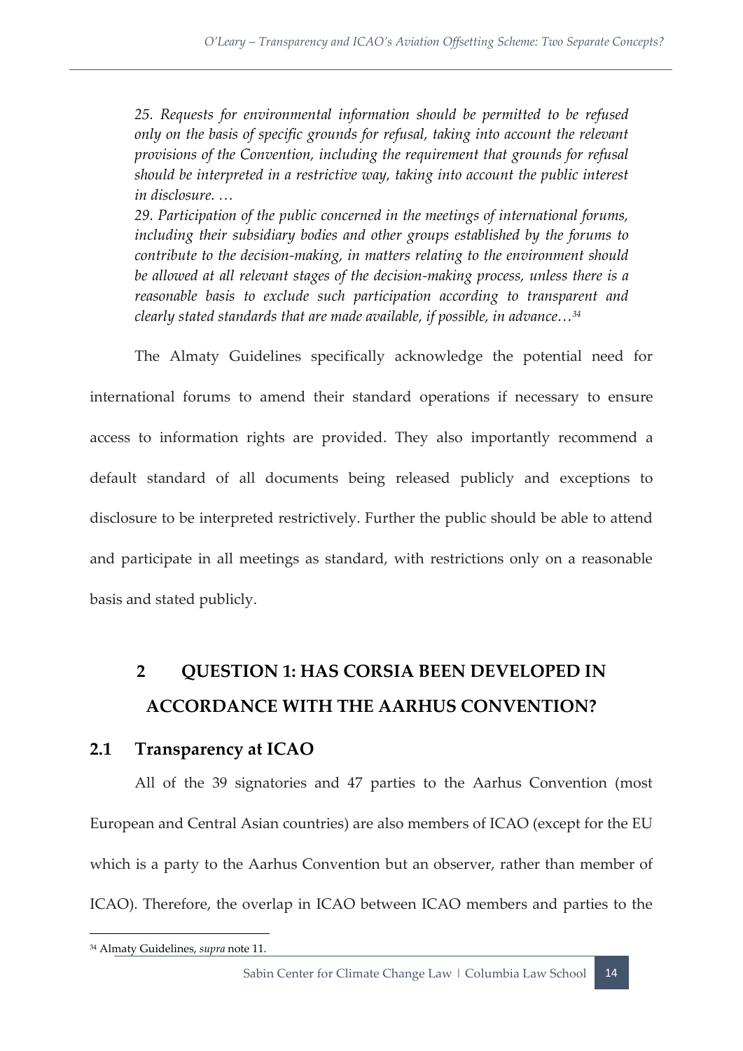*25. Requests for environmental information should be permitted to be refused only on the basis of specific grounds for refusal, taking into account the relevant provisions of the Convention, including the requirement that grounds for refusal should be interpreted in a restrictive way, taking into account the public interest in disclosure. …*

*29. Participation of the public concerned in the meetings of international forums, including their subsidiary bodies and other groups established by the forums to contribute to the decision-making, in matters relating to the environment should be allowed at all relevant stages of the decision-making process, unless there is a reasonable basis to exclude such participation according to transparent and clearly stated standards that are made available, if possible, in advance…*[34]

The Almaty Guidelines specifically acknowledge the potential need for international forums to amend their standard operations if necessary to ensure access to information rights are provided. They also importantly recommend a default standard of all documents being released publicly and exceptions to disclosure to be interpreted restrictively. Further the public should be able to attend and participate in all meetings as standard, with restrictions only on a reasonable basis and stated publicly.

# 2 QUESTION 1: HAS CORSIA BEEN DEVELOPED IN ACCORDANCE WITH THE AARHUS CONVENTION?

## 2.1 Transparency at ICAO

All of the 39 signatories and 47 parties to the Aarhus Convention (most European and Central Asian countries) are also members of ICAO (except for the EU which is a party to the Aarhus Convention but an observer, rather than member of ICAO). Therefore, the overlap in ICAO between ICAO members and parties to the

[34] Almaty Guidelines, *supra* note 11.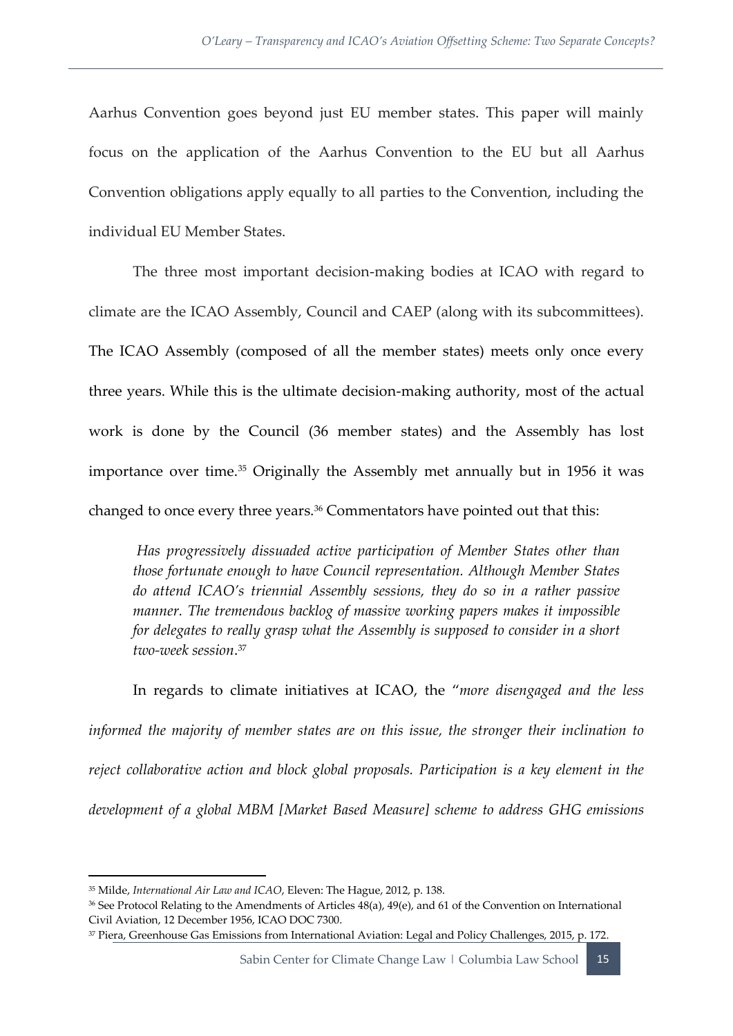Aarhus Convention goes beyond just EU member states. This paper will mainly focus on the application of the Aarhus Convention to the EU but all Aarhus Convention obligations apply equally to all parties to the Convention, including the individual EU Member States.

The three most important decision-making bodies at ICAO with regard to climate are the ICAO Assembly, Council and CAEP (along with its subcommittees). The ICAO Assembly (composed of all the member states) meets only once every three years. While this is the ultimate decision-making authority, most of the actual work is done by the Council (36 member states) and the Assembly has lost importance over time.[35] Originally the Assembly met annually but in 1956 it was changed to once every three years.[36] Commentators have pointed out that this:

> *Has progressively dissuaded active participation of Member States other than those fortunate enough to have Council representation. Although Member States do attend ICAO's triennial Assembly sessions, they do so in a rather passive manner. The tremendous backlog of massive working papers makes it impossible for delegates to really grasp what the Assembly is supposed to consider in a short two-week session*.[37]

In regards to climate initiatives at ICAO, the "*more disengaged and the less informed the majority of member states are on this issue, the stronger their inclination to reject collaborative action and block global proposals. Participation is a key element in the development of a global MBM [Market Based Measure] scheme to address GHG emissions*

---

[35] Milde, *International Air Law and ICAO*, Eleven: The Hague, 2012, p. 138.

[36] See Protocol Relating to the Amendments of Articles 48(a), 49(e), and 61 of the Convention on International Civil Aviation, 12 December 1956, ICAO DOC 7300.

[37] Piera, Greenhouse Gas Emissions from International Aviation: Legal and Policy Challenges, 2015, p. 172.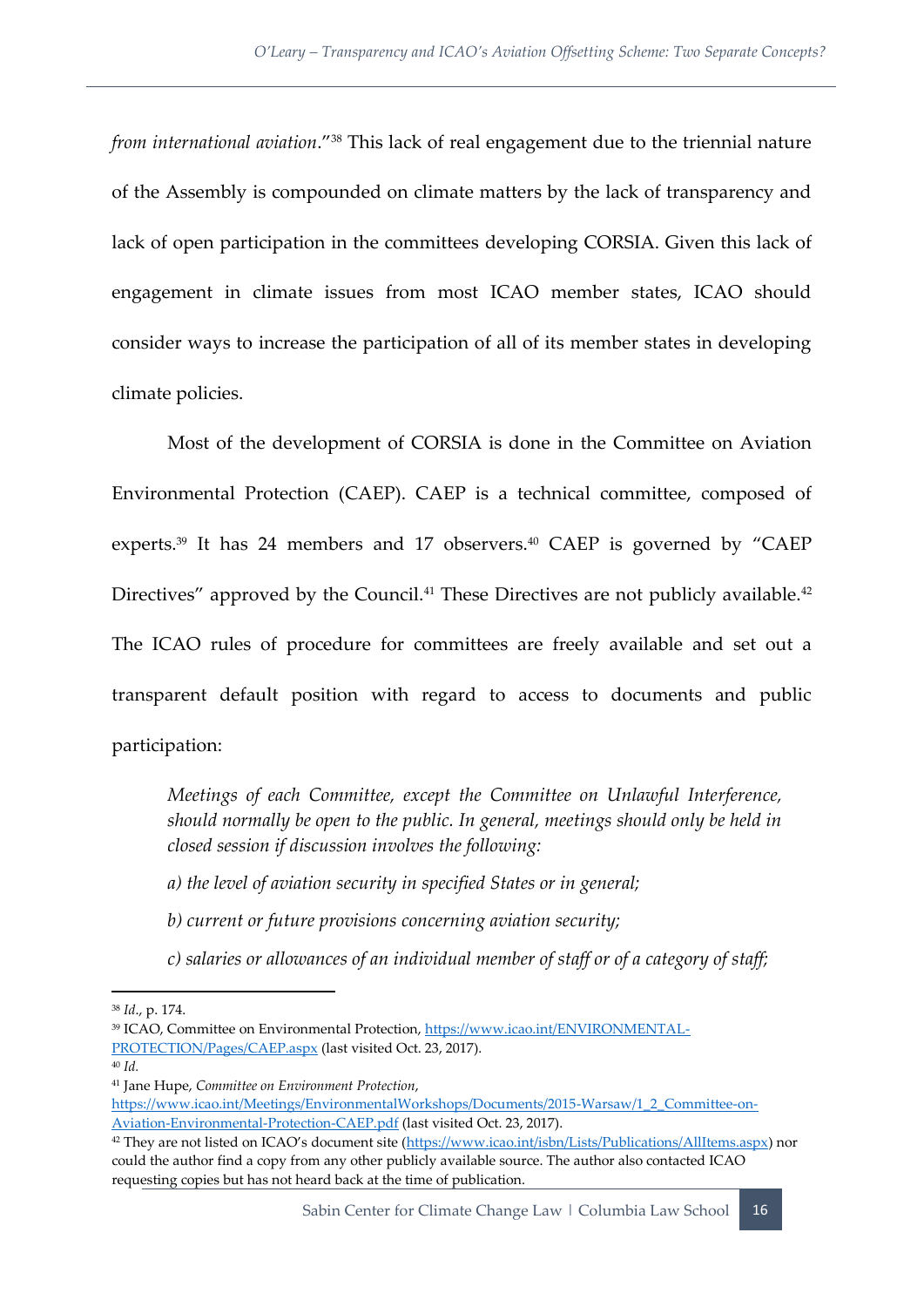*from international aviation*."[38] This lack of real engagement due to the triennial nature of the Assembly is compounded on climate matters by the lack of transparency and lack of open participation in the committees developing CORSIA. Given this lack of engagement in climate issues from most ICAO member states, ICAO should consider ways to increase the participation of all of its member states in developing climate policies.

Most of the development of CORSIA is done in the Committee on Aviation Environmental Protection (CAEP). CAEP is a technical committee, composed of experts.[39] It has 24 members and 17 observers.[40] CAEP is governed by "CAEP Directives" approved by the Council.[41] These Directives are not publicly available.[42] The ICAO rules of procedure for committees are freely available and set out a transparent default position with regard to access to documents and public participation:

> *Meetings of each Committee, except the Committee on Unlawful Interference, should normally be open to the public. In general, meetings should only be held in closed session if discussion involves the following:*
>
> *a) the level of aviation security in specified States or in general;*
>
> *b) current or future provisions concerning aviation security;*
>
> *c) salaries or allowances of an individual member of staff or of a category of staff;*

---

[38] *Id.*, p. 174.

[39] ICAO, Committee on Environmental Protection, https://www.icao.int/ENVIRONMENTAL-PROTECTION/Pages/CAEP.aspx (last visited Oct. 23, 2017).

[40] *Id.*

[41] Jane Hupe, *Committee on Environment Protection*, https://www.icao.int/Meetings/EnvironmentalWorkshops/Documents/2015-Warsaw/1_2_Committee-on-Aviation-Environmental-Protection-CAEP.pdf (last visited Oct. 23, 2017).

[42] They are not listed on ICAO's document site (https://www.icao.int/isbn/Lists/Publications/AllItems.aspx) nor could the author find a copy from any other publicly available source. The author also contacted ICAO requesting copies but has not heard back at the time of publication.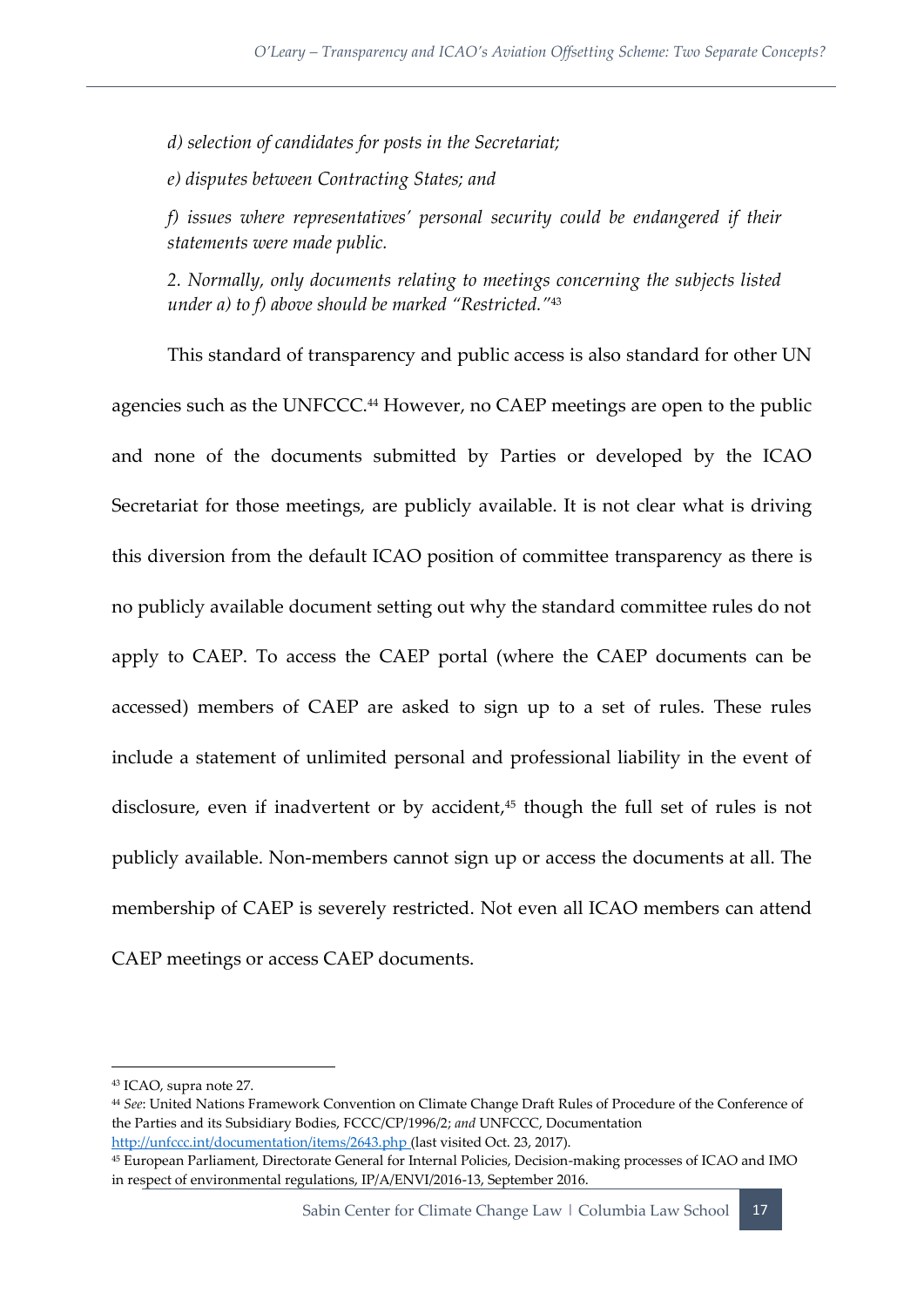*d) selection of candidates for posts in the Secretariat;*

*e) disputes between Contracting States; and*

*f) issues where representatives' personal security could be endangered if their statements were made public.*

*2. Normally, only documents relating to meetings concerning the subjects listed under a) to f) above should be marked "Restricted."*[43]

This standard of transparency and public access is also standard for other UN agencies such as the UNFCCC.[44] However, no CAEP meetings are open to the public and none of the documents submitted by Parties or developed by the ICAO Secretariat for those meetings, are publicly available. It is not clear what is driving this diversion from the default ICAO position of committee transparency as there is no publicly available document setting out why the standard committee rules do not apply to CAEP. To access the CAEP portal (where the CAEP documents can be accessed) members of CAEP are asked to sign up to a set of rules. These rules include a statement of unlimited personal and professional liability in the event of disclosure, even if inadvertent or by accident,[45] though the full set of rules is not publicly available. Non-members cannot sign up or access the documents at all. The membership of CAEP is severely restricted. Not even all ICAO members can attend CAEP meetings or access CAEP documents.

---

[43] ICAO, supra note 27.

[44] *See*: United Nations Framework Convention on Climate Change Draft Rules of Procedure of the Conference of the Parties and its Subsidiary Bodies, FCCC/CP/1996/2; *and* UNFCCC, Documentation http://unfccc.int/documentation/items/2643.php (last visited Oct. 23, 2017).

[45] European Parliament, Directorate General for Internal Policies, Decision-making processes of ICAO and IMO in respect of environmental regulations, IP/A/ENVI/2016-13, September 2016.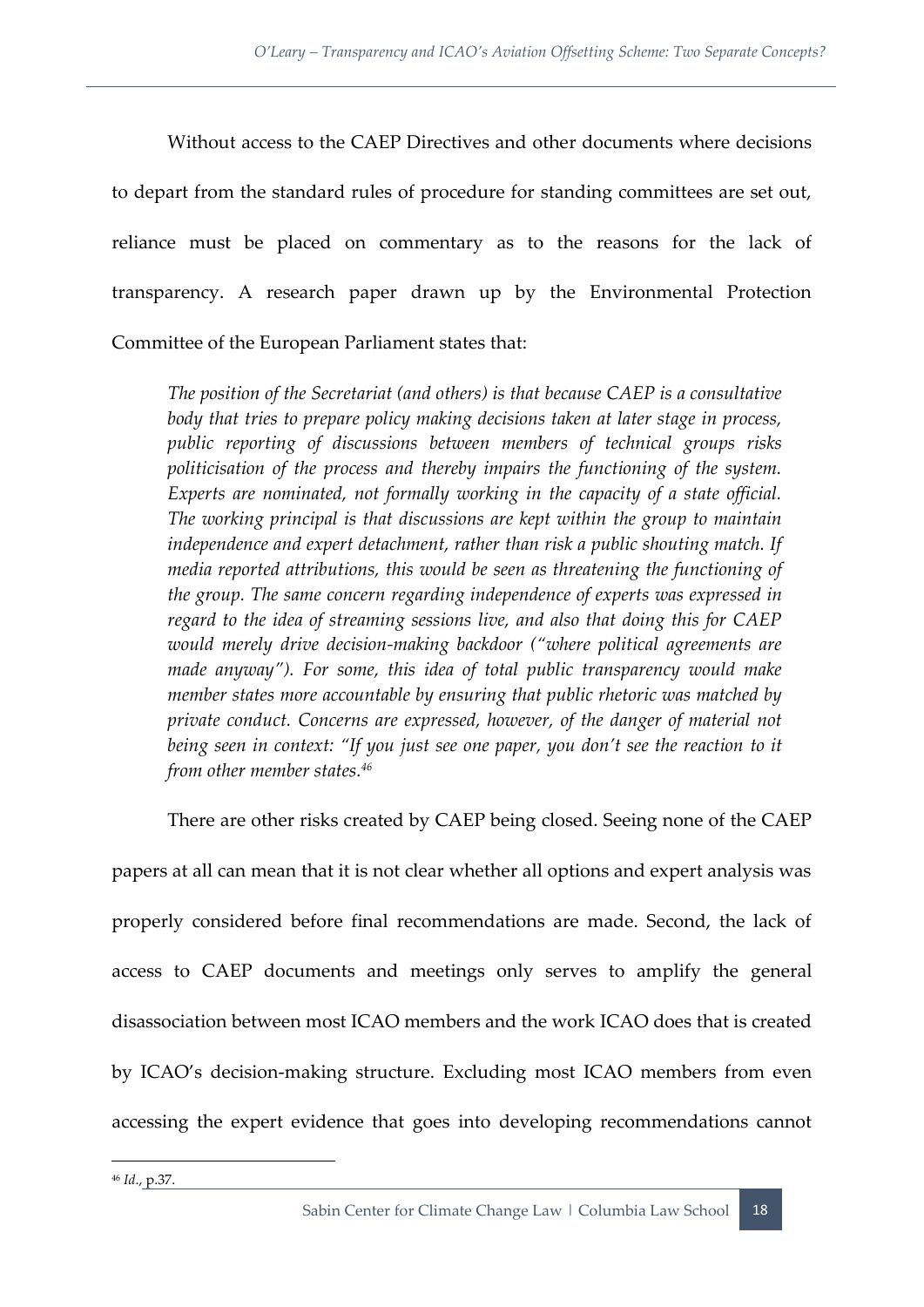Without access to the CAEP Directives and other documents where decisions to depart from the standard rules of procedure for standing committees are set out, reliance must be placed on commentary as to the reasons for the lack of transparency. A research paper drawn up by the Environmental Protection Committee of the European Parliament states that:

> *The position of the Secretariat (and others) is that because CAEP is a consultative body that tries to prepare policy making decisions taken at later stage in process, public reporting of discussions between members of technical groups risks politicisation of the process and thereby impairs the functioning of the system. Experts are nominated, not formally working in the capacity of a state official. The working principal is that discussions are kept within the group to maintain independence and expert detachment, rather than risk a public shouting match. If media reported attributions, this would be seen as threatening the functioning of the group. The same concern regarding independence of experts was expressed in regard to the idea of streaming sessions live, and also that doing this for CAEP would merely drive decision-making backdoor ("where political agreements are made anyway"). For some, this idea of total public transparency would make member states more accountable by ensuring that public rhetoric was matched by private conduct. Concerns are expressed, however, of the danger of material not being seen in context: "If you just see one paper, you don't see the reaction to it from other member states.*[46]

There are other risks created by CAEP being closed. Seeing none of the CAEP papers at all can mean that it is not clear whether all options and expert analysis was properly considered before final recommendations are made. Second, the lack of access to CAEP documents and meetings only serves to amplify the general disassociation between most ICAO members and the work ICAO does that is created by ICAO's decision-making structure. Excluding most ICAO members from even accessing the expert evidence that goes into developing recommendations cannot

---

[46] *Id*., p.37.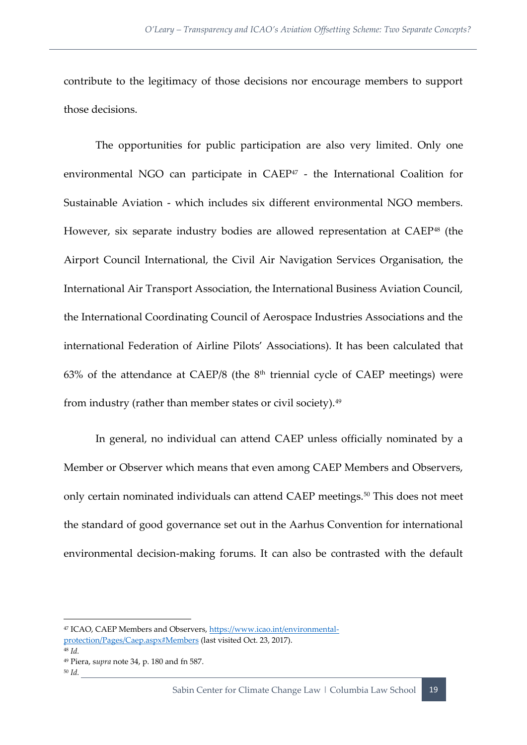contribute to the legitimacy of those decisions nor encourage members to support those decisions.

The opportunities for public participation are also very limited. Only one environmental NGO can participate in CAEP[47] - the International Coalition for Sustainable Aviation - which includes six different environmental NGO members. However, six separate industry bodies are allowed representation at CAEP[48] (the Airport Council International, the Civil Air Navigation Services Organisation, the International Air Transport Association, the International Business Aviation Council, the International Coordinating Council of Aerospace Industries Associations and the international Federation of Airline Pilots' Associations). It has been calculated that 63% of the attendance at CAEP/8 (the 8th triennial cycle of CAEP meetings) were from industry (rather than member states or civil society).[49]

In general, no individual can attend CAEP unless officially nominated by a Member or Observer which means that even among CAEP Members and Observers, only certain nominated individuals can attend CAEP meetings.[50] This does not meet the standard of good governance set out in the Aarhus Convention for international environmental decision-making forums. It can also be contrasted with the default

---

[47] ICAO, CAEP Members and Observers, https://www.icao.int/environmental-protection/Pages/Caep.aspx#Members (last visited Oct. 23, 2017).

[48] *Id.*

[49] Piera, *supra* note 34, p. 180 and fn 587.

[50] *Id.*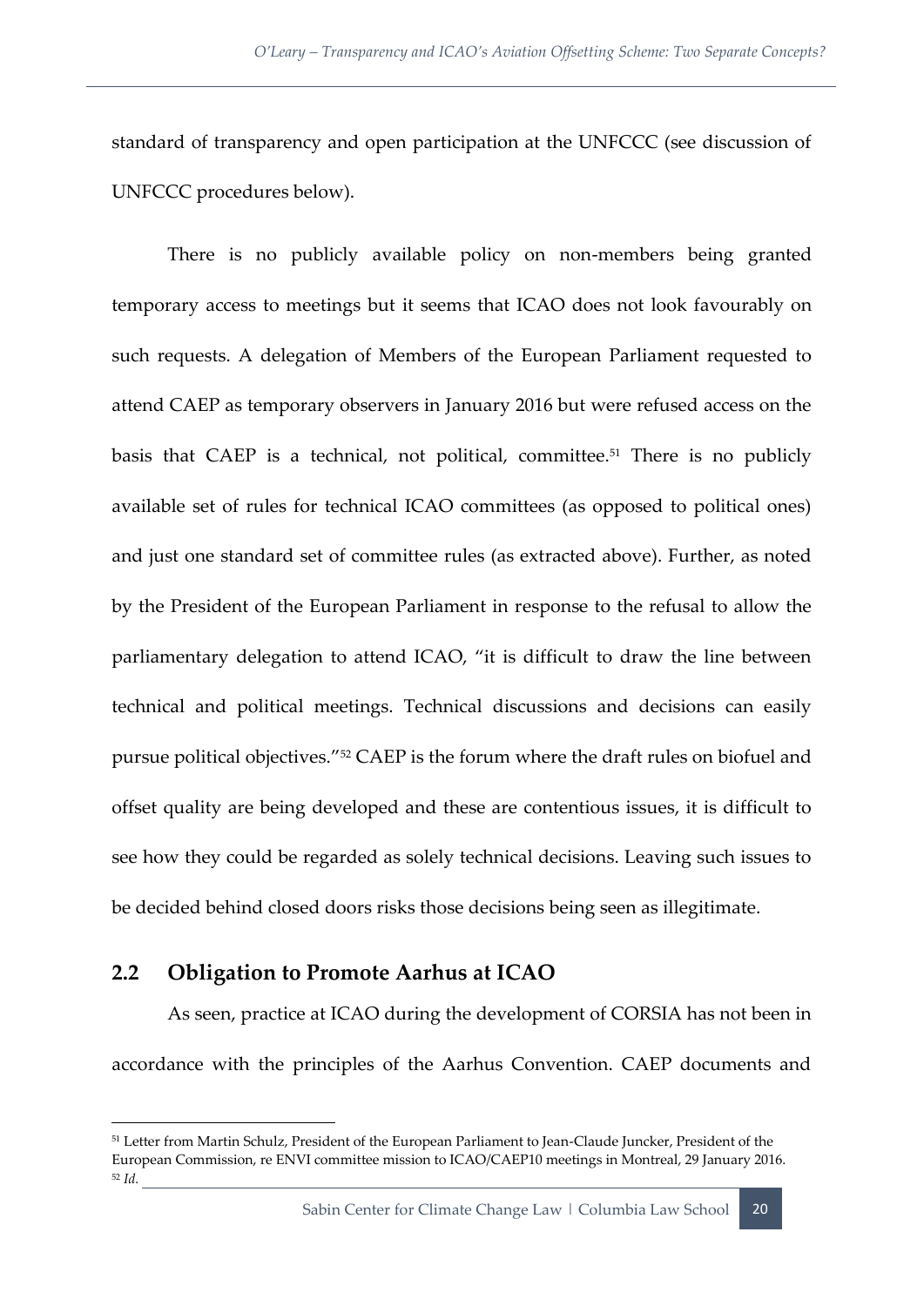standard of transparency and open participation at the UNFCCC (see discussion of UNFCCC procedures below).

There is no publicly available policy on non-members being granted temporary access to meetings but it seems that ICAO does not look favourably on such requests. A delegation of Members of the European Parliament requested to attend CAEP as temporary observers in January 2016 but were refused access on the basis that CAEP is a technical, not political, committee.[51] There is no publicly available set of rules for technical ICAO committees (as opposed to political ones) and just one standard set of committee rules (as extracted above). Further, as noted by the President of the European Parliament in response to the refusal to allow the parliamentary delegation to attend ICAO, "it is difficult to draw the line between technical and political meetings. Technical discussions and decisions can easily pursue political objectives."[52] CAEP is the forum where the draft rules on biofuel and offset quality are being developed and these are contentious issues, it is difficult to see how they could be regarded as solely technical decisions. Leaving such issues to be decided behind closed doors risks those decisions being seen as illegitimate.

## 2.2 Obligation to Promote Aarhus at ICAO

As seen, practice at ICAO during the development of CORSIA has not been in accordance with the principles of the Aarhus Convention. CAEP documents and

---

[51] Letter from Martin Schulz, President of the European Parliament to Jean-Claude Juncker, President of the European Commission, re ENVI committee mission to ICAO/CAEP10 meetings in Montreal, 29 January 2016.

[52] *Id.*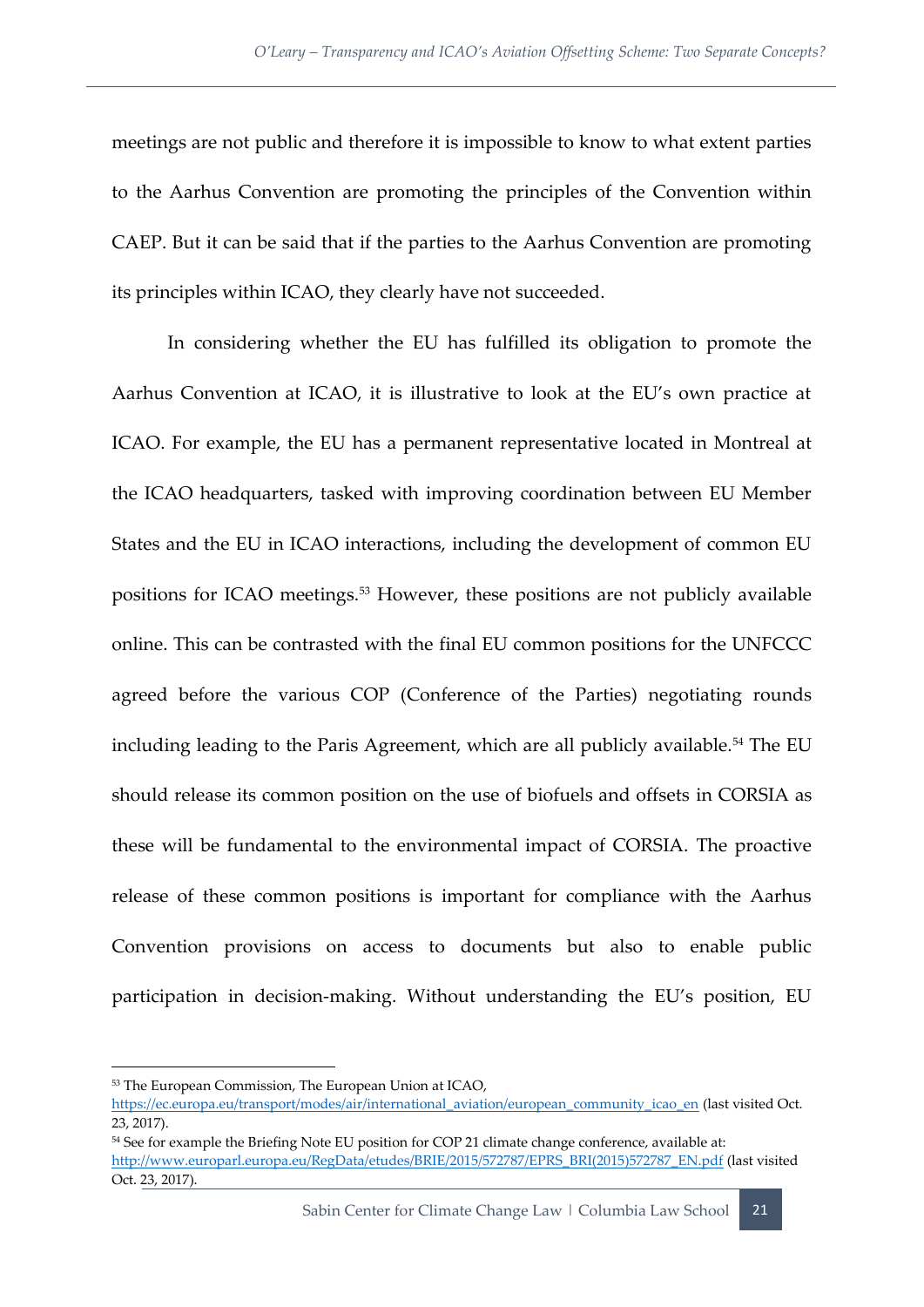meetings are not public and therefore it is impossible to know to what extent parties to the Aarhus Convention are promoting the principles of the Convention within CAEP. But it can be said that if the parties to the Aarhus Convention are promoting its principles within ICAO, they clearly have not succeeded.

In considering whether the EU has fulfilled its obligation to promote the Aarhus Convention at ICAO, it is illustrative to look at the EU's own practice at ICAO. For example, the EU has a permanent representative located in Montreal at the ICAO headquarters, tasked with improving coordination between EU Member States and the EU in ICAO interactions, including the development of common EU positions for ICAO meetings.[53] However, these positions are not publicly available online. This can be contrasted with the final EU common positions for the UNFCCC agreed before the various COP (Conference of the Parties) negotiating rounds including leading to the Paris Agreement, which are all publicly available.[54] The EU should release its common position on the use of biofuels and offsets in CORSIA as these will be fundamental to the environmental impact of CORSIA. The proactive release of these common positions is important for compliance with the Aarhus Convention provisions on access to documents but also to enable public participation in decision-making. Without understanding the EU's position, EU

---

[53] The European Commission, The European Union at ICAO, https://ec.europa.eu/transport/modes/air/international_aviation/european_community_icao_en (last visited Oct. 23, 2017).

[54] See for example the Briefing Note EU position for COP 21 climate change conference, available at: http://www.europarl.europa.eu/RegData/etudes/BRIE/2015/572787/EPRS_BRI(2015)572787_EN.pdf (last visited Oct. 23, 2017).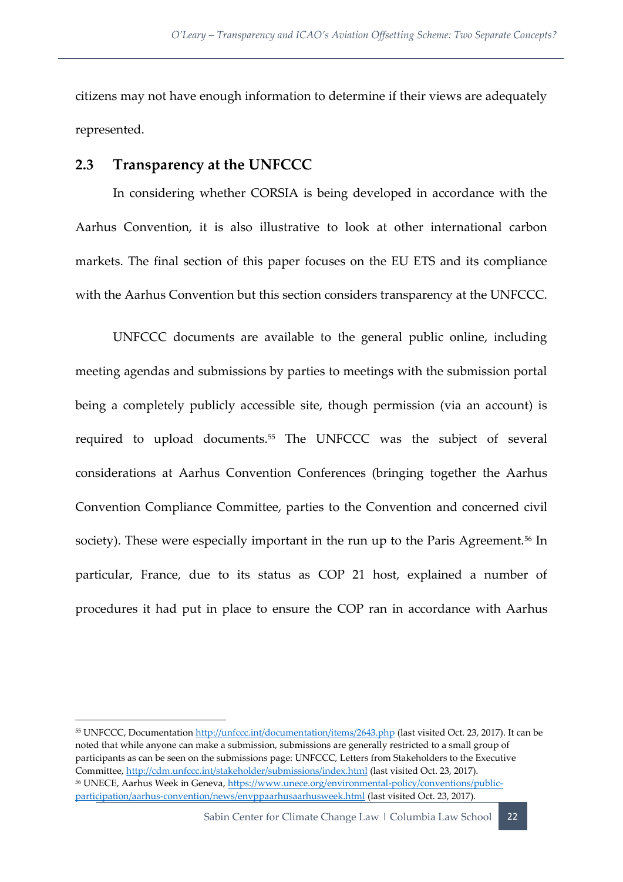citizens may not have enough information to determine if their views are adequately represented.

## 2.3 Transparency at the UNFCCC

In considering whether CORSIA is being developed in accordance with the Aarhus Convention, it is also illustrative to look at other international carbon markets. The final section of this paper focuses on the EU ETS and its compliance with the Aarhus Convention but this section considers transparency at the UNFCCC.

UNFCCC documents are available to the general public online, including meeting agendas and submissions by parties to meetings with the submission portal being a completely publicly accessible site, though permission (via an account) is required to upload documents.[55] The UNFCCC was the subject of several considerations at Aarhus Convention Conferences (bringing together the Aarhus Convention Compliance Committee, parties to the Convention and concerned civil society). These were especially important in the run up to the Paris Agreement.[56] In particular, France, due to its status as COP 21 host, explained a number of procedures it had put in place to ensure the COP ran in accordance with Aarhus

---

[55] UNFCCC, Documentation http://unfccc.int/documentation/items/2643.php (last visited Oct. 23, 2017). It can be noted that while anyone can make a submission, submissions are generally restricted to a small group of participants as can be seen on the submissions page: UNFCCC, Letters from Stakeholders to the Executive Committee, http://cdm.unfccc.int/stakeholder/submissions/index.html (last visited Oct. 23, 2017).

[56] UNECE, Aarhus Week in Geneva, https://www.unece.org/environmental-policy/conventions/public-participation/aarhus-convention/news/envppaarhusaarhusweek.html (last visited Oct. 23, 2017).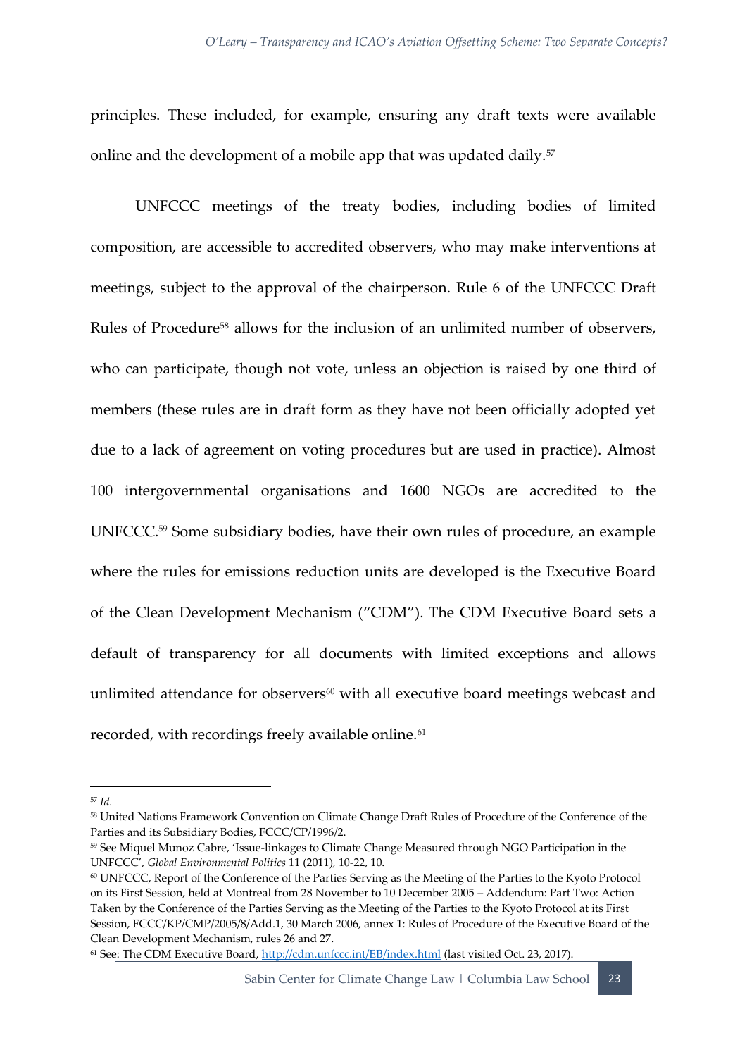principles. These included, for example, ensuring any draft texts were available online and the development of a mobile app that was updated daily.[57]

UNFCCC meetings of the treaty bodies, including bodies of limited composition, are accessible to accredited observers, who may make interventions at meetings, subject to the approval of the chairperson. Rule 6 of the UNFCCC Draft Rules of Procedure[58] allows for the inclusion of an unlimited number of observers, who can participate, though not vote, unless an objection is raised by one third of members (these rules are in draft form as they have not been officially adopted yet due to a lack of agreement on voting procedures but are used in practice). Almost 100 intergovernmental organisations and 1600 NGOs are accredited to the UNFCCC.[59] Some subsidiary bodies, have their own rules of procedure, an example where the rules for emissions reduction units are developed is the Executive Board of the Clean Development Mechanism ("CDM"). The CDM Executive Board sets a default of transparency for all documents with limited exceptions and allows unlimited attendance for observers[60] with all executive board meetings webcast and recorded, with recordings freely available online.[61]

---

[57] *Id.*

[58] United Nations Framework Convention on Climate Change Draft Rules of Procedure of the Conference of the Parties and its Subsidiary Bodies, FCCC/CP/1996/2.

[59] See Miquel Munoz Cabre, 'Issue-linkages to Climate Change Measured through NGO Participation in the UNFCCC', *Global Environmental Politics* 11 (2011), 10-22, 10.

[60] UNFCCC, Report of the Conference of the Parties Serving as the Meeting of the Parties to the Kyoto Protocol on its First Session, held at Montreal from 28 November to 10 December 2005 – Addendum: Part Two: Action Taken by the Conference of the Parties Serving as the Meeting of the Parties to the Kyoto Protocol at its First Session, FCCC/KP/CMP/2005/8/Add.1, 30 March 2006, annex 1: Rules of Procedure of the Executive Board of the Clean Development Mechanism, rules 26 and 27.

[61] See: The CDM Executive Board, http://cdm.unfccc.int/EB/index.html (last visited Oct. 23, 2017).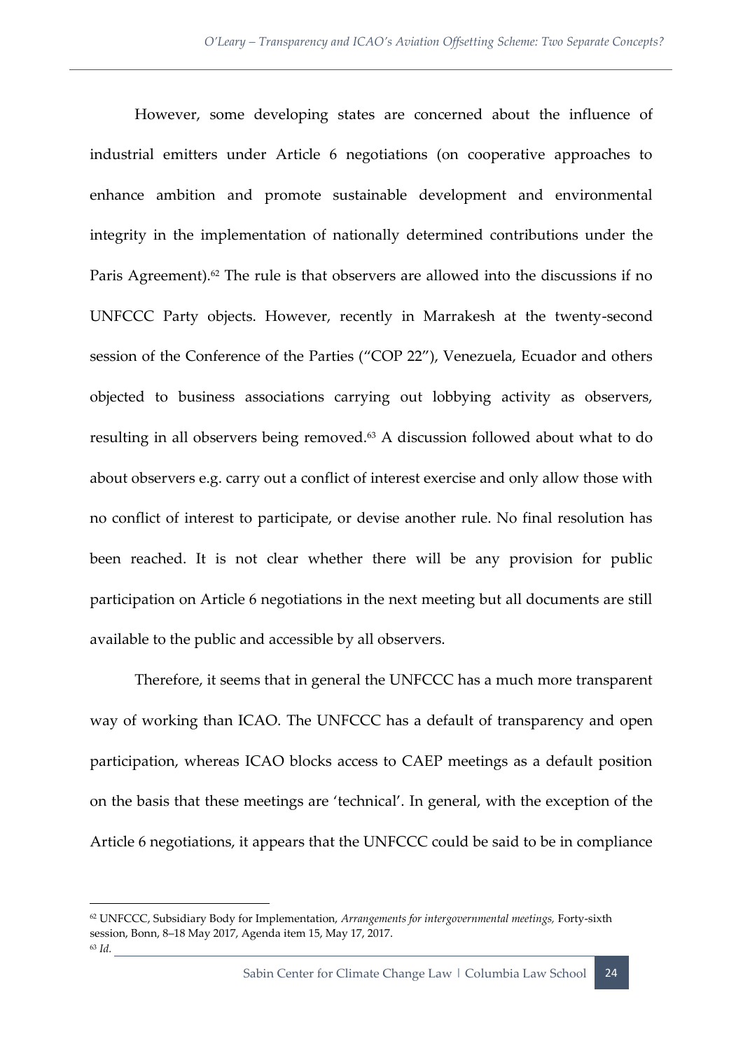However, some developing states are concerned about the influence of industrial emitters under Article 6 negotiations (on cooperative approaches to enhance ambition and promote sustainable development and environmental integrity in the implementation of nationally determined contributions under the Paris Agreement).[62] The rule is that observers are allowed into the discussions if no UNFCCC Party objects. However, recently in Marrakesh at the twenty-second session of the Conference of the Parties ("COP 22"), Venezuela, Ecuador and others objected to business associations carrying out lobbying activity as observers, resulting in all observers being removed.[63] A discussion followed about what to do about observers e.g. carry out a conflict of interest exercise and only allow those with no conflict of interest to participate, or devise another rule. No final resolution has been reached. It is not clear whether there will be any provision for public participation on Article 6 negotiations in the next meeting but all documents are still available to the public and accessible by all observers.

Therefore, it seems that in general the UNFCCC has a much more transparent way of working than ICAO. The UNFCCC has a default of transparency and open participation, whereas ICAO blocks access to CAEP meetings as a default position on the basis that these meetings are 'technical'. In general, with the exception of the Article 6 negotiations, it appears that the UNFCCC could be said to be in compliance

---

[62] UNFCCC, Subsidiary Body for Implementation, *Arrangements for intergovernmental meetings,* Forty-sixth session, Bonn, 8–18 May 2017, Agenda item 15, May 17, 2017.

[63] *Id.*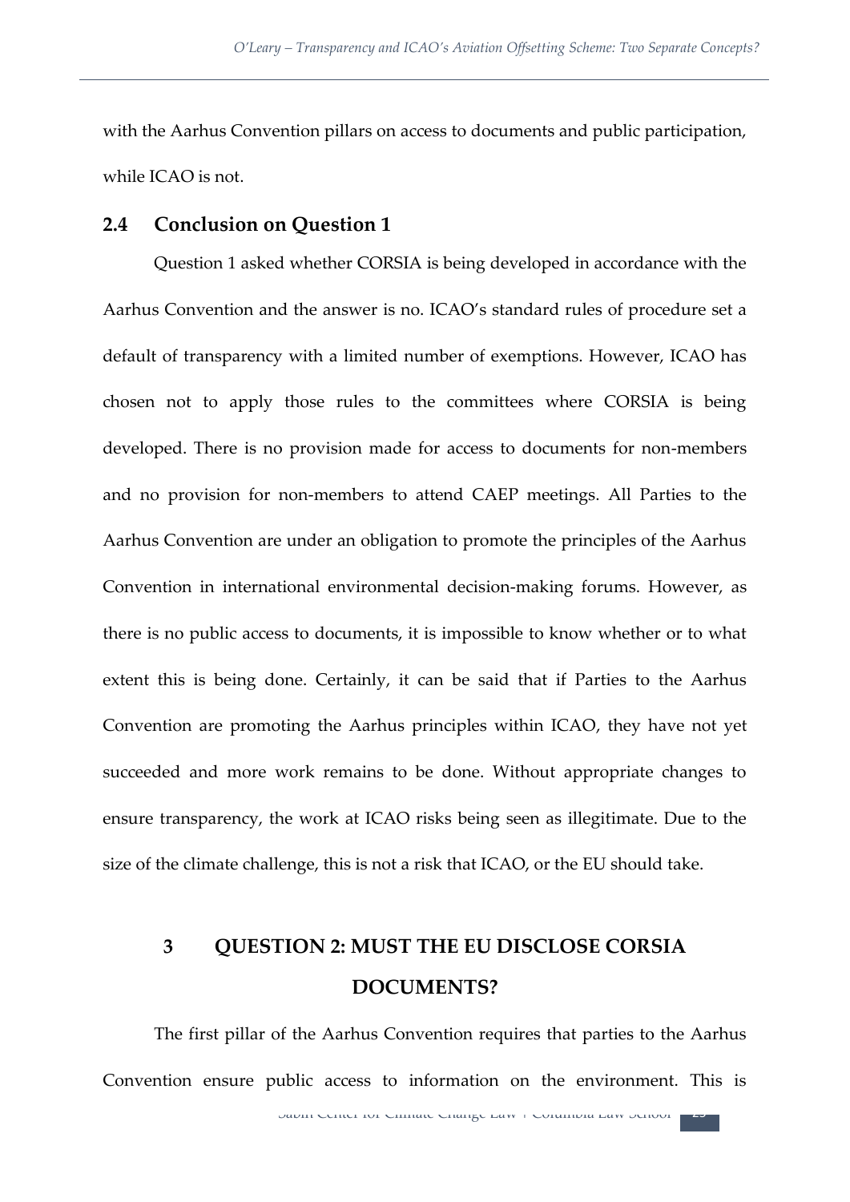with the Aarhus Convention pillars on access to documents and public participation, while ICAO is not.

### 2.4 Conclusion on Question 1

Question 1 asked whether CORSIA is being developed in accordance with the Aarhus Convention and the answer is no. ICAO's standard rules of procedure set a default of transparency with a limited number of exemptions. However, ICAO has chosen not to apply those rules to the committees where CORSIA is being developed. There is no provision made for access to documents for non-members and no provision for non-members to attend CAEP meetings. All Parties to the Aarhus Convention are under an obligation to promote the principles of the Aarhus Convention in international environmental decision-making forums. However, as there is no public access to documents, it is impossible to know whether or to what extent this is being done. Certainly, it can be said that if Parties to the Aarhus Convention are promoting the Aarhus principles within ICAO, they have not yet succeeded and more work remains to be done. Without appropriate changes to ensure transparency, the work at ICAO risks being seen as illegitimate. Due to the size of the climate challenge, this is not a risk that ICAO, or the EU should take.

## 3 QUESTION 2: MUST THE EU DISCLOSE CORSIA DOCUMENTS?

The first pillar of the Aarhus Convention requires that parties to the Aarhus Convention ensure public access to information on the environment. This is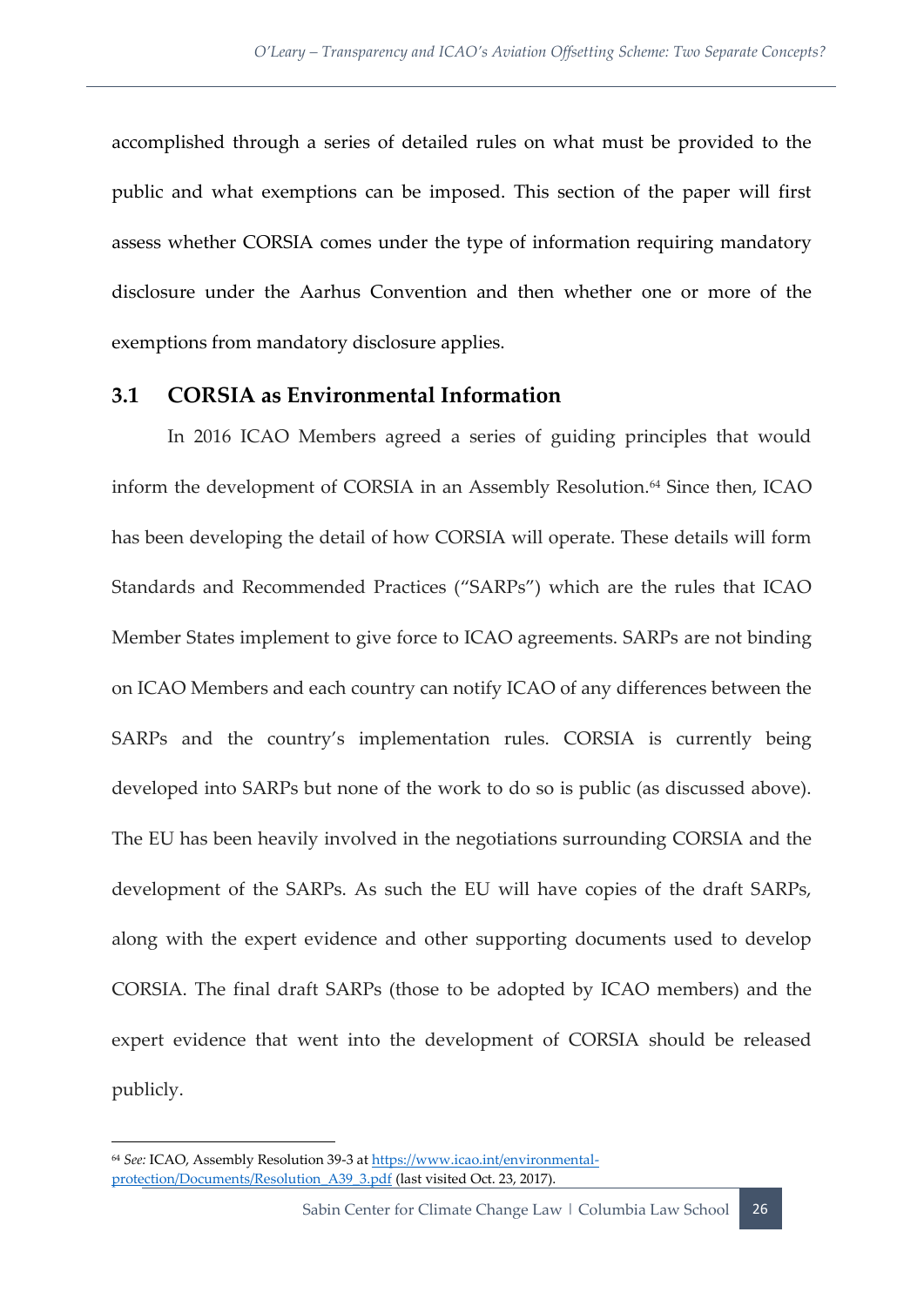accomplished through a series of detailed rules on what must be provided to the public and what exemptions can be imposed. This section of the paper will first assess whether CORSIA comes under the type of information requiring mandatory disclosure under the Aarhus Convention and then whether one or more of the exemptions from mandatory disclosure applies.

## 3.1 CORSIA as Environmental Information

In 2016 ICAO Members agreed a series of guiding principles that would inform the development of CORSIA in an Assembly Resolution.[64] Since then, ICAO has been developing the detail of how CORSIA will operate. These details will form Standards and Recommended Practices ("SARPs") which are the rules that ICAO Member States implement to give force to ICAO agreements. SARPs are not binding on ICAO Members and each country can notify ICAO of any differences between the SARPs and the country's implementation rules. CORSIA is currently being developed into SARPs but none of the work to do so is public (as discussed above). The EU has been heavily involved in the negotiations surrounding CORSIA and the development of the SARPs. As such the EU will have copies of the draft SARPs, along with the expert evidence and other supporting documents used to develop CORSIA. The final draft SARPs (those to be adopted by ICAO members) and the expert evidence that went into the development of CORSIA should be released publicly.

---

[64] *See:* ICAO, Assembly Resolution 39-3 at https://www.icao.int/environmental-protection/Documents/Resolution_A39_3.pdf (last visited Oct. 23, 2017).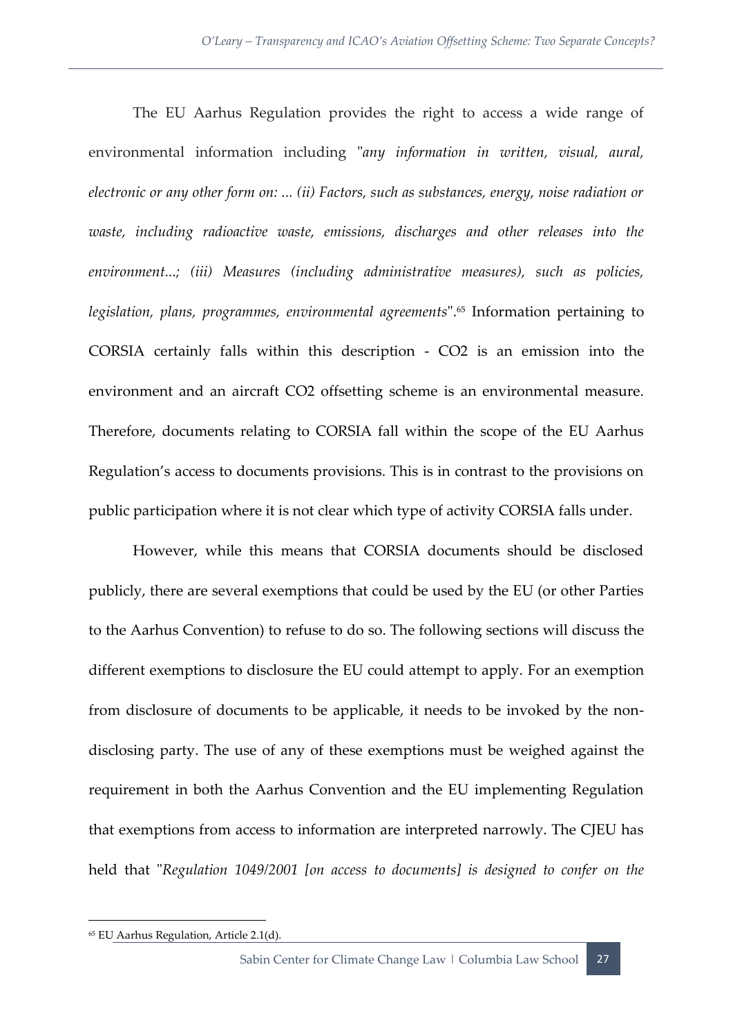The EU Aarhus Regulation provides the right to access a wide range of environmental information including "*any information in written, visual, aural, electronic or any other form on: ... (ii) Factors, such as substances, energy, noise radiation or waste, including radioactive waste, emissions, discharges and other releases into the environment...; (iii) Measures (including administrative measures), such as policies, legislation, plans, programmes, environmental agreements*".[65] Information pertaining to CORSIA certainly falls within this description - $CO_2$ is an emission into the environment and an aircraft $CO_2$ offsetting scheme is an environmental measure. Therefore, documents relating to CORSIA fall within the scope of the EU Aarhus Regulation's access to documents provisions. This is in contrast to the provisions on public participation where it is not clear which type of activity CORSIA falls under.

However, while this means that CORSIA documents should be disclosed publicly, there are several exemptions that could be used by the EU (or other Parties to the Aarhus Convention) to refuse to do so. The following sections will discuss the different exemptions to disclosure the EU could attempt to apply. For an exemption from disclosure of documents to be applicable, it needs to be invoked by the non-disclosing party. The use of any of these exemptions must be weighed against the requirement in both the Aarhus Convention and the EU implementing Regulation that exemptions from access to information are interpreted narrowly. The CJEU has held that "*Regulation 1049/2001 [on access to documents] is designed to confer on the*

---

[65] EU Aarhus Regulation, Article 2.1(d).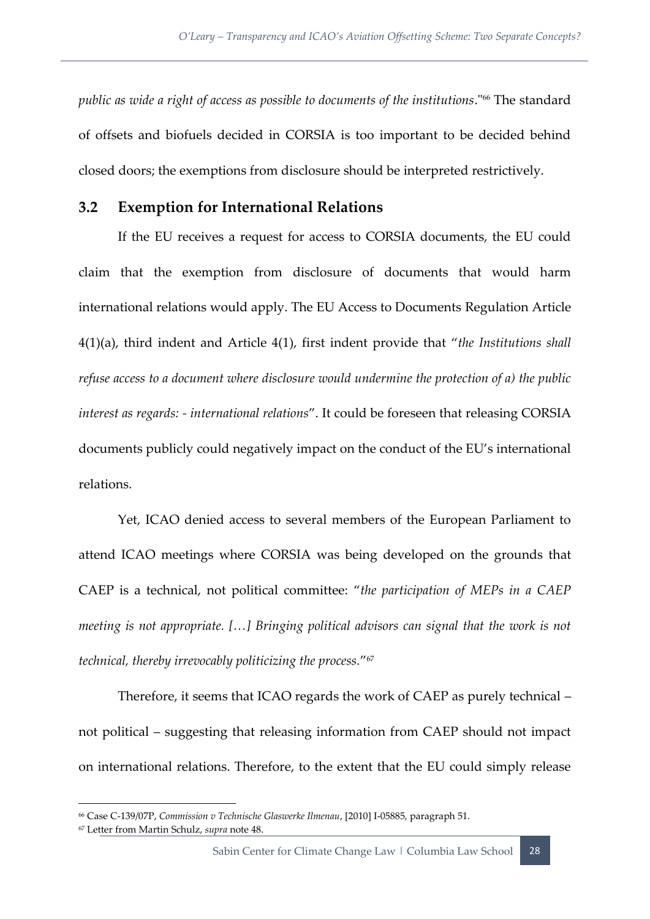*public as wide a right of access as possible to documents of the institutions*."[66] The standard of offsets and biofuels decided in CORSIA is too important to be decided behind closed doors; the exemptions from disclosure should be interpreted restrictively.

## 3.2 Exemption for International Relations

If the EU receives a request for access to CORSIA documents, the EU could claim that the exemption from disclosure of documents that would harm international relations would apply. The EU Access to Documents Regulation Article 4(1)(a), third indent and Article 4(1), first indent provide that "*the Institutions shall refuse access to a document where disclosure would undermine the protection of a) the public interest as regards: - international relations*". It could be foreseen that releasing CORSIA documents publicly could negatively impact on the conduct of the EU's international relations.

Yet, ICAO denied access to several members of the European Parliament to attend ICAO meetings where CORSIA was being developed on the grounds that CAEP is a technical, not political committee: "*the participation of MEPs in a CAEP meeting is not appropriate. […] Bringing political advisors can signal that the work is not technical, thereby irrevocably politicizing the process.*"[67]

Therefore, it seems that ICAO regards the work of CAEP as purely technical – not political – suggesting that releasing information from CAEP should not impact on international relations. Therefore, to the extent that the EU could simply release

---

[66] Case C-139/07P, *Commission v Technische Glaswerke Ilmenau*, [2010] I-05885, paragraph 51.

[67] Letter from Martin Schulz, *supra* note 48.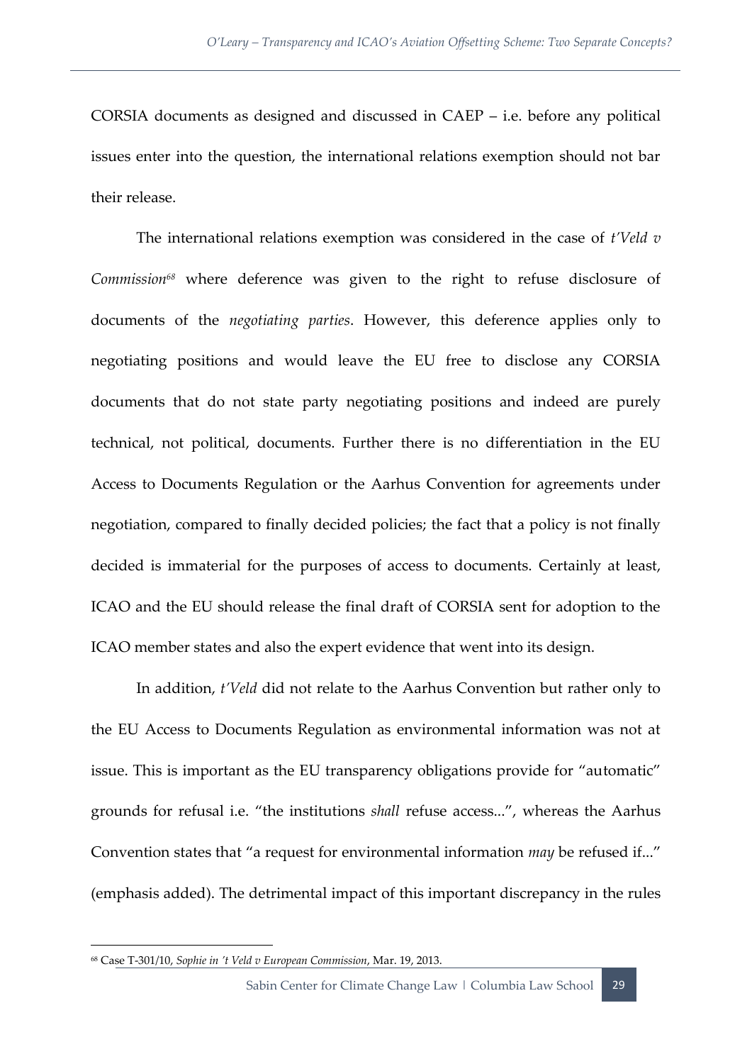CORSIA documents as designed and discussed in CAEP – i.e. before any political issues enter into the question, the international relations exemption should not bar their release.

The international relations exemption was considered in the case of *t'Veld v Commission*[68] where deference was given to the right to refuse disclosure of documents of the *negotiating parties*. However, this deference applies only to negotiating positions and would leave the EU free to disclose any CORSIA documents that do not state party negotiating positions and indeed are purely technical, not political, documents. Further there is no differentiation in the EU Access to Documents Regulation or the Aarhus Convention for agreements under negotiation, compared to finally decided policies; the fact that a policy is not finally decided is immaterial for the purposes of access to documents. Certainly at least, ICAO and the EU should release the final draft of CORSIA sent for adoption to the ICAO member states and also the expert evidence that went into its design.

In addition, *t'Veld* did not relate to the Aarhus Convention but rather only to the EU Access to Documents Regulation as environmental information was not at issue. This is important as the EU transparency obligations provide for "automatic" grounds for refusal i.e. "the institutions *shall* refuse access...", whereas the Aarhus Convention states that "a request for environmental information *may* be refused if..." (emphasis added). The detrimental impact of this important discrepancy in the rules

---

[68] Case T-301/10, *Sophie in 't Veld v European Commission*, Mar. 19, 2013.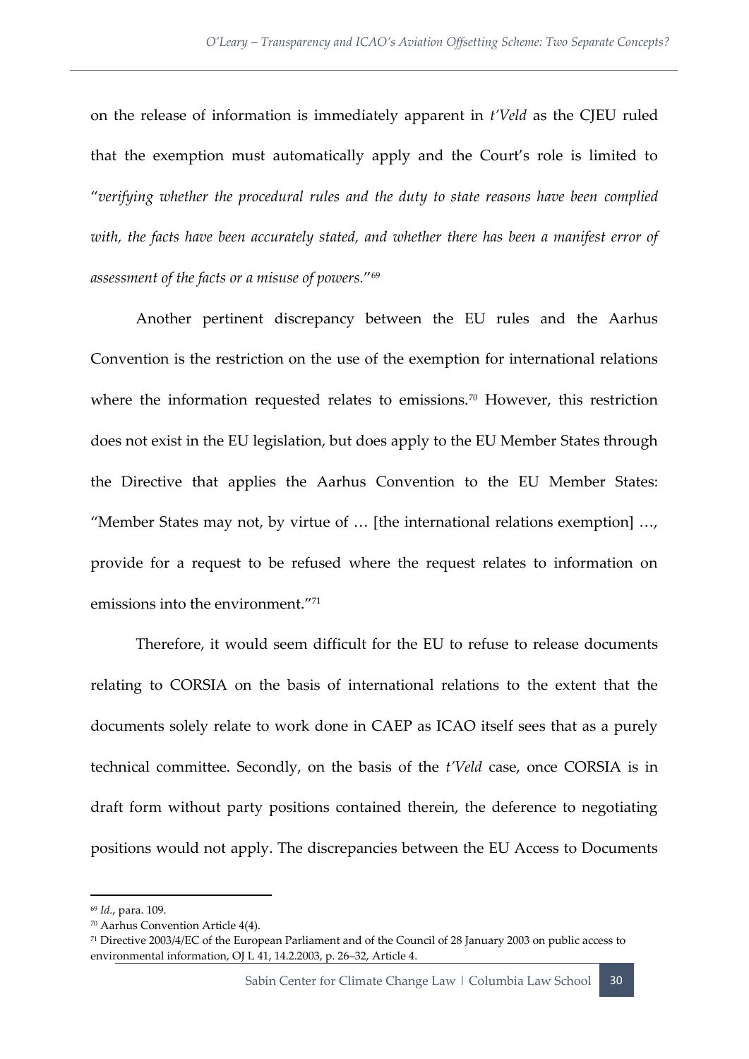on the release of information is immediately apparent in *t'Veld* as the CJEU ruled that the exemption must automatically apply and the Court's role is limited to "*verifying whether the procedural rules and the duty to state reasons have been complied with, the facts have been accurately stated, and whether there has been a manifest error of assessment of the facts or a misuse of powers.*"[69]

Another pertinent discrepancy between the EU rules and the Aarhus Convention is the restriction on the use of the exemption for international relations where the information requested relates to emissions.[70] However, this restriction does not exist in the EU legislation, but does apply to the EU Member States through the Directive that applies the Aarhus Convention to the EU Member States: "Member States may not, by virtue of … [the international relations exemption] …, provide for a request to be refused where the request relates to information on emissions into the environment."[71]

Therefore, it would seem difficult for the EU to refuse to release documents relating to CORSIA on the basis of international relations to the extent that the documents solely relate to work done in CAEP as ICAO itself sees that as a purely technical committee. Secondly, on the basis of the *t'Veld* case, once CORSIA is in draft form without party positions contained therein, the deference to negotiating positions would not apply. The discrepancies between the EU Access to Documents

---

[69] *Id.*, para. 109.

[70] Aarhus Convention Article 4(4).

[71] Directive 2003/4/EC of the European Parliament and of the Council of 28 January 2003 on public access to environmental information, OJ L 41, 14.2.2003, p. 26–32, Article 4.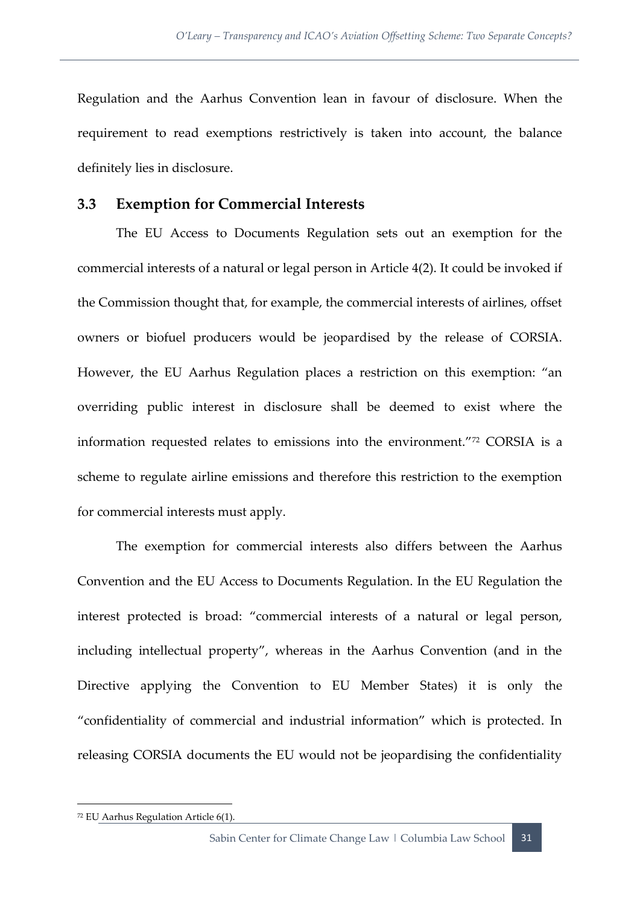Regulation and the Aarhus Convention lean in favour of disclosure. When the requirement to read exemptions restrictively is taken into account, the balance definitely lies in disclosure.

## 3.3 Exemption for Commercial Interests

The EU Access to Documents Regulation sets out an exemption for the commercial interests of a natural or legal person in Article 4(2). It could be invoked if the Commission thought that, for example, the commercial interests of airlines, offset owners or biofuel producers would be jeopardised by the release of CORSIA. However, the EU Aarhus Regulation places a restriction on this exemption: "an overriding public interest in disclosure shall be deemed to exist where the information requested relates to emissions into the environment."[72] CORSIA is a scheme to regulate airline emissions and therefore this restriction to the exemption for commercial interests must apply.

The exemption for commercial interests also differs between the Aarhus Convention and the EU Access to Documents Regulation. In the EU Regulation the interest protected is broad: "commercial interests of a natural or legal person, including intellectual property", whereas in the Aarhus Convention (and in the Directive applying the Convention to EU Member States) it is only the "confidentiality of commercial and industrial information" which is protected. In releasing CORSIA documents the EU would not be jeopardising the confidentiality

[72] EU Aarhus Regulation Article 6(1).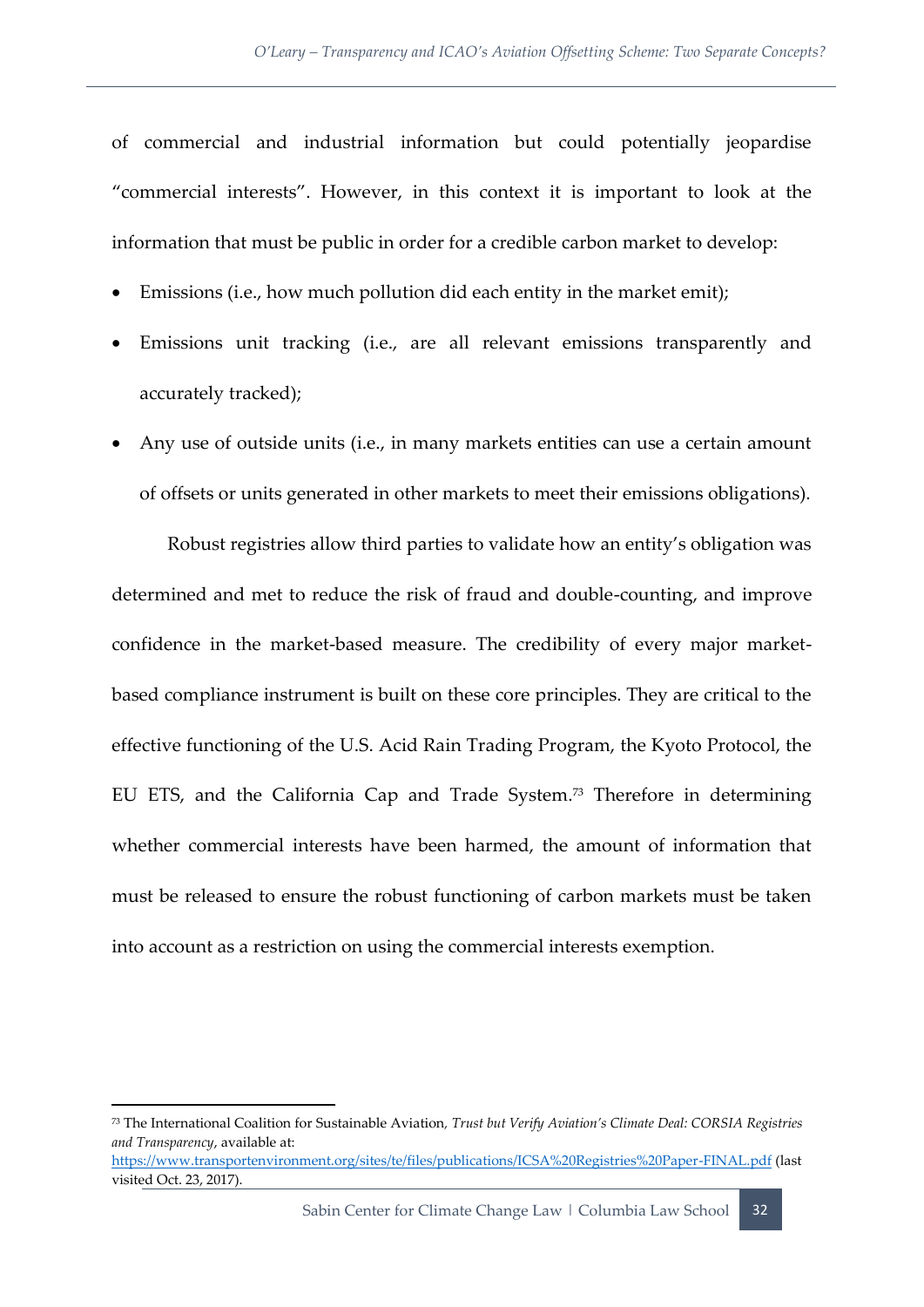of commercial and industrial information but could potentially jeopardise "commercial interests". However, in this context it is important to look at the information that must be public in order for a credible carbon market to develop:

- Emissions (i.e., how much pollution did each entity in the market emit);
- Emissions unit tracking (i.e., are all relevant emissions transparently and accurately tracked);
- Any use of outside units (i.e., in many markets entities can use a certain amount of offsets or units generated in other markets to meet their emissions obligations).

Robust registries allow third parties to validate how an entity's obligation was determined and met to reduce the risk of fraud and double-counting, and improve confidence in the market-based measure. The credibility of every major market-based compliance instrument is built on these core principles. They are critical to the effective functioning of the U.S. Acid Rain Trading Program, the Kyoto Protocol, the EU ETS, and the California Cap and Trade System.[73] Therefore in determining whether commercial interests have been harmed, the amount of information that must be released to ensure the robust functioning of carbon markets must be taken into account as a restriction on using the commercial interests exemption.

---

[73] The International Coalition for Sustainable Aviation, *Trust but Verify Aviation's Climate Deal: CORSIA Registries and Transparency*, available at: https://www.transportenvironment.org/sites/te/files/publications/ICSA%20Registries%20Paper-FINAL.pdf (last visited Oct. 23, 2017).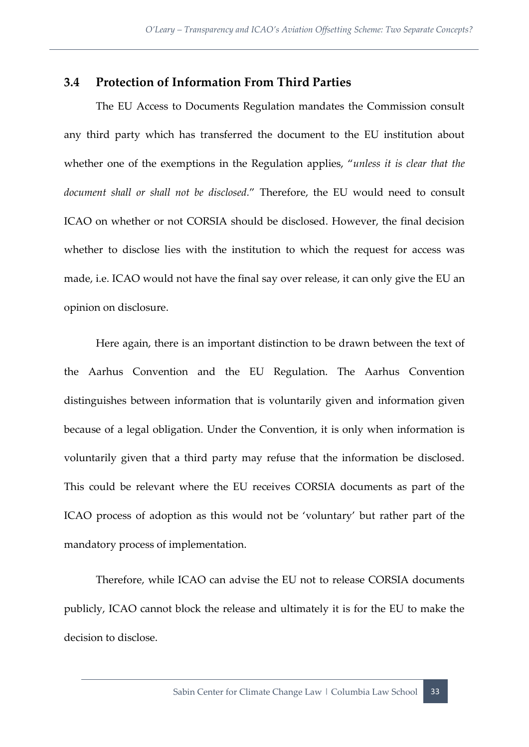### 3.4 Protection of Information From Third Parties

The EU Access to Documents Regulation mandates the Commission consult any third party which has transferred the document to the EU institution about whether one of the exemptions in the Regulation applies, "*unless it is clear that the document shall or shall not be disclosed*." Therefore, the EU would need to consult ICAO on whether or not CORSIA should be disclosed. However, the final decision whether to disclose lies with the institution to which the request for access was made, i.e. ICAO would not have the final say over release, it can only give the EU an opinion on disclosure.

Here again, there is an important distinction to be drawn between the text of the Aarhus Convention and the EU Regulation. The Aarhus Convention distinguishes between information that is voluntarily given and information given because of a legal obligation. Under the Convention, it is only when information is voluntarily given that a third party may refuse that the information be disclosed. This could be relevant where the EU receives CORSIA documents as part of the ICAO process of adoption as this would not be 'voluntary' but rather part of the mandatory process of implementation.

Therefore, while ICAO can advise the EU not to release CORSIA documents publicly, ICAO cannot block the release and ultimately it is for the EU to make the decision to disclose.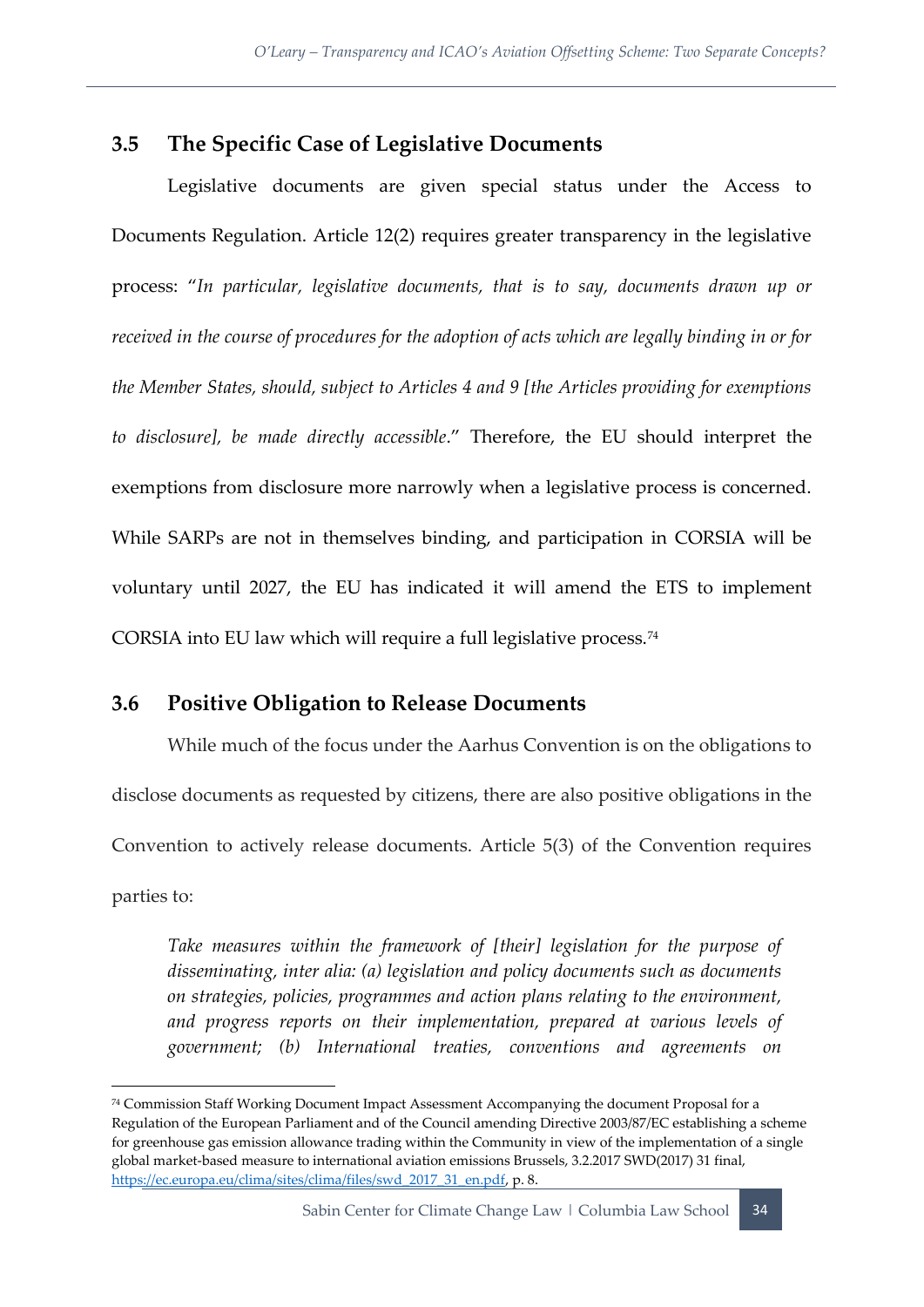## 3.5 The Specific Case of Legislative Documents

Legislative documents are given special status under the Access to Documents Regulation. Article 12(2) requires greater transparency in the legislative process: "*In particular, legislative documents, that is to say, documents drawn up or received in the course of procedures for the adoption of acts which are legally binding in or for the Member States, should, subject to Articles 4 and 9 [the Articles providing for exemptions to disclosure], be made directly accessible*." Therefore, the EU should interpret the exemptions from disclosure more narrowly when a legislative process is concerned. While SARPs are not in themselves binding, and participation in CORSIA will be voluntary until 2027, the EU has indicated it will amend the ETS to implement CORSIA into EU law which will require a full legislative process.[74]

## 3.6 Positive Obligation to Release Documents

While much of the focus under the Aarhus Convention is on the obligations to disclose documents as requested by citizens, there are also positive obligations in the Convention to actively release documents. Article 5(3) of the Convention requires parties to:

> *Take measures within the framework of [their] legislation for the purpose of disseminating, inter alia: (a) legislation and policy documents such as documents on strategies, policies, programmes and action plans relating to the environment, and progress reports on their implementation, prepared at various levels of government; (b) International treaties, conventions and agreements on*

---

[74] Commission Staff Working Document Impact Assessment Accompanying the document Proposal for a Regulation of the European Parliament and of the Council amending Directive 2003/87/EC establishing a scheme for greenhouse gas emission allowance trading within the Community in view of the implementation of a single global market-based measure to international aviation emissions Brussels, 3.2.2017 SWD(2017) 31 final, https://ec.europa.eu/clima/sites/clima/files/swd_2017_31_en.pdf, p. 8.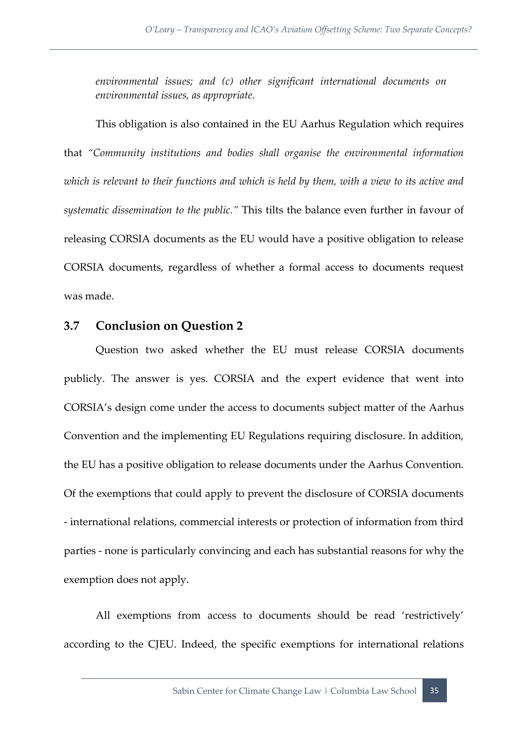*environmental issues; and (c) other significant international documents on environmental issues, as appropriate.*

This obligation is also contained in the EU Aarhus Regulation which requires that *"Community institutions and bodies shall organise the environmental information which is relevant to their functions and which is held by them, with a view to its active and systematic dissemination to the public."* This tilts the balance even further in favour of releasing CORSIA documents as the EU would have a positive obligation to release CORSIA documents, regardless of whether a formal access to documents request was made.

## 3.7 Conclusion on Question 2

Question two asked whether the EU must release CORSIA documents publicly. The answer is yes. CORSIA and the expert evidence that went into CORSIA's design come under the access to documents subject matter of the Aarhus Convention and the implementing EU Regulations requiring disclosure. In addition, the EU has a positive obligation to release documents under the Aarhus Convention. Of the exemptions that could apply to prevent the disclosure of CORSIA documents - international relations, commercial interests or protection of information from third parties - none is particularly convincing and each has substantial reasons for why the exemption does not apply.

All exemptions from access to documents should be read 'restrictively' according to the CJEU. Indeed, the specific exemptions for international relations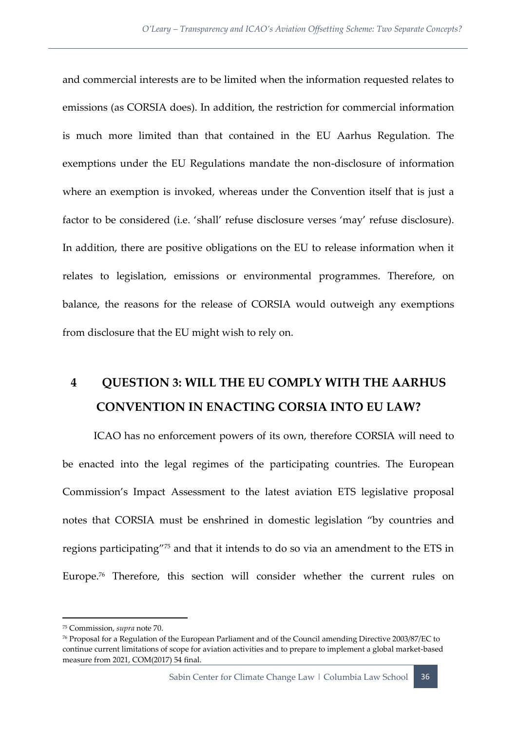and commercial interests are to be limited when the information requested relates to emissions (as CORSIA does). In addition, the restriction for commercial information is much more limited than that contained in the EU Aarhus Regulation. The exemptions under the EU Regulations mandate the non-disclosure of information where an exemption is invoked, whereas under the Convention itself that is just a factor to be considered (i.e. 'shall' refuse disclosure verses 'may' refuse disclosure). In addition, there are positive obligations on the EU to release information when it relates to legislation, emissions or environmental programmes. Therefore, on balance, the reasons for the release of CORSIA would outweigh any exemptions from disclosure that the EU might wish to rely on.

# 4 QUESTION 3: WILL THE EU COMPLY WITH THE AARHUS CONVENTION IN ENACTING CORSIA INTO EU LAW?

ICAO has no enforcement powers of its own, therefore CORSIA will need to be enacted into the legal regimes of the participating countries. The European Commission's Impact Assessment to the latest aviation ETS legislative proposal notes that CORSIA must be enshrined in domestic legislation "by countries and regions participating"[75] and that it intends to do so via an amendment to the ETS in Europe.[76] Therefore, this section will consider whether the current rules on

[75] Commission, *supra* note 70.

[76] Proposal for a Regulation of the European Parliament and of the Council amending Directive 2003/87/EC to continue current limitations of scope for aviation activities and to prepare to implement a global market-based measure from 2021, COM(2017) 54 final.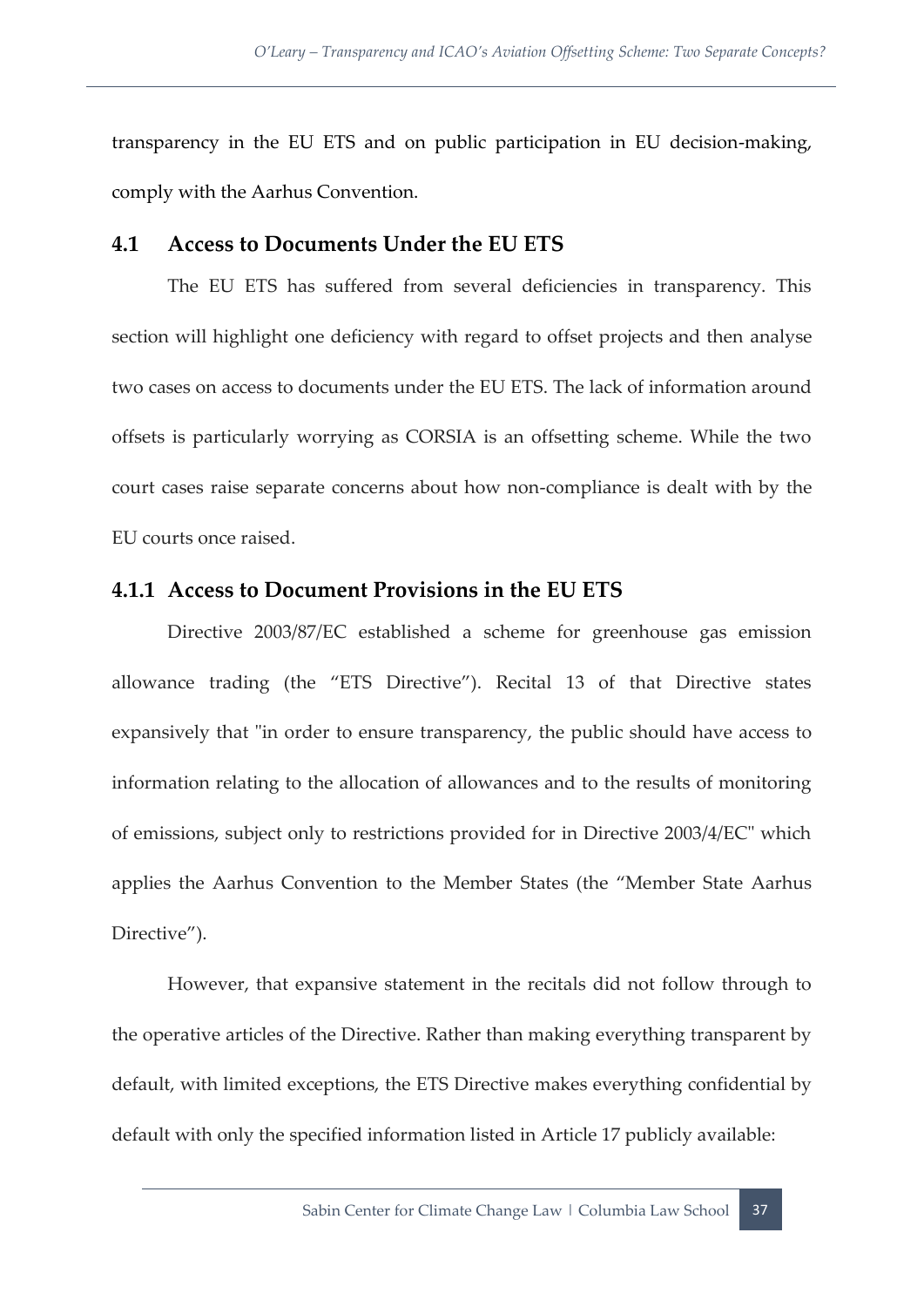transparency in the EU ETS and on public participation in EU decision-making, comply with the Aarhus Convention.

## 4.1 Access to Documents Under the EU ETS

The EU ETS has suffered from several deficiencies in transparency. This section will highlight one deficiency with regard to offset projects and then analyse two cases on access to documents under the EU ETS. The lack of information around offsets is particularly worrying as CORSIA is an offsetting scheme. While the two court cases raise separate concerns about how non-compliance is dealt with by the EU courts once raised.

### 4.1.1 Access to Document Provisions in the EU ETS

Directive 2003/87/EC established a scheme for greenhouse gas emission allowance trading (the "ETS Directive"). Recital 13 of that Directive states expansively that "in order to ensure transparency, the public should have access to information relating to the allocation of allowances and to the results of monitoring of emissions, subject only to restrictions provided for in Directive 2003/4/EC" which applies the Aarhus Convention to the Member States (the "Member State Aarhus Directive").

However, that expansive statement in the recitals did not follow through to the operative articles of the Directive. Rather than making everything transparent by default, with limited exceptions, the ETS Directive makes everything confidential by default with only the specified information listed in Article 17 publicly available: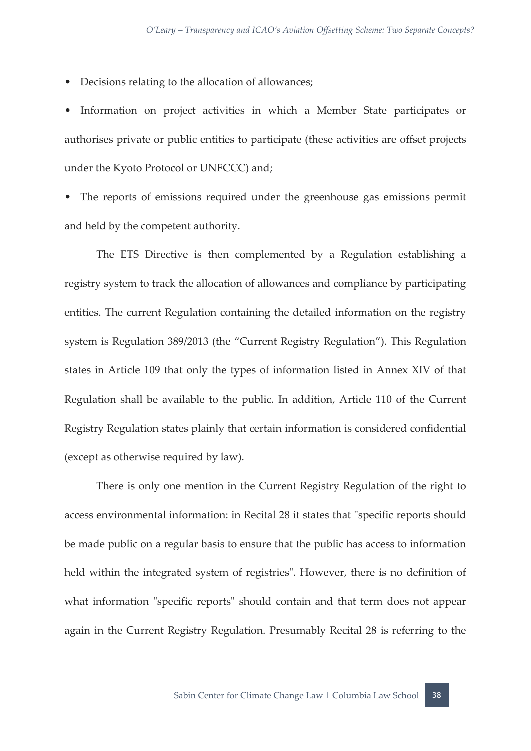- Decisions relating to the allocation of allowances;
- Information on project activities in which a Member State participates or authorises private or public entities to participate (these activities are offset projects under the Kyoto Protocol or UNFCCC) and;
- The reports of emissions required under the greenhouse gas emissions permit and held by the competent authority.

The ETS Directive is then complemented by a Regulation establishing a registry system to track the allocation of allowances and compliance by participating entities. The current Regulation containing the detailed information on the registry system is Regulation 389/2013 (the "Current Registry Regulation"). This Regulation states in Article 109 that only the types of information listed in Annex XIV of that Regulation shall be available to the public. In addition, Article 110 of the Current Registry Regulation states plainly that certain information is considered confidential (except as otherwise required by law).

There is only one mention in the Current Registry Regulation of the right to access environmental information: in Recital 28 it states that "specific reports should be made public on a regular basis to ensure that the public has access to information held within the integrated system of registries". However, there is no definition of what information "specific reports" should contain and that term does not appear again in the Current Registry Regulation. Presumably Recital 28 is referring to the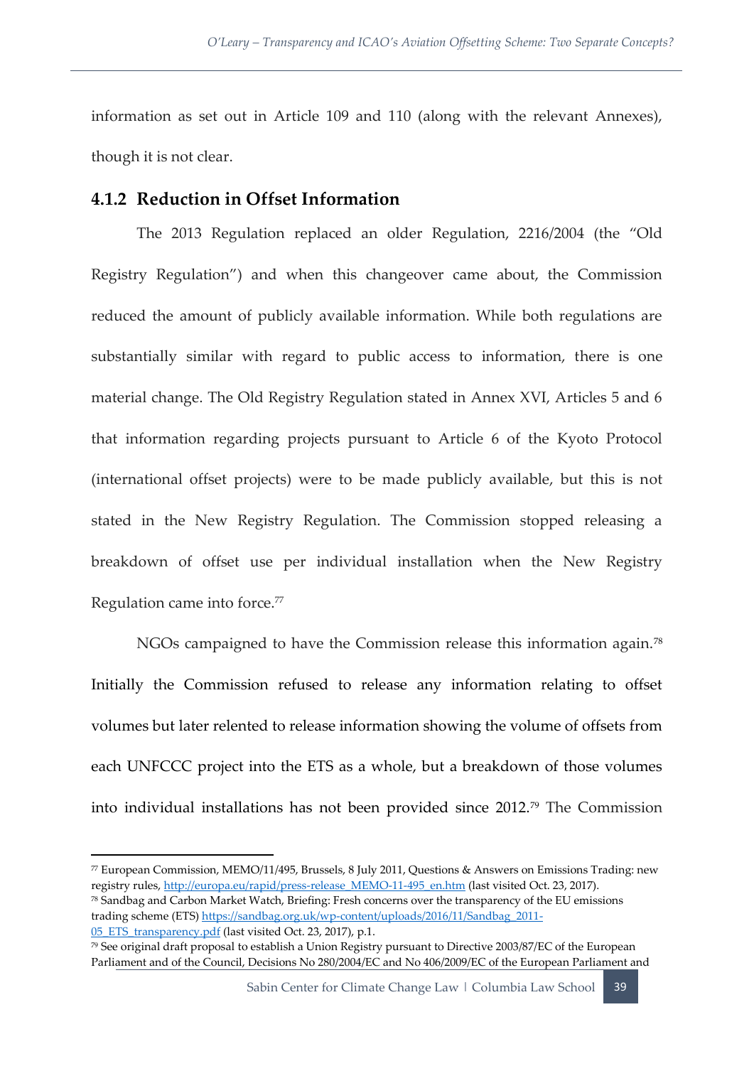information as set out in Article 109 and 110 (along with the relevant Annexes), though it is not clear.

### 4.1.2 Reduction in Offset Information

The 2013 Regulation replaced an older Regulation, 2216/2004 (the "Old Registry Regulation") and when this changeover came about, the Commission reduced the amount of publicly available information. While both regulations are substantially similar with regard to public access to information, there is one material change. The Old Registry Regulation stated in Annex XVI, Articles 5 and 6 that information regarding projects pursuant to Article 6 of the Kyoto Protocol (international offset projects) were to be made publicly available, but this is not stated in the New Registry Regulation. The Commission stopped releasing a breakdown of offset use per individual installation when the New Registry Regulation came into force.[77]

NGOs campaigned to have the Commission release this information again.[78] Initially the Commission refused to release any information relating to offset volumes but later relented to release information showing the volume of offsets from each UNFCCC project into the ETS as a whole, but a breakdown of those volumes into individual installations has not been provided since 2012.[79] The Commission

---

[77] European Commission, MEMO/11/495, Brussels, 8 July 2011, Questions & Answers on Emissions Trading: new registry rules, http://europa.eu/rapid/press-release_MEMO-11-495_en.htm (last visited Oct. 23, 2017).

[78] Sandbag and Carbon Market Watch, Briefing: Fresh concerns over the transparency of the EU emissions trading scheme (ETS) https://sandbag.org.uk/wp-content/uploads/2016/11/Sandbag_2011-05_ETS_transparency.pdf (last visited Oct. 23, 2017), p.1.

[79] See original draft proposal to establish a Union Registry pursuant to Directive 2003/87/EC of the European Parliament and of the Council, Decisions No 280/2004/EC and No 406/2009/EC of the European Parliament and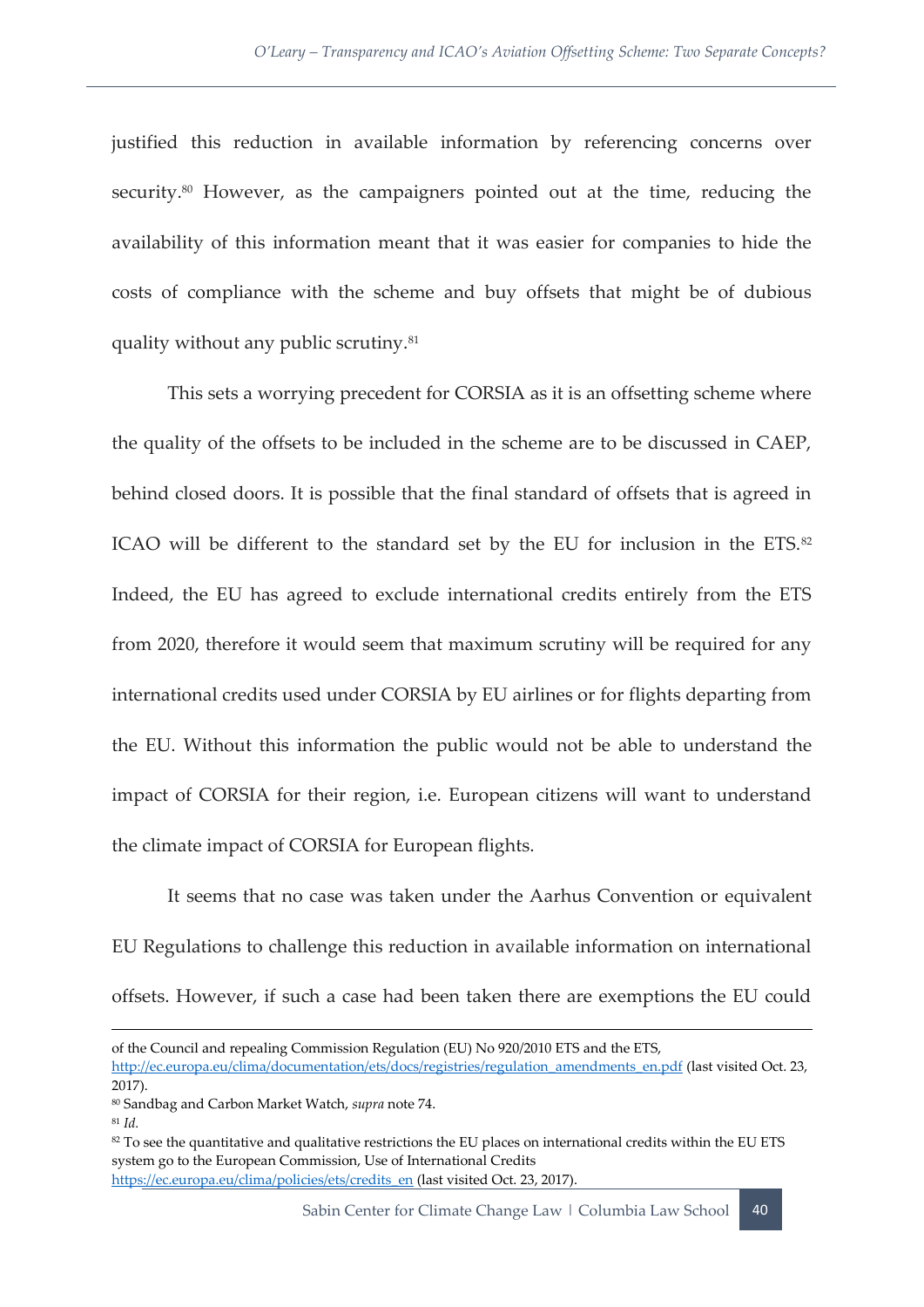justified this reduction in available information by referencing concerns over security.[80] However, as the campaigners pointed out at the time, reducing the availability of this information meant that it was easier for companies to hide the costs of compliance with the scheme and buy offsets that might be of dubious quality without any public scrutiny.[81]

This sets a worrying precedent for CORSIA as it is an offsetting scheme where the quality of the offsets to be included in the scheme are to be discussed in CAEP, behind closed doors. It is possible that the final standard of offsets that is agreed in ICAO will be different to the standard set by the EU for inclusion in the ETS.[82] Indeed, the EU has agreed to exclude international credits entirely from the ETS from 2020, therefore it would seem that maximum scrutiny will be required for any international credits used under CORSIA by EU airlines or for flights departing from the EU. Without this information the public would not be able to understand the impact of CORSIA for their region, i.e. European citizens will want to understand the climate impact of CORSIA for European flights.

It seems that no case was taken under the Aarhus Convention or equivalent EU Regulations to challenge this reduction in available information on international offsets. However, if such a case had been taken there are exemptions the EU could

---

of the Council and repealing Commission Regulation (EU) No 920/2010 ETS and the ETS, http://ec.europa.eu/clima/documentation/ets/docs/registries/regulation_amendments_en.pdf (last visited Oct. 23, 2017).

[80] Sandbag and Carbon Market Watch, *supra* note 74.

[81] *Id.*

[82] To see the quantitative and qualitative restrictions the EU places on international credits within the EU ETS system go to the European Commission, Use of International Credits https://ec.europa.eu/clima/policies/ets/credits_en (last visited Oct. 23, 2017).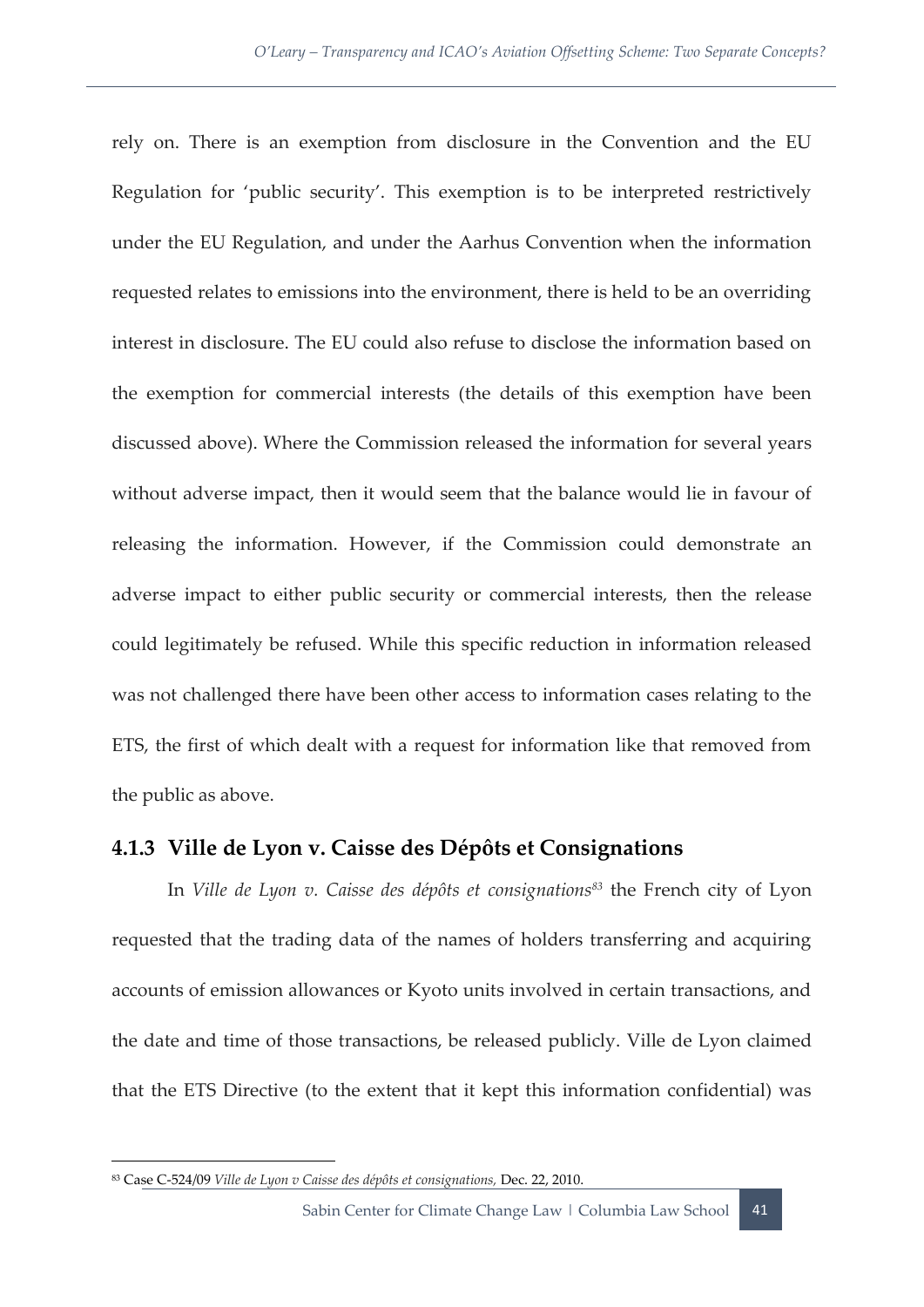rely on. There is an exemption from disclosure in the Convention and the EU Regulation for 'public security'. This exemption is to be interpreted restrictively under the EU Regulation, and under the Aarhus Convention when the information requested relates to emissions into the environment, there is held to be an overriding interest in disclosure. The EU could also refuse to disclose the information based on the exemption for commercial interests (the details of this exemption have been discussed above). Where the Commission released the information for several years without adverse impact, then it would seem that the balance would lie in favour of releasing the information. However, if the Commission could demonstrate an adverse impact to either public security or commercial interests, then the release could legitimately be refused. While this specific reduction in information released was not challenged there have been other access to information cases relating to the ETS, the first of which dealt with a request for information like that removed from the public as above.

### 4.1.3 Ville de Lyon v. Caisse des Dépôts et Consignations

In *Ville de Lyon v. Caisse des dépôts et consignations*[83] the French city of Lyon requested that the trading data of the names of holders transferring and acquiring accounts of emission allowances or Kyoto units involved in certain transactions, and the date and time of those transactions, be released publicly. Ville de Lyon claimed that the ETS Directive (to the extent that it kept this information confidential) was

[83] Case C-524/09 *Ville de Lyon v Caisse des dépôts et consignations,* Dec. 22, 2010.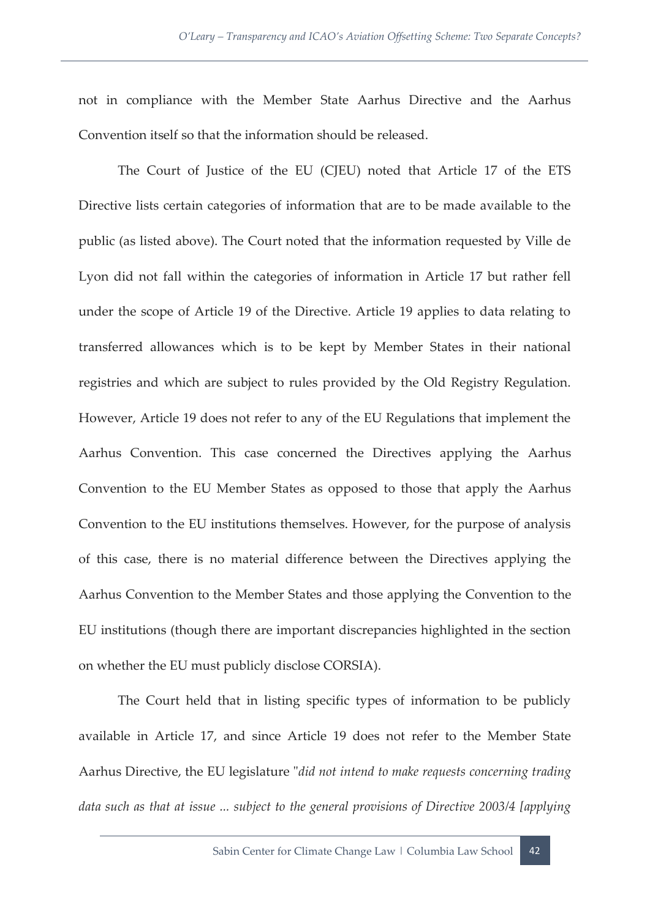not in compliance with the Member State Aarhus Directive and the Aarhus Convention itself so that the information should be released.

The Court of Justice of the EU (CJEU) noted that Article 17 of the ETS Directive lists certain categories of information that are to be made available to the public (as listed above). The Court noted that the information requested by Ville de Lyon did not fall within the categories of information in Article 17 but rather fell under the scope of Article 19 of the Directive. Article 19 applies to data relating to transferred allowances which is to be kept by Member States in their national registries and which are subject to rules provided by the Old Registry Regulation. However, Article 19 does not refer to any of the EU Regulations that implement the Aarhus Convention. This case concerned the Directives applying the Aarhus Convention to the EU Member States as opposed to those that apply the Aarhus Convention to the EU institutions themselves. However, for the purpose of analysis of this case, there is no material difference between the Directives applying the Aarhus Convention to the Member States and those applying the Convention to the EU institutions (though there are important discrepancies highlighted in the section on whether the EU must publicly disclose CORSIA).

The Court held that in listing specific types of information to be publicly available in Article 17, and since Article 19 does not refer to the Member State Aarhus Directive, the EU legislature "*did not intend to make requests concerning trading data such as that at issue ... subject to the general provisions of Directive 2003/4 [applying*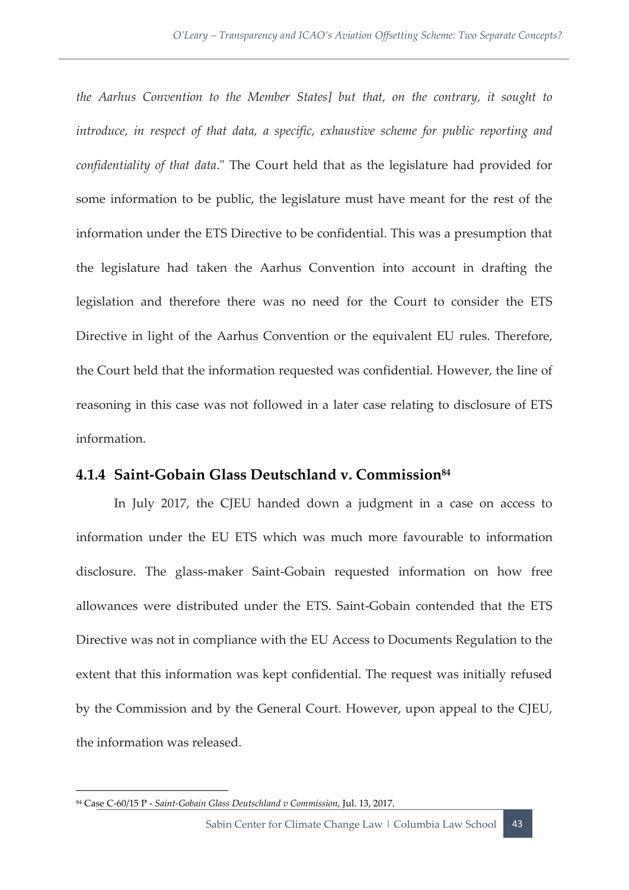*the Aarhus Convention to the Member States] but that, on the contrary, it sought to introduce, in respect of that data, a specific, exhaustive scheme for public reporting and confidentiality of that data*." The Court held that as the legislature had provided for some information to be public, the legislature must have meant for the rest of the information under the ETS Directive to be confidential. This was a presumption that the legislature had taken the Aarhus Convention into account in drafting the legislation and therefore there was no need for the Court to consider the ETS Directive in light of the Aarhus Convention or the equivalent EU rules. Therefore, the Court held that the information requested was confidential. However, the line of reasoning in this case was not followed in a later case relating to disclosure of ETS information.

### 4.1.4 Saint-Gobain Glass Deutschland v. Commission[84]

In July 2017, the CJEU handed down a judgment in a case on access to information under the EU ETS which was much more favourable to information disclosure. The glass-maker Saint-Gobain requested information on how free allowances were distributed under the ETS. Saint-Gobain contended that the ETS Directive was not in compliance with the EU Access to Documents Regulation to the extent that this information was kept confidential. The request was initially refused by the Commission and by the General Court. However, upon appeal to the CJEU, the information was released.

---

[84] Case C-60/15 P - *Saint-Gobain Glass Deutschland v Commission*, Jul. 13, 2017.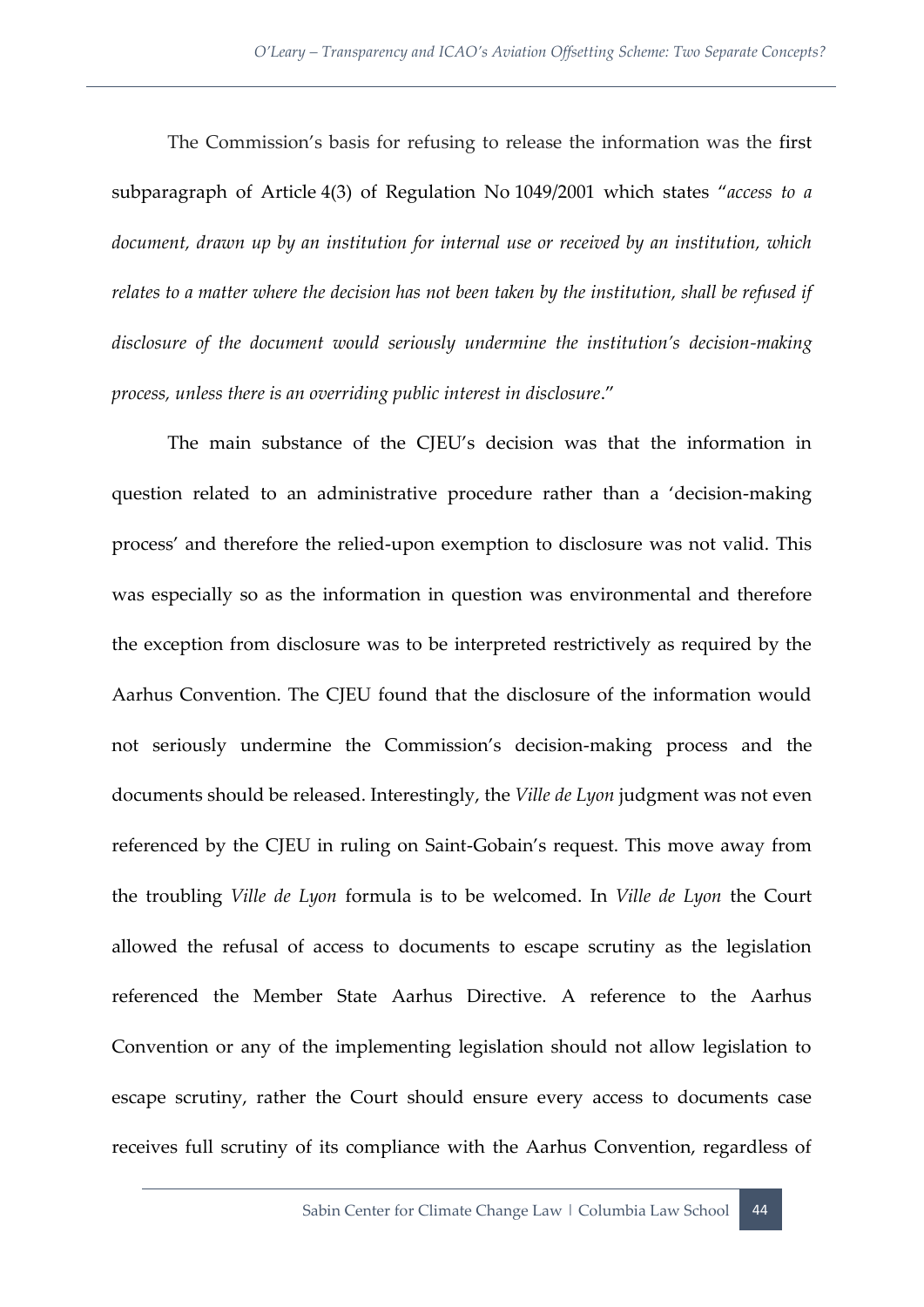The Commission's basis for refusing to release the information was the first subparagraph of Article 4(3) of Regulation No 1049/2001 which states "*access to a document, drawn up by an institution for internal use or received by an institution, which relates to a matter where the decision has not been taken by the institution, shall be refused if disclosure of the document would seriously undermine the institution's decision-making process, unless there is an overriding public interest in disclosure*."

The main substance of the CJEU's decision was that the information in question related to an administrative procedure rather than a 'decision-making process' and therefore the relied-upon exemption to disclosure was not valid. This was especially so as the information in question was environmental and therefore the exception from disclosure was to be interpreted restrictively as required by the Aarhus Convention. The CJEU found that the disclosure of the information would not seriously undermine the Commission's decision-making process and the documents should be released. Interestingly, the *Ville de Lyon* judgment was not even referenced by the CJEU in ruling on Saint-Gobain's request. This move away from the troubling *Ville de Lyon* formula is to be welcomed. In *Ville de Lyon* the Court allowed the refusal of access to documents to escape scrutiny as the legislation referenced the Member State Aarhus Directive. A reference to the Aarhus Convention or any of the implementing legislation should not allow legislation to escape scrutiny, rather the Court should ensure every access to documents case receives full scrutiny of its compliance with the Aarhus Convention, regardless of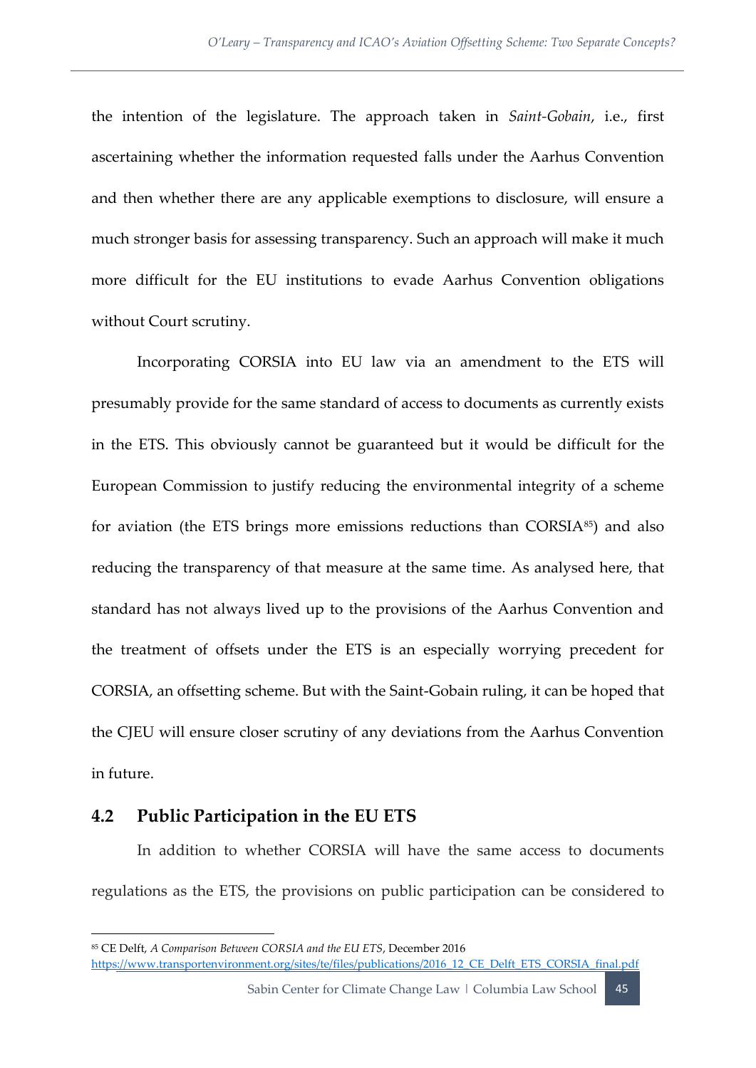the intention of the legislature. The approach taken in *Saint-Gobain*, i.e., first ascertaining whether the information requested falls under the Aarhus Convention and then whether there are any applicable exemptions to disclosure, will ensure a much stronger basis for assessing transparency. Such an approach will make it much more difficult for the EU institutions to evade Aarhus Convention obligations without Court scrutiny.

Incorporating CORSIA into EU law via an amendment to the ETS will presumably provide for the same standard of access to documents as currently exists in the ETS. This obviously cannot be guaranteed but it would be difficult for the European Commission to justify reducing the environmental integrity of a scheme for aviation (the ETS brings more emissions reductions than CORSIA[85]) and also reducing the transparency of that measure at the same time. As analysed here, that standard has not always lived up to the provisions of the Aarhus Convention and the treatment of offsets under the ETS is an especially worrying precedent for CORSIA, an offsetting scheme. But with the Saint-Gobain ruling, it can be hoped that the CJEU will ensure closer scrutiny of any deviations from the Aarhus Convention in future.

## 4.2 Public Participation in the EU ETS

In addition to whether CORSIA will have the same access to documents regulations as the ETS, the provisions on public participation can be considered to

[85] CE Delft, *A Comparison Between CORSIA and the EU ETS*, December 2016 https://www.transportenvironment.org/sites/te/files/publications/2016_12_CE_Delft_ETS_CORSIA_final.pdf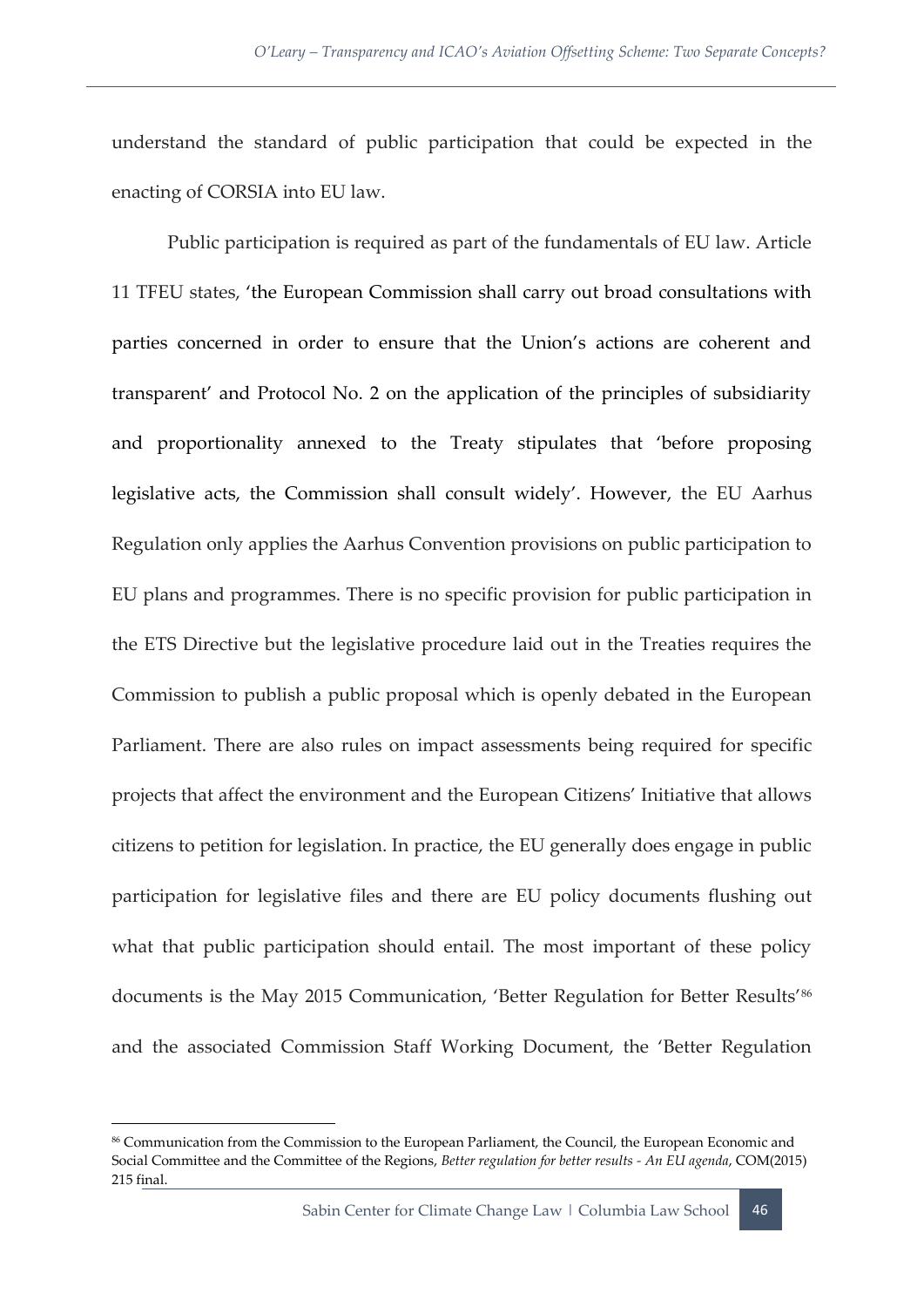understand the standard of public participation that could be expected in the enacting of CORSIA into EU law.

Public participation is required as part of the fundamentals of EU law. Article 11 TFEU states, 'the European Commission shall carry out broad consultations with parties concerned in order to ensure that the Union's actions are coherent and transparent' and Protocol No. 2 on the application of the principles of subsidiarity and proportionality annexed to the Treaty stipulates that 'before proposing legislative acts, the Commission shall consult widely'. However, the EU Aarhus Regulation only applies the Aarhus Convention provisions on public participation to EU plans and programmes. There is no specific provision for public participation in the ETS Directive but the legislative procedure laid out in the Treaties requires the Commission to publish a public proposal which is openly debated in the European Parliament. There are also rules on impact assessments being required for specific projects that affect the environment and the European Citizens' Initiative that allows citizens to petition for legislation. In practice, the EU generally does engage in public participation for legislative files and there are EU policy documents flushing out what that public participation should entail. The most important of these policy documents is the May 2015 Communication, 'Better Regulation for Better Results'[86] and the associated Commission Staff Working Document, the 'Better Regulation

---

[86] Communication from the Commission to the European Parliament, the Council, the European Economic and Social Committee and the Committee of the Regions, *Better regulation for better results - An EU agenda*, COM(2015) 215 final.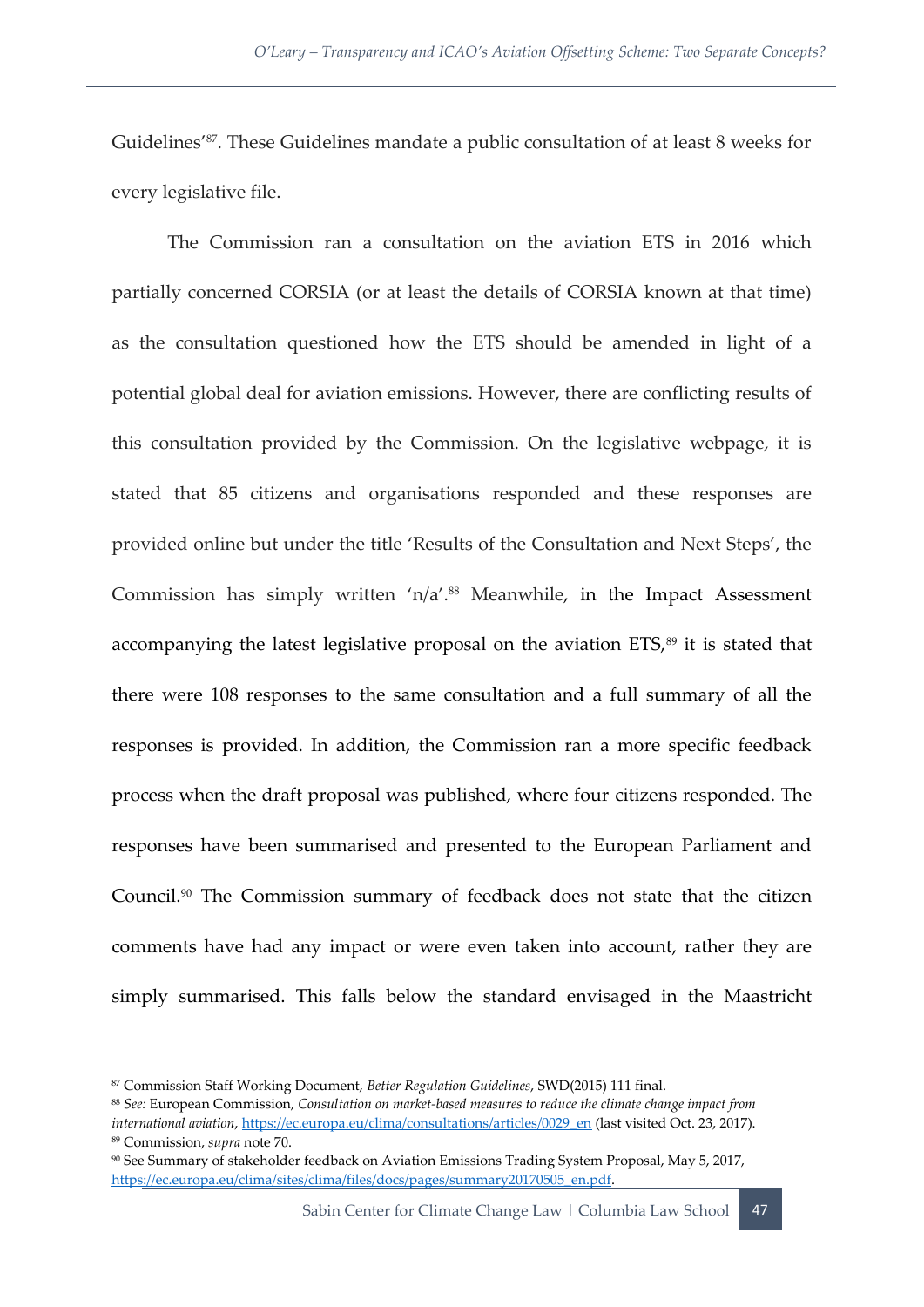Guidelines'[87]. These Guidelines mandate a public consultation of at least 8 weeks for every legislative file.

The Commission ran a consultation on the aviation ETS in 2016 which partially concerned CORSIA (or at least the details of CORSIA known at that time) as the consultation questioned how the ETS should be amended in light of a potential global deal for aviation emissions. However, there are conflicting results of this consultation provided by the Commission. On the legislative webpage, it is stated that 85 citizens and organisations responded and these responses are provided online but under the title 'Results of the Consultation and Next Steps', the Commission has simply written 'n/a'.[88] Meanwhile, in the Impact Assessment accompanying the latest legislative proposal on the aviation ETS,[89] it is stated that there were 108 responses to the same consultation and a full summary of all the responses is provided. In addition, the Commission ran a more specific feedback process when the draft proposal was published, where four citizens responded. The responses have been summarised and presented to the European Parliament and Council.[90] The Commission summary of feedback does not state that the citizen comments have had any impact or were even taken into account, rather they are simply summarised. This falls below the standard envisaged in the Maastricht

---

[87] Commission Staff Working Document, *Better Regulation Guidelines*, SWD(2015) 111 final.

[88] *See:* European Commission, *Consultation on market-based measures to reduce the climate change impact from international aviation*, https://ec.europa.eu/clima/consultations/articles/0029_en (last visited Oct. 23, 2017).

[89] Commission, *supra* note 70.

[90] See Summary of stakeholder feedback on Aviation Emissions Trading System Proposal, May 5, 2017, https://ec.europa.eu/clima/sites/clima/files/docs/pages/summary20170505_en.pdf.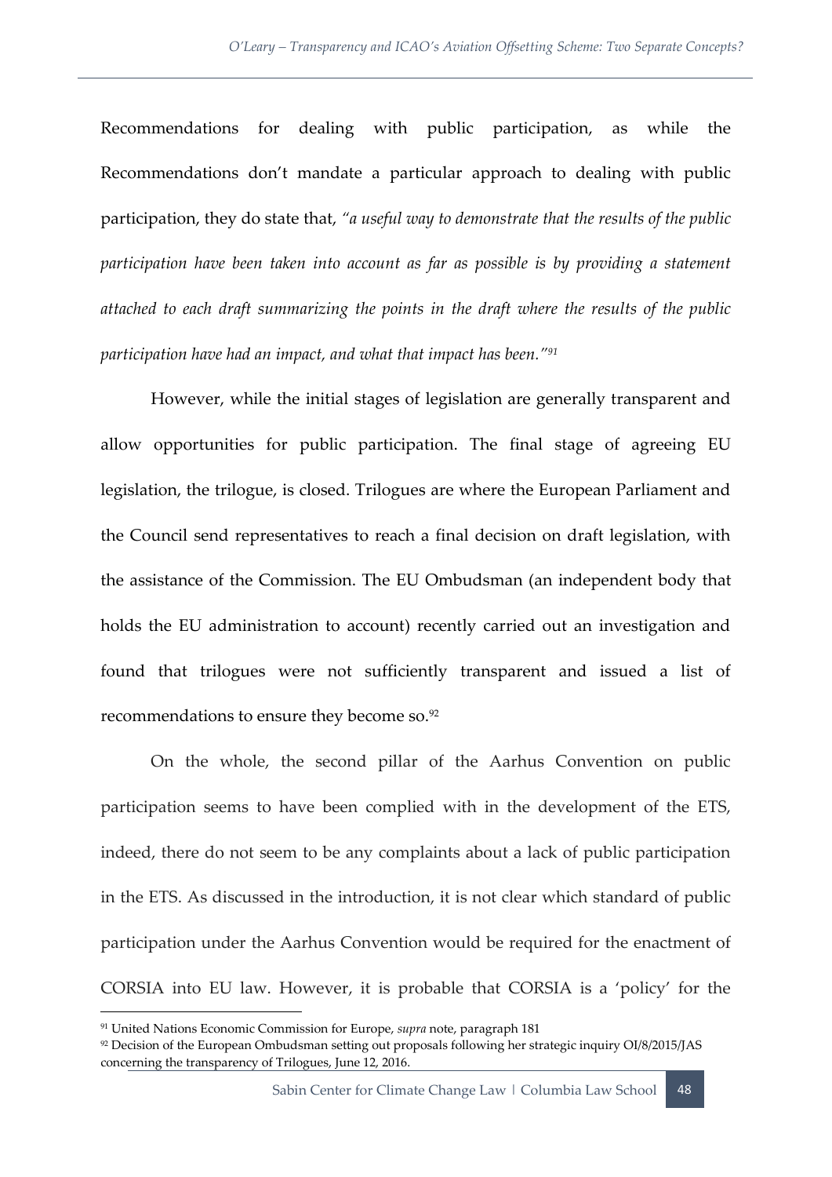Recommendations for dealing with public participation, as while the Recommendations don't mandate a particular approach to dealing with public participation, they do state that, *"a useful way to demonstrate that the results of the public participation have been taken into account as far as possible is by providing a statement attached to each draft summarizing the points in the draft where the results of the public participation have had an impact, and what that impact has been."*[91]

However, while the initial stages of legislation are generally transparent and allow opportunities for public participation. The final stage of agreeing EU legislation, the trilogue, is closed. Trilogues are where the European Parliament and the Council send representatives to reach a final decision on draft legislation, with the assistance of the Commission. The EU Ombudsman (an independent body that holds the EU administration to account) recently carried out an investigation and found that trilogues were not sufficiently transparent and issued a list of recommendations to ensure they become so.[92]

On the whole, the second pillar of the Aarhus Convention on public participation seems to have been complied with in the development of the ETS, indeed, there do not seem to be any complaints about a lack of public participation in the ETS. As discussed in the introduction, it is not clear which standard of public participation under the Aarhus Convention would be required for the enactment of CORSIA into EU law. However, it is probable that CORSIA is a 'policy' for the

---

[91] United Nations Economic Commission for Europe, *supra* note, paragraph 181

[92] Decision of the European Ombudsman setting out proposals following her strategic inquiry OI/8/2015/JAS concerning the transparency of Trilogues, June 12, 2016.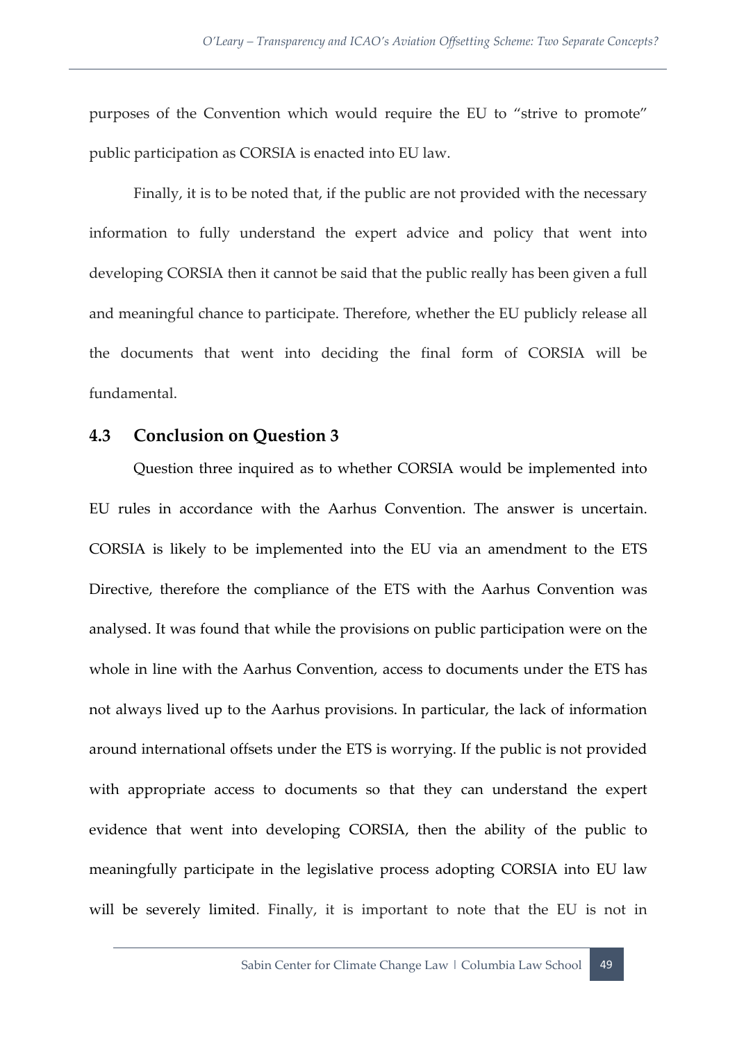purposes of the Convention which would require the EU to "strive to promote" public participation as CORSIA is enacted into EU law.

Finally, it is to be noted that, if the public are not provided with the necessary information to fully understand the expert advice and policy that went into developing CORSIA then it cannot be said that the public really has been given a full and meaningful chance to participate. Therefore, whether the EU publicly release all the documents that went into deciding the final form of CORSIA will be fundamental.

## 4.3 Conclusion on Question 3

Question three inquired as to whether CORSIA would be implemented into EU rules in accordance with the Aarhus Convention. The answer is uncertain. CORSIA is likely to be implemented into the EU via an amendment to the ETS Directive, therefore the compliance of the ETS with the Aarhus Convention was analysed. It was found that while the provisions on public participation were on the whole in line with the Aarhus Convention, access to documents under the ETS has not always lived up to the Aarhus provisions. In particular, the lack of information around international offsets under the ETS is worrying. If the public is not provided with appropriate access to documents so that they can understand the expert evidence that went into developing CORSIA, then the ability of the public to meaningfully participate in the legislative process adopting CORSIA into EU law will be severely limited. Finally, it is important to note that the EU is not in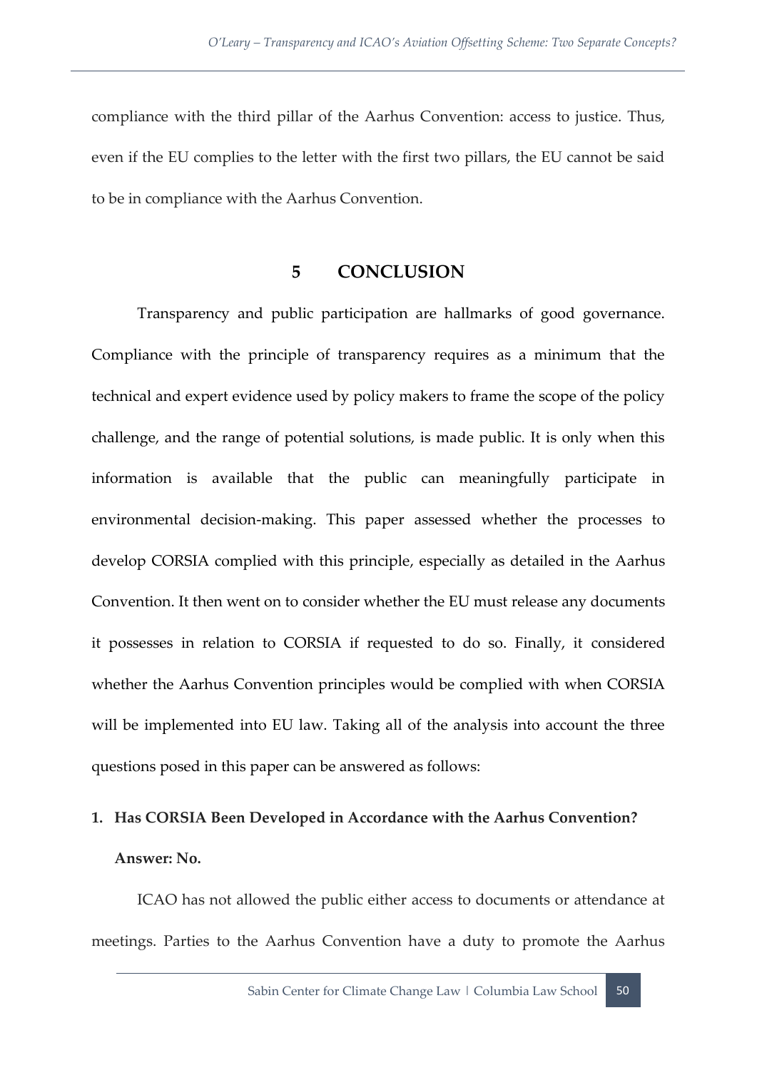compliance with the third pillar of the Aarhus Convention: access to justice. Thus, even if the EU complies to the letter with the first two pillars, the EU cannot be said to be in compliance with the Aarhus Convention.

# 5 CONCLUSION

Transparency and public participation are hallmarks of good governance. Compliance with the principle of transparency requires as a minimum that the technical and expert evidence used by policy makers to frame the scope of the policy challenge, and the range of potential solutions, is made public. It is only when this information is available that the public can meaningfully participate in environmental decision-making. This paper assessed whether the processes to develop CORSIA complied with this principle, especially as detailed in the Aarhus Convention. It then went on to consider whether the EU must release any documents it possesses in relation to CORSIA if requested to do so. Finally, it considered whether the Aarhus Convention principles would be complied with when CORSIA will be implemented into EU law. Taking all of the analysis into account the three questions posed in this paper can be answered as follows:

1. **Has CORSIA Been Developed in Accordance with the Aarhus Convention?**

   **Answer: No.**

ICAO has not allowed the public either access to documents or attendance at meetings. Parties to the Aarhus Convention have a duty to promote the Aarhus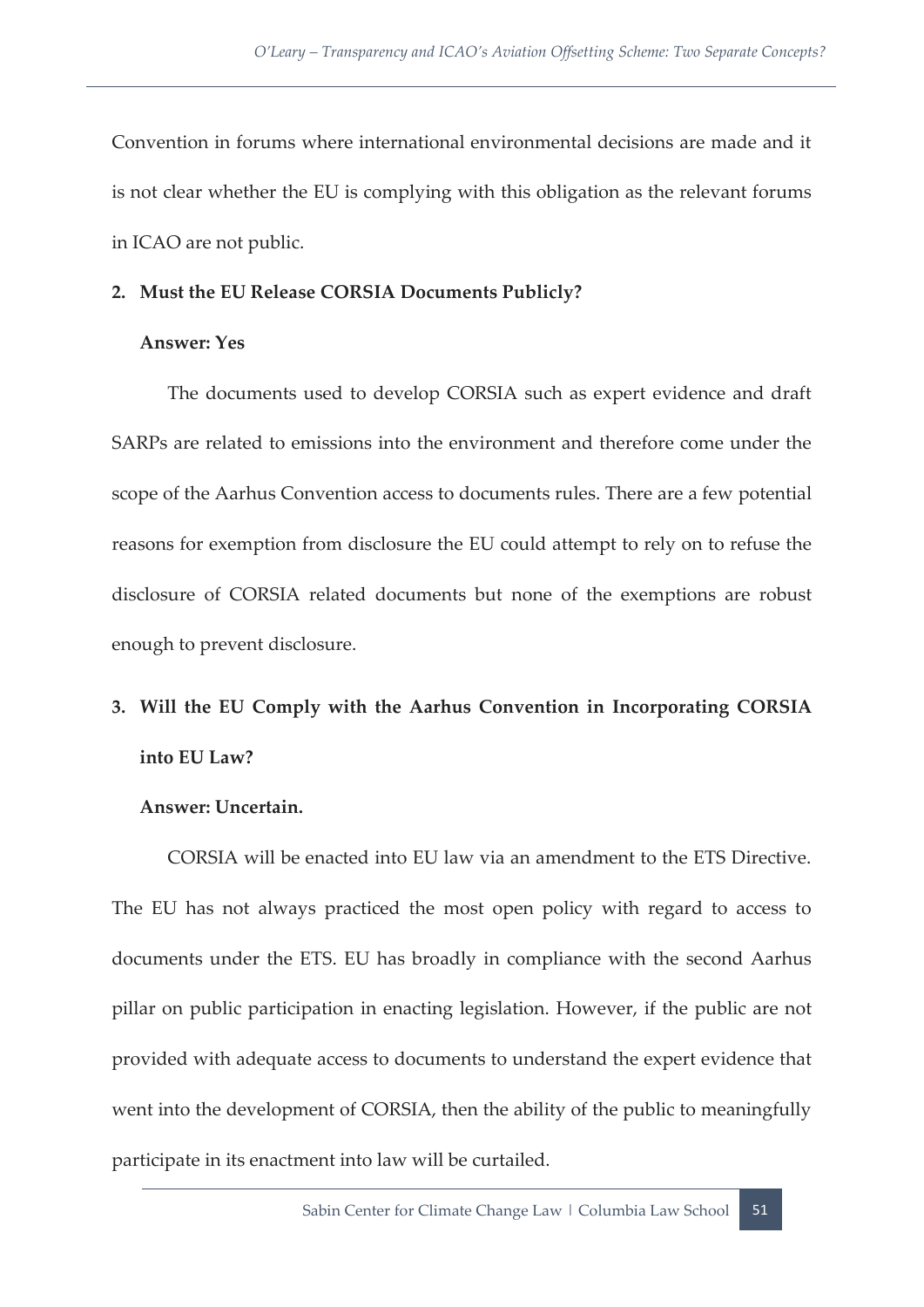Convention in forums where international environmental decisions are made and it is not clear whether the EU is complying with this obligation as the relevant forums in ICAO are not public.

**2. Must the EU Release CORSIA Documents Publicly?**

**Answer: Yes**

The documents used to develop CORSIA such as expert evidence and draft SARPs are related to emissions into the environment and therefore come under the scope of the Aarhus Convention access to documents rules. There are a few potential reasons for exemption from disclosure the EU could attempt to rely on to refuse the disclosure of CORSIA related documents but none of the exemptions are robust enough to prevent disclosure.

**3. Will the EU Comply with the Aarhus Convention in Incorporating CORSIA into EU Law?**

**Answer: Uncertain.**

CORSIA will be enacted into EU law via an amendment to the ETS Directive. The EU has not always practiced the most open policy with regard to access to documents under the ETS. EU has broadly in compliance with the second Aarhus pillar on public participation in enacting legislation. However, if the public are not provided with adequate access to documents to understand the expert evidence that went into the development of CORSIA, then the ability of the public to meaningfully participate in its enactment into law will be curtailed.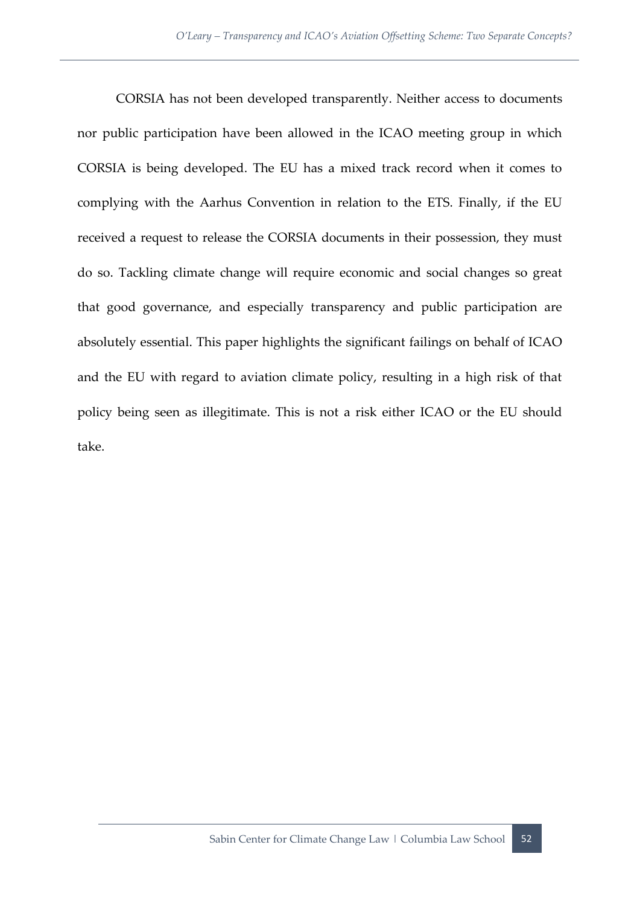CORSIA has not been developed transparently. Neither access to documents nor public participation have been allowed in the ICAO meeting group in which CORSIA is being developed. The EU has a mixed track record when it comes to complying with the Aarhus Convention in relation to the ETS. Finally, if the EU received a request to release the CORSIA documents in their possession, they must do so. Tackling climate change will require economic and social changes so great that good governance, and especially transparency and public participation are absolutely essential. This paper highlights the significant failings on behalf of ICAO and the EU with regard to aviation climate policy, resulting in a high risk of that policy being seen as illegitimate. This is not a risk either ICAO or the EU should take.